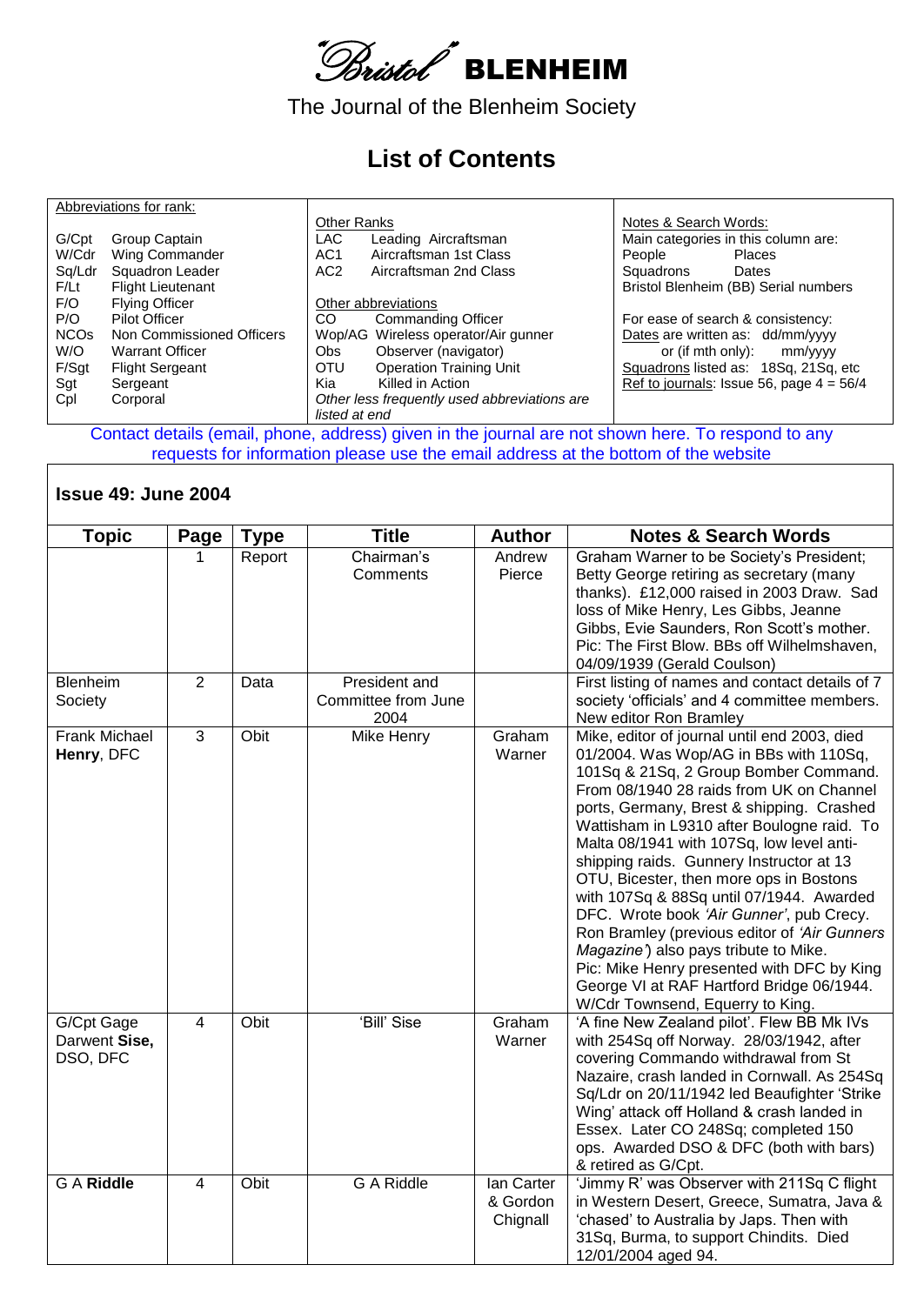# "Bristol" BLENHEIM

The Journal of the Blenheim Society

## List of Contents

| Abbreviations for rank: | Other Ranks / Other abbreviations | Notes & Search Words: |
|---|---|---|
| G/Cpt Group Captain | LAC Leading Aircraftsman | Main categories in this column are: |
| W/Cdr Wing Commander | AC1 Aircraftsman 1st Class | People Places |
| Sq/Ldr Squadron Leader | AC2 Aircraftsman 2nd Class | Squadrons Dates |
| F/Lt Flight Lieutenant | | Bristol Blenheim (BB) Serial numbers |
| F/O Flying Officer | Other abbreviations | |
| P/O Pilot Officer | CO Commanding Officer | For ease of search & consistency: |
| NCOs Non Commissioned Officers | Wop/AG Wireless operator/Air gunner | Dates are written as: dd/mm/yyyy |
| W/O Warrant Officer | Obs Observer (navigator) | or (if mth only): mm/yyyy |
| F/Sgt Flight Sergeant | OTU Operation Training Unit | Squadrons listed as: 18Sq, 21Sq, etc |
| Sgt Sergeant | Kia Killed in Action | Ref to journals: Issue 56, page 4 = 56/4 |
| Cpl Corporal | Other less frequently used abbreviations are listed at end | |

Contact details (email, phone, address) given in the journal are not shown here. To respond to any requests for information please use the email address at the bottom of the website

### Issue 49: June 2004

| Topic | Page | Type | Title | Author | Notes & Search Words |
|---|---|---|---|---|---|
| | 1 | Report | Chairman's Comments | Andrew Pierce | Graham Warner to be Society's President; Betty George retiring as secretary (many thanks). £12,000 raised in 2003 Draw. Sad loss of Mike Henry, Les Gibbs, Jeanne Gibbs, Evie Saunders, Ron Scott's mother. Pic: The First Blow. BBs off Wilhelmshaven, 04/09/1939 (Gerald Coulson) |
| Blenheim Society | 2 | Data | President and Committee from June 2004 | | First listing of names and contact details of 7 society 'officials' and 4 committee members. New editor Ron Bramley |
| Frank Michael **Henry**, DFC | 3 | Obit | Mike Henry | Graham Warner | Mike, editor of journal until end 2003, died 01/2004. Was Wop/AG in BBs with 110Sq, 101Sq & 21Sq, 2 Group Bomber Command. From 08/1940 28 raids from UK on Channel ports, Germany, Brest & shipping. Crashed Wattisham in L9310 after Boulogne raid. To Malta 08/1941 with 107Sq, low level anti-shipping raids. Gunnery Instructor at 13 OTU, Bicester, then more ops in Bostons with 107Sq & 88Sq until 07/1944. Awarded DFC. Wrote book *'Air Gunner'*, pub Crecy. Ron Bramley (previous editor of *'Air Gunners Magazine'*) also pays tribute to Mike. Pic: Mike Henry presented with DFC by King George VI at RAF Hartford Bridge 06/1944. W/Cdr Townsend, Equerry to King. |
| G/Cpt Gage Darwent **Sise**, DSO, DFC | 4 | Obit | 'Bill' Sise | Graham Warner | 'A fine New Zealand pilot'. Flew BB Mk IVs with 254Sq off Norway. 28/03/1942, after covering Commando withdrawal from St Nazaire, crash landed in Cornwall. As 254Sq Sq/Ldr on 20/11/1942 led Beaufighter 'Strike Wing' attack off Holland & crash landed in Essex. Later CO 248Sq; completed 150 ops. Awarded DSO & DFC (both with bars) & retired as G/Cpt. |
| G A **Riddle** | 4 | Obit | G A Riddle | Ian Carter & Gordon Chignall | 'Jimmy R' was Observer with 211Sq C flight in Western Desert, Greece, Sumatra, Java & 'chased' to Australia by Japs. Then with 31Sq, Burma, to support Chindits. Died 12/01/2004 aged 94. |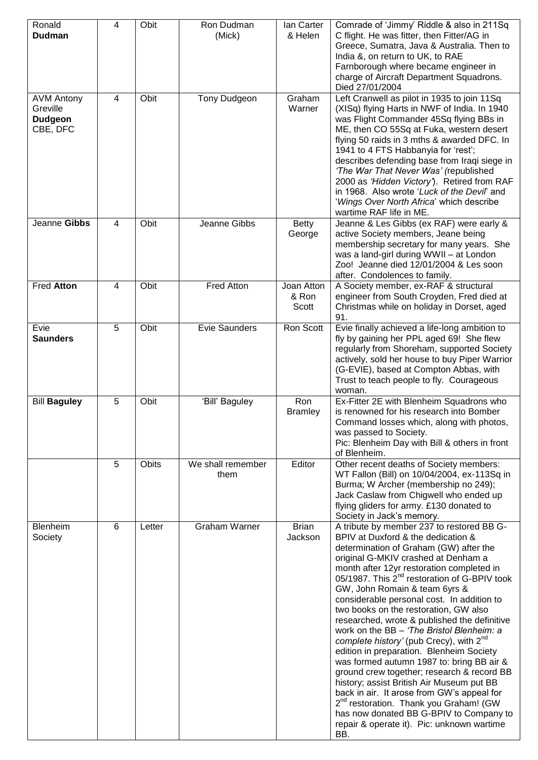| Ronald **Dudman** | 4 | Obit | Ron Dudman (Mick) | Ian Carter & Helen | Comrade of 'Jimmy' Riddle & also in 211Sq C flight. He was fitter, then Fitter/AG in Greece, Sumatra, Java & Australia. Then to India &, on return to UK, to RAE Farnborough where became engineer in charge of Aircraft Department Squadrons. Died 27/01/2004 |
|---|---|---|---|---|---|
| AVM Antony Greville **Dudgeon** CBE, DFC | 4 | Obit | Tony Dudgeon | Graham Warner | Left Cranwell as pilot in 1935 to join 11Sq (XISq) flying Harts in NWF of India. In 1940 was Flight Commander 45Sq flying BBs in ME, then CO 55Sq at Fuka, western desert flying 50 raids in 3 mths & awarded DFC. In 1941 to 4 FTS Habbanyia for 'rest'; describes defending base from Iraqi siege in *'The War That Never Was'* (republished 2000 as *'Hidden Victory'*). Retired from RAF in 1968. Also wrote '*Luck of the Devil*' and '*Wings Over North Africa*' which describe wartime RAF life in ME. |
| Jeanne **Gibbs** | 4 | Obit | Jeanne Gibbs | Betty George | Jeanne & Les Gibbs (ex RAF) were early & active Society members, Jeane being membership secretary for many years. She was a land-girl during WWII – at London Zoo! Jeanne died 12/01/2004 & Les soon after. Condolences to family. |
| Fred **Atton** | 4 | Obit | Fred Atton | Joan Atton & Ron Scott | A Society member, ex-RAF & structural engineer from South Croyden, Fred died at Christmas while on holiday in Dorset, aged 91. |
| Evie **Saunders** | 5 | Obit | Evie Saunders | Ron Scott | Evie finally achieved a life-long ambition to fly by gaining her PPL aged 69! She flew regularly from Shoreham, supported Society actively, sold her house to buy Piper Warrior (G-EVIE), based at Compton Abbas, with Trust to teach people to fly. Courageous woman. |
| Bill **Baguley** | 5 | Obit | 'Bill' Baguley | Ron Bramley | Ex-Fitter 2E with Blenheim Squadrons who is renowned for his research into Bomber Command losses which, along with photos, was passed to Society. Pic: Blenheim Day with Bill & others in front of Blenheim. |
| | 5 | Obits | We shall remember them | Editor | Other recent deaths of Society members: WT Fallon (Bill) on 10/04/2004, ex-113Sq in Burma; W Archer (membership no 249); Jack Caslaw from Chigwell who ended up flying gliders for army. £130 donated to Society in Jack's memory. |
| Blenheim Society | 6 | Letter | Graham Warner | Brian Jackson | A tribute by member 237 to restored BB G-BPIV at Duxford & the dedication & determination of Graham (GW) after the original G-MKIV crashed at Denham a month after 12yr restoration completed in 05/1987. This 2nd restoration of G-BPIV took GW, John Romain & team 6yrs & considerable personal cost. In addition to two books on the restoration, GW also researched, wrote & published the definitive work on the BB – *'The Bristol Blenheim: a complete history'* (pub Crecy), with 2nd edition in preparation. Blenheim Society was formed autumn 1987 to: bring BB air & ground crew together; research & record BB history; assist British Air Museum put BB back in air. It arose from GW's appeal for 2nd restoration. Thank you Graham! (GW has now donated BB G-BPIV to Company to repair & operate it). Pic: unknown wartime BB. |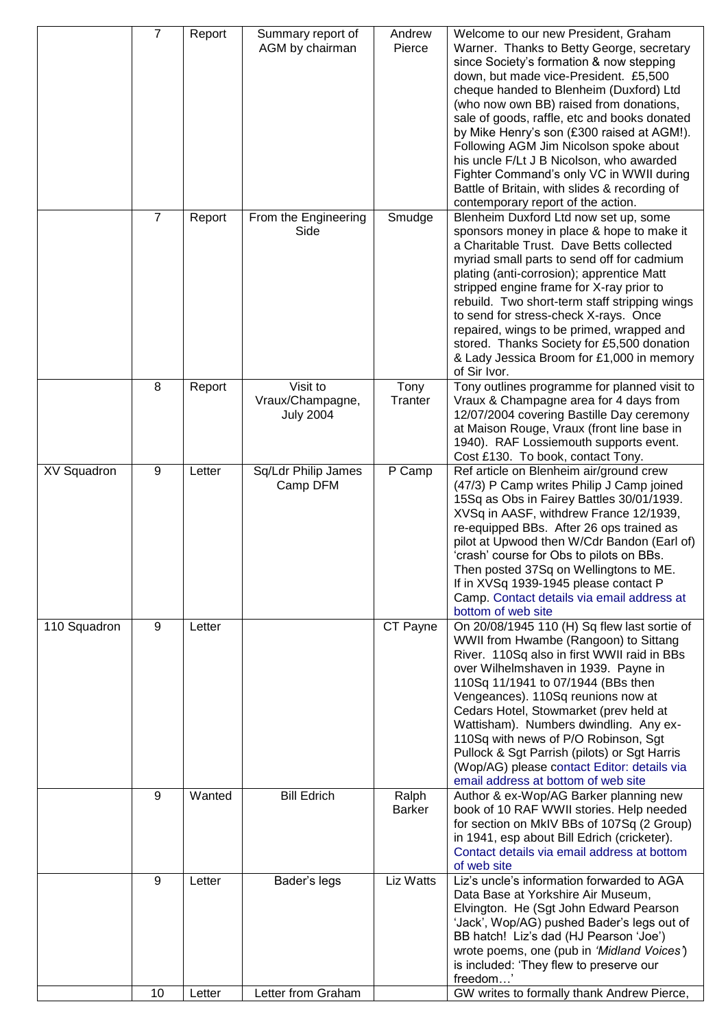| | | | | | |
|---|---|---|---|---|---|
| | 7 | Report | Summary report of AGM by chairman | Andrew Pierce | Welcome to our new President, Graham Warner. Thanks to Betty George, secretary since Society's formation & now stepping down, but made vice-President. £5,500 cheque handed to Blenheim (Duxford) Ltd (who now own BB) raised from donations, sale of goods, raffle, etc and books donated by Mike Henry's son (£300 raised at AGM!). Following AGM Jim Nicolson spoke about his uncle F/Lt J B Nicolson, who awarded Fighter Command's only VC in WWII during Battle of Britain, with slides & recording of contemporary report of the action. |
| | 7 | Report | From the Engineering Side | Smudge | Blenheim Duxford Ltd now set up, some sponsors money in place & hope to make it a Charitable Trust. Dave Betts collected myriad small parts to send off for cadmium plating (anti-corrosion); apprentice Matt stripped engine frame for X-ray prior to rebuild. Two short-term staff stripping wings to send for stress-check X-rays. Once repaired, wings to be primed, wrapped and stored. Thanks Society for £5,500 donation & Lady Jessica Broom for £1,000 in memory of Sir Ivor. |
| | 8 | Report | Visit to Vraux/Champagne, July 2004 | Tony Tranter | Tony outlines programme for planned visit to Vraux & Champagne area for 4 days from 12/07/2004 covering Bastille Day ceremony at Maison Rouge, Vraux (front line base in 1940). RAF Lossiemouth supports event. Cost £130. To book, contact Tony. |
| XV Squadron | 9 | Letter | Sq/Ldr Philip James Camp DFM | P Camp | Ref article on Blenheim air/ground crew (47/3) P Camp writes Philip J Camp joined 15Sq as Obs in Fairey Battles 30/01/1939. XVSq in AASF, withdrew France 12/1939, re-equipped BBs. After 26 ops trained as pilot at Upwood then W/Cdr Bandon (Earl of) 'crash' course for Obs to pilots on BBs. Then posted 37Sq on Wellingtons to ME. If in XVSq 1939-1945 please contact P Camp. Contact details via email address at bottom of web site |
| 110 Squadron | 9 | Letter | | CT Payne | On 20/08/1945 110 (H) Sq flew last sortie of WWII from Hwambe (Rangoon) to Sittang River. 110Sq also in first WWII raid in BBs over Wilhelmshaven in 1939. Payne in 110Sq 11/1941 to 07/1944 (BBs then Vengeances). 110Sq reunions now at Cedars Hotel, Stowmarket (prev held at Wattisham). Numbers dwindling. Any ex-110Sq with news of P/O Robinson, Sgt Pullock & Sgt Parrish (pilots) or Sgt Harris (Wop/AG) please contact Editor: details via email address at bottom of web site |
| | 9 | Wanted | Bill Edrich | Ralph Barker | Author & ex-Wop/AG Barker planning new book of 10 RAF WWII stories. Help needed for section on MkIV BBs of 107Sq (2 Group) in 1941, esp about Bill Edrich (cricketer). Contact details via email address at bottom of web site |
| | 9 | Letter | Bader's legs | Liz Watts | Liz's uncle's information forwarded to AGA Data Base at Yorkshire Air Museum, Elvington. He (Sgt John Edward Pearson 'Jack', Wop/AG) pushed Bader's legs out of BB hatch! Liz's dad (HJ Pearson 'Joe') wrote poems, one (pub in *'Midland Voices'*) is included: 'They flew to preserve our freedom…' |
| | 10 | Letter | Letter from Graham | | GW writes to formally thank Andrew Pierce, |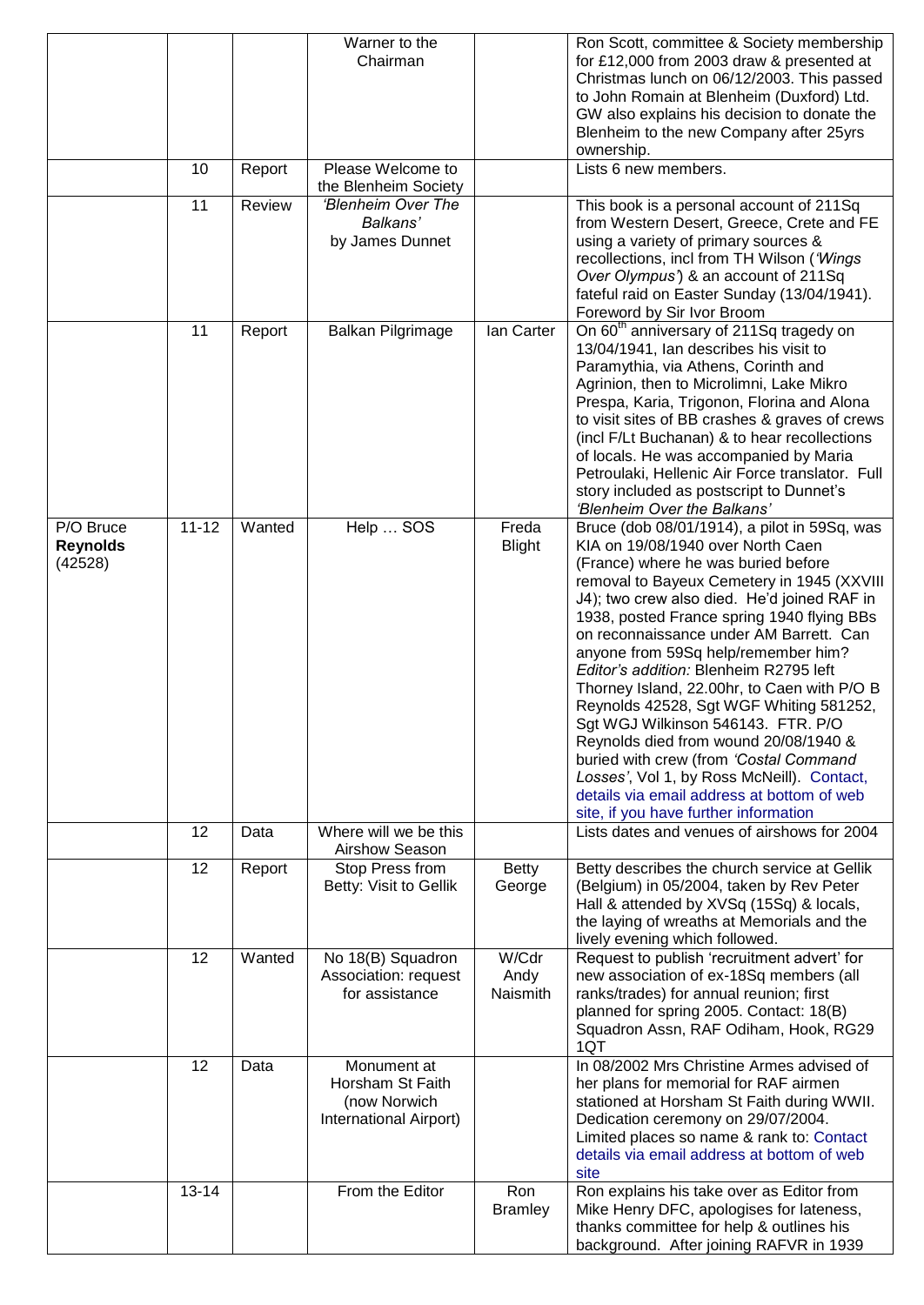| | | | | | |
|---|---|---|---|---|---|
| | | | Warner to the Chairman | | Ron Scott, committee & Society membership for £12,000 from 2003 draw & presented at Christmas lunch on 06/12/2003. This passed to John Romain at Blenheim (Duxford) Ltd. GW also explains his decision to donate the Blenheim to the new Company after 25yrs ownership. |
| | 10 | Report | Please Welcome to the Blenheim Society | | Lists 6 new members. |
| | 11 | Review | *'Blenheim Over The Balkans'* by James Dunnet | | This book is a personal account of 211Sq from Western Desert, Greece, Crete and FE using a variety of primary sources & recollections, incl from TH Wilson (*'Wings Over Olympus'*) & an account of 211Sq fateful raid on Easter Sunday (13/04/1941). Foreword by Sir Ivor Broom |
| | 11 | Report | Balkan Pilgrimage | Ian Carter | On 60th anniversary of 211Sq tragedy on 13/04/1941, Ian describes his visit to Paramythia, via Athens, Corinth and Agrinion, then to Microlimni, Lake Mikro Prespa, Karia, Trigonon, Florina and Alona to visit sites of BB crashes & graves of crews (incl F/Lt Buchanan) & to hear recollections of locals. He was accompanied by Maria Petroulaki, Hellenic Air Force translator. Full story included as postscript to Dunnet's *'Blenheim Over the Balkans'* |
| P/O Bruce **Reynolds** (42528) | 11-12 | Wanted | Help … SOS | Freda Blight | Bruce (dob 08/01/1914), a pilot in 59Sq, was KIA on 19/08/1940 over North Caen (France) where he was buried before removal to Bayeux Cemetery in 1945 (XXVIII J4); two crew also died. He'd joined RAF in 1938, posted France spring 1940 flying BBs on reconnaissance under AM Barrett. Can anyone from 59Sq help/remember him? *Editor's addition:* Blenheim R2795 left Thorney Island, 22.00hr, to Caen with P/O B Reynolds 42528, Sgt WGF Whiting 581252, Sgt WGJ Wilkinson 546143. FTR. P/O Reynolds died from wound 20/08/1940 & buried with crew (from *'Costal Command Losses'*, Vol 1, by Ross McNeill). Contact, details via email address at bottom of web site, if you have further information |
| | 12 | Data | Where will we be this Airshow Season | | Lists dates and venues of airshows for 2004 |
| | 12 | Report | Stop Press from Betty: Visit to Gellik | Betty George | Betty describes the church service at Gellik (Belgium) in 05/2004, taken by Rev Peter Hall & attended by XVSq (15Sq) & locals, the laying of wreaths at Memorials and the lively evening which followed. |
| | 12 | Wanted | No 18(B) Squadron Association: request for assistance | W/Cdr Andy Naismith | Request to publish 'recruitment advert' for new association of ex-18Sq members (all ranks/trades) for annual reunion; first planned for spring 2005. Contact: 18(B) Squadron Assn, RAF Odiham, Hook, RG29 1QT |
| | 12 | Data | Monument at Horsham St Faith (now Norwich International Airport) | | In 08/2002 Mrs Christine Armes advised of her plans for memorial for RAF airmen stationed at Horsham St Faith during WWII. Dedication ceremony on 29/07/2004. Limited places so name & rank to: Contact details via email address at bottom of web site |
| | 13-14 | | From the Editor | Ron Bramley | Ron explains his take over as Editor from Mike Henry DFC, apologises for lateness, thanks committee for help & outlines his background. After joining RAFVR in 1939 |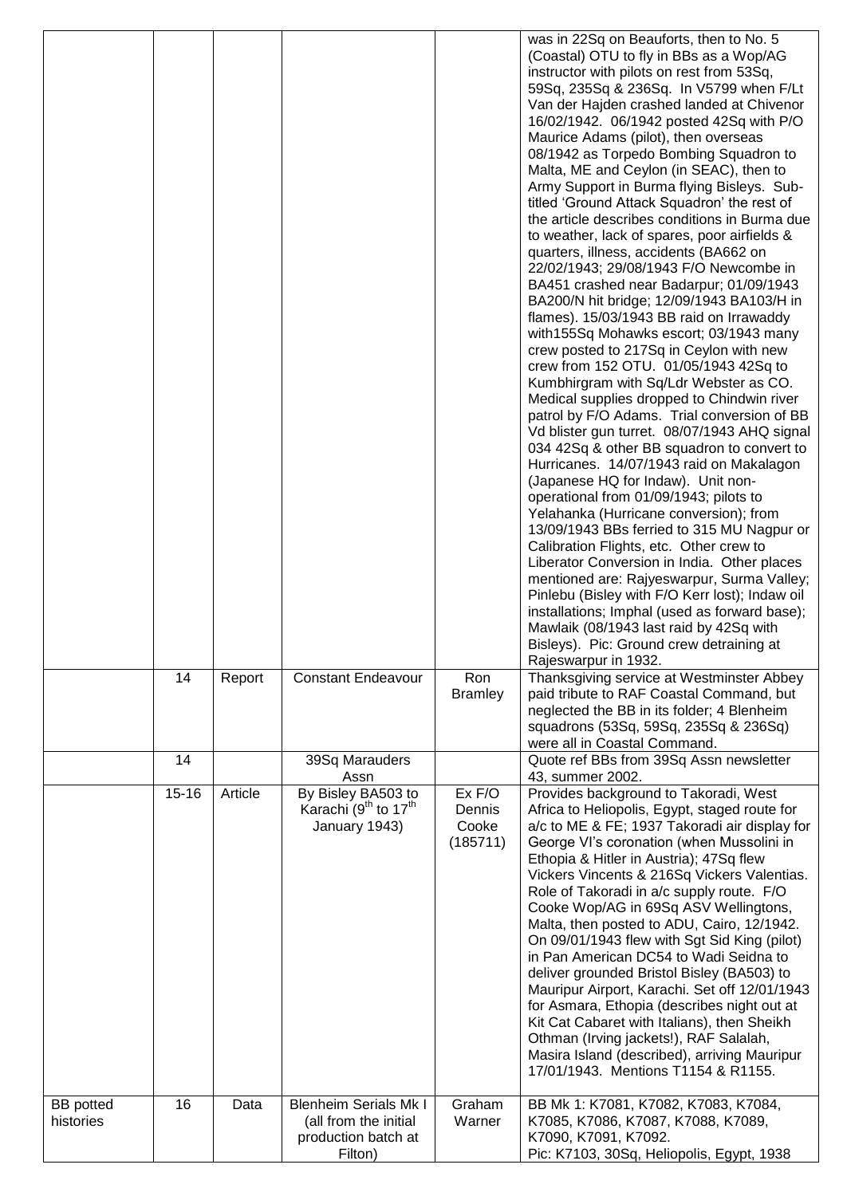| | | | | | |
|---|---|---|---|---|---|
| | | | | | was in 22Sq on Beauforts, then to No. 5 (Coastal) OTU to fly in BBs as a Wop/AG instructor with pilots on rest from 53Sq, 59Sq, 235Sq & 236Sq. In V5799 when F/Lt Van der Hajden crashed landed at Chivenor 16/02/1942. 06/1942 posted 42Sq with P/O Maurice Adams (pilot), then overseas 08/1942 as Torpedo Bombing Squadron to Malta, ME and Ceylon (in SEAC), then to Army Support in Burma flying Bisleys. Sub-titled 'Ground Attack Squadron' the rest of the article describes conditions in Burma due to weather, lack of spares, poor airfields & quarters, illness, accidents (BA662 on 22/02/1943; 29/08/1943 F/O Newcombe in BA451 crashed near Badarpur; 01/09/1943 BA200/N hit bridge; 12/09/1943 BA103/H in flames). 15/03/1943 BB raid on Irrawaddy with155Sq Mohawks escort; 03/1943 many crew posted to 217Sq in Ceylon with new crew from 152 OTU. 01/05/1943 42Sq to Kumbhirgram with Sq/Ldr Webster as CO. Medical supplies dropped to Chindwin river patrol by F/O Adams. Trial conversion of BB Vd blister gun turret. 08/07/1943 AHQ signal 034 42Sq & other BB squadron to convert to Hurricanes. 14/07/1943 raid on Makalagon (Japanese HQ for Indaw). Unit non-operational from 01/09/1943; pilots to Yelahanka (Hurricane conversion); from 13/09/1943 BBs ferried to 315 MU Nagpur or Calibration Flights, etc. Other crew to Liberator Conversion in India. Other places mentioned are: Rajyeswarpur, Surma Valley; Pinlebu (Bisley with F/O Kerr lost); Indaw oil installations; Imphal (used as forward base); Mawlaik (08/1943 last raid by 42Sq with Bisleys). Pic: Ground crew detraining at Rajeswarpur in 1932. |
| | 14 | Report | Constant Endeavour | Ron Bramley | Thanksgiving service at Westminster Abbey paid tribute to RAF Coastal Command, but neglected the BB in its folder; 4 Blenheim squadrons (53Sq, 59Sq, 235Sq & 236Sq) were all in Coastal Command. |
| | 14 | | 39Sq Marauders Assn | | Quote ref BBs from 39Sq Assn newsletter 43, summer 2002. |
| | 15-16 | Article | By Bisley BA503 to Karachi (9th to 17th January 1943) | Ex F/O Dennis Cooke (185711) | Provides background to Takoradi, West Africa to Heliopolis, Egypt, staged route for a/c to ME & FE; 1937 Takoradi air display for George VI's coronation (when Mussolini in Ethopia & Hitler in Austria); 47Sq flew Vickers Vincents & 216Sq Vickers Valentias. Role of Takoradi in a/c supply route. F/O Cooke Wop/AG in 69Sq ASV Wellingtons, Malta, then posted to ADU, Cairo, 12/1942. On 09/01/1943 flew with Sgt Sid King (pilot) in Pan American DC54 to Wadi Seidna to deliver grounded Bristol Bisley (BA503) to Mauripur Airport, Karachi. Set off 12/01/1943 for Asmara, Ethopia (describes night out at Kit Cat Cabaret with Italians), then Sheikh Othman (Irving jackets!), RAF Salalah, Masira Island (described), arriving Mauripur 17/01/1943. Mentions T1154 & R1155. |
| BB potted histories | 16 | Data | Blenheim Serials Mk I (all from the initial production batch at Filton) | Graham Warner | BB Mk 1: K7081, K7082, K7083, K7084, K7085, K7086, K7087, K7088, K7089, K7090, K7091, K7092. Pic: K7103, 30Sq, Heliopolis, Egypt, 1938 |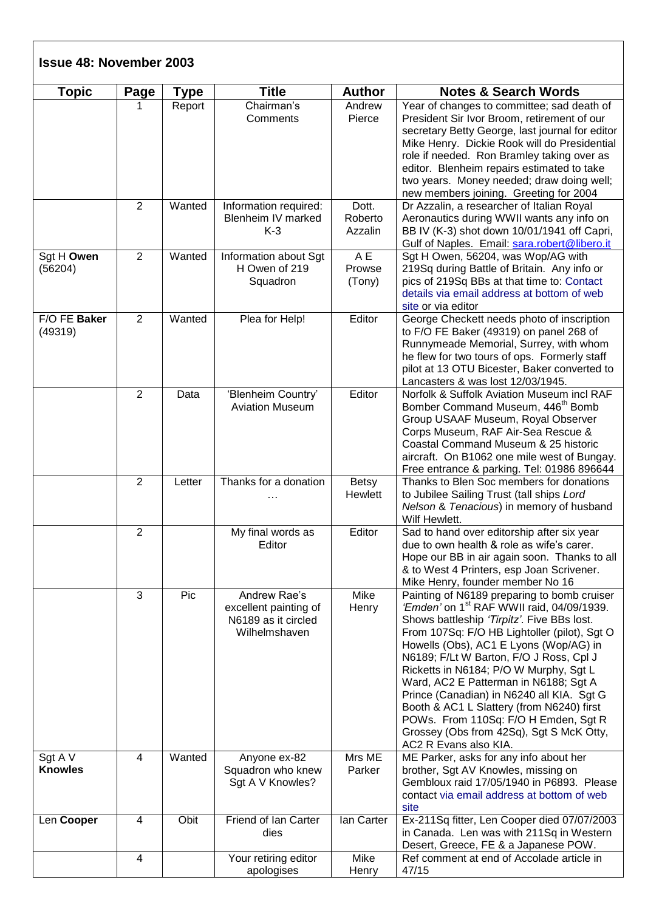## Issue 48: November 2003

| Topic | Page | Type | Title | Author | Notes & Search Words |
|---|---|---|---|---|---|
| | 1 | Report | Chairman's Comments | Andrew Pierce | Year of changes to committee; sad death of President Sir Ivor Broom, retirement of our secretary Betty George, last journal for editor Mike Henry. Dickie Rook will do Presidential role if needed. Ron Bramley taking over as editor. Blenheim repairs estimated to take two years. Money needed; draw doing well; new members joining. Greeting for 2004 |
| | 2 | Wanted | Information required: Blenheim IV marked K-3 | Dott. Roberto Azzalin | Dr Azzalin, a researcher of Italian Royal Aeronautics during WWII wants any info on BB IV (K-3) shot down 10/01/1941 off Capri, Gulf of Naples. Email: sara.robert@libero.it |
| Sgt H **Owen** (56204) | 2 | Wanted | Information about Sgt H Owen of 219 Squadron | A E Prowse (Tony) | Sgt H Owen, 56204, was Wop/AG with 219Sq during Battle of Britain. Any info or pics of 219Sq BBs at that time to: Contact details via email address at bottom of web site or via editor |
| F/O FE **Baker** (49319) | 2 | Wanted | Plea for Help! | Editor | George Checkett needs photo of inscription to F/O FE Baker (49319) on panel 268 of Runnymeade Memorial, Surrey, with whom he flew for two tours of ops. Formerly staff pilot at 13 OTU Bicester, Baker converted to Lancasters & was lost 12/03/1945. |
| | 2 | Data | 'Blenheim Country' Aviation Museum | Editor | Norfolk & Suffolk Aviation Museum incl RAF Bomber Command Museum, 446th Bomb Group USAAF Museum, Royal Observer Corps Museum, RAF Air-Sea Rescue & Coastal Command Museum & 25 historic aircraft. On B1062 one mile west of Bungay. Free entrance & parking. Tel: 01986 896644 |
| | 2 | Letter | Thanks for a donation … | Betsy Hewlett | Thanks to Blen Soc members for donations to Jubilee Sailing Trust (tall ships *Lord Nelson* & *Tenacious*) in memory of husband Wilf Hewlett. |
| | 2 | | My final words as Editor | Editor | Sad to hand over editorship after six year due to own health & role as wife's carer. Hope our BB in air again soon. Thanks to all & to West 4 Printers, esp Joan Scrivener. Mike Henry, founder member No 16 |
| | 3 | Pic | Andrew Rae's excellent painting of N6189 as it circled Wilhelmshaven | Mike Henry | Painting of N6189 preparing to bomb cruiser *'Emden'* on 1st RAF WWII raid, 04/09/1939. Shows battleship *'Tirpitz'*. Five BBs lost. From 107Sq: F/O HB Lightoller (pilot), Sgt O Howells (Obs), AC1 E Lyons (Wop/AG) in N6189; F/Lt W Barton, F/O J Ross, Cpl J Ricketts in N6184; P/O W Murphy, Sgt L Ward, AC2 E Patterman in N6188; Sgt A Prince (Canadian) in N6240 all KIA. Sgt G Booth & AC1 L Slattery (from N6240) first POWs. From 110Sq: F/O H Emden, Sgt R Grossey (Obs from 42Sq), Sgt S McK Otty, AC2 R Evans also KIA. |
| Sgt A V **Knowles** | 4 | Wanted | Anyone ex-82 Squadron who knew Sgt A V Knowles? | Mrs ME Parker | ME Parker, asks for any info about her brother, Sgt AV Knowles, missing on Gembloux raid 17/05/1940 in P6893. Please contact via email address at bottom of web site |
| Len **Cooper** | 4 | Obit | Friend of Ian Carter dies | Ian Carter | Ex-211Sq fitter, Len Cooper died 07/07/2003 in Canada. Len was with 211Sq in Western Desert, Greece, FE & a Japanese POW. |
| | 4 | | Your retiring editor apologises | Mike Henry | Ref comment at end of Accolade article in 47/15 |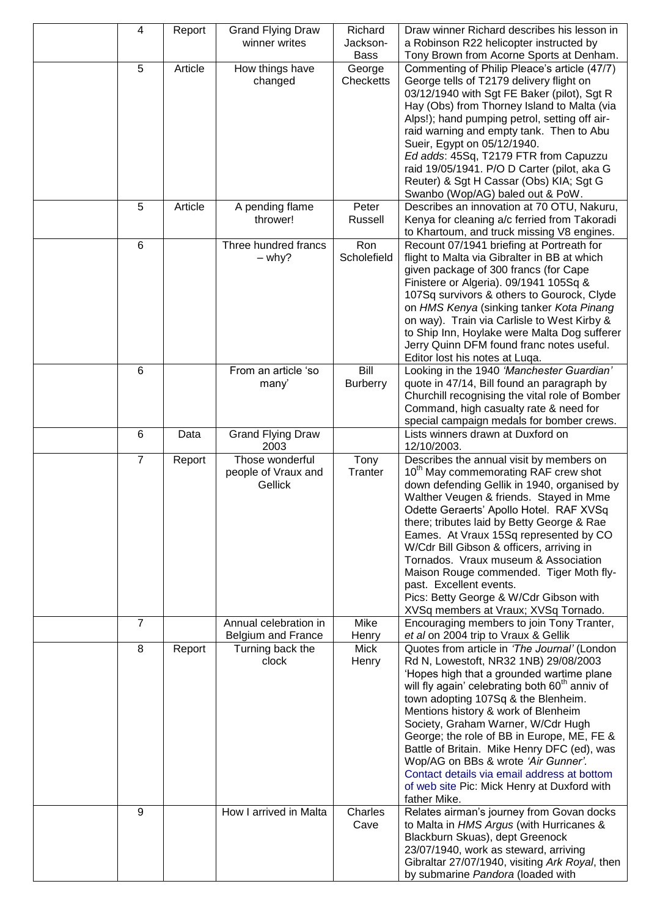| | | | | | |
|---|---|---|---|---|---|
| | 4 | Report | Grand Flying Draw winner writes | Richard Jackson-Bass | Draw winner Richard describes his lesson in a Robinson R22 helicopter instructed by Tony Brown from Acorne Sports at Denham. |
| | 5 | Article | How things have changed | George Checketts | Commenting of Philip Pleace's article (47/7) George tells of T2179 delivery flight on 03/12/1940 with Sgt FE Baker (pilot), Sgt R Hay (Obs) from Thorney Island to Malta (via Alps!); hand pumping petrol, setting off air-raid warning and empty tank. Then to Abu Sueir, Egypt on 05/12/1940. *Ed adds*: 45Sq, T2179 FTR from Capuzzu raid 19/05/1941. P/O D Carter (pilot, aka G Reuter) & Sgt H Cassar (Obs) KIA; Sgt G Swanbo (Wop/AG) baled out & PoW. |
| | 5 | Article | A pending flame thrower! | Peter Russell | Describes an innovation at 70 OTU, Nakuru, Kenya for cleaning a/c ferried from Takoradi to Khartoum, and truck missing V8 engines. |
| | 6 | | Three hundred francs – why? | Ron Scholefield | Recount 07/1941 briefing at Portreath for flight to Malta via Gibralter in BB at which given package of 300 francs (for Cape Finistere or Algeria). 09/1941 105Sq & 107Sq survivors & others to Gourock, Clyde on *HMS Kenya* (sinking tanker *Kota Pinang* on way). Train via Carlisle to West Kirby & to Ship Inn, Hoylake were Malta Dog sufferer Jerry Quinn DFM found franc notes useful. Editor lost his notes at Luqa. |
| | 6 | | From an article 'so many' | Bill Burberry | Looking in the 1940 *'Manchester Guardian'* quote in 47/14, Bill found an paragraph by Churchill recognising the vital role of Bomber Command, high casualty rate & need for special campaign medals for bomber crews. |
| | 6 | Data | Grand Flying Draw 2003 | | Lists winners drawn at Duxford on 12/10/2003. |
| | 7 | Report | Those wonderful people of Vraux and Gellik | Tony Tranter | Describes the annual visit by members on 10th May commemorating RAF crew shot down defending Gellik in 1940, organised by Walther Veugen & friends. Stayed in Mme Odette Geraerts' Apollo Hotel. RAF XVSq there; tributes laid by Betty George & Rae Eames. At Vraux 15Sq represented by CO W/Cdr Bill Gibson & officers, arriving in Tornados. Vraux museum & Association Maison Rouge commended. Tiger Moth fly-past. Excellent events. Pics: Betty George & W/Cdr Gibson with XVSq members at Vraux; XVSq Tornado. |
| | 7 | | Annual celebration in Belgium and France | Mike Henry | Encouraging members to join Tony Tranter, *et al* on 2004 trip to Vraux & Gellik |
| | 8 | Report | Turning back the clock | Mick Henry | Quotes from article in *'The Journal'* (London Rd N, Lowestoft, NR32 1NB) 29/08/2003 'Hopes high that a grounded wartime plane will fly again' celebrating both 60th anniv of town adopting 107Sq & the Blenheim. Mentions history & work of Blenheim Society, Graham Warner, W/Cdr Hugh George; the role of BB in Europe, ME, FE & Battle of Britain. Mike Henry DFC (ed), was Wop/AG on BBs & wrote *'Air Gunner'.* Contact details via email address at bottom of web site Pic: Mick Henry at Duxford with father Mike. |
| | 9 | | How I arrived in Malta | Charles Cave | Relates airman's journey from Govan docks to Malta in *HMS Argus* (with Hurricanes & Blackburn Skuas), dept Greenock 23/07/1940, work as steward, arriving Gibraltar 27/07/1940, visiting *Ark Royal*, then by submarine *Pandora* (loaded with |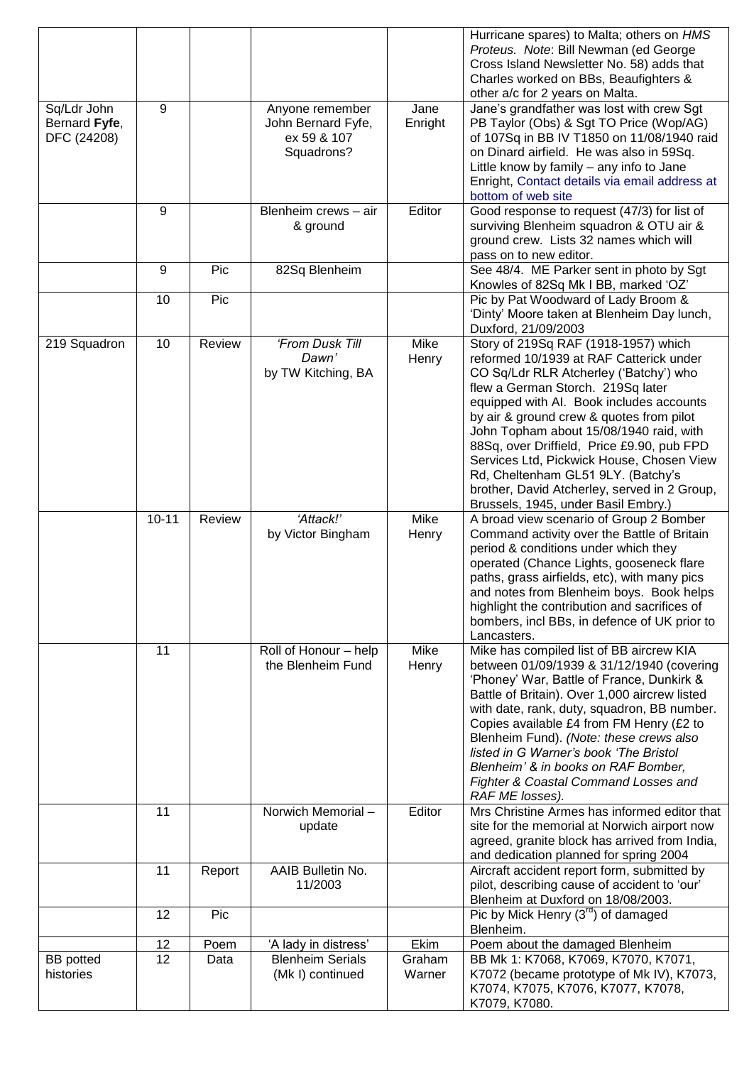| | | | | | |
|---|---|---|---|---|---|
| | | | | | Hurricane spares) to Malta; others on *HMS Proteus*. *Note*: Bill Newman (ed George Cross Island Newsletter No. 58) adds that Charles worked on BBs, Beaufighters & other a/c for 2 years on Malta. |
| Sq/Ldr John Bernard **Fyfe**, DFC (24208) | 9 | | Anyone remember John Bernard Fyfe, ex 59 & 107 Squadrons? | Jane Enright | Jane's grandfather was lost with crew Sgt PB Taylor (Obs) & Sgt TO Price (Wop/AG) of 107Sq in BB IV T1850 on 11/08/1940 raid on Dinard airfield. He was also in 59Sq. Little know by family – any info to Jane Enright, Contact details via email address at bottom of web site |
| | 9 | | Blenheim crews – air & ground | Editor | Good response to request (47/3) for list of surviving Blenheim squadron & OTU air & ground crew. Lists 32 names which will pass on to new editor. |
| | 9 | Pic | 82Sq Blenheim | | See 48/4. ME Parker sent in photo by Sgt Knowles of 82Sq Mk I BB, marked 'OZ' |
| | 10 | Pic | | | Pic by Pat Woodward of Lady Broom & 'Dinty' Moore taken at Blenheim Day lunch, Duxford, 21/09/2003 |
| 219 Squadron | 10 | Review | *'From Dusk Till Dawn'* by TW Kitching, BA | Mike Henry | Story of 219Sq RAF (1918-1957) which reformed 10/1939 at RAF Catterick under CO Sq/Ldr RLR Atcherley ('Batchy') who flew a German Storch. 219Sq later equipped with AI. Book includes accounts by air & ground crew & quotes from pilot John Topham about 15/08/1940 raid, with 88Sq, over Driffield, Price £9.90, pub FPD Services Ltd, Pickwick House, Chosen View Rd, Cheltenham GL51 9LY. (Batchy's brother, David Atcherley, served in 2 Group, Brussels, 1945, under Basil Embry.) |
| | 10-11 | Review | *'Attack!'* by Victor Bingham | Mike Henry | A broad view scenario of Group 2 Bomber Command activity over the Battle of Britain period & conditions under which they operated (Chance Lights, gooseneck flare paths, grass airfields, etc), with many pics and notes from Blenheim boys. Book helps highlight the contribution and sacrifices of bombers, incl BBs, in defence of UK prior to Lancasters. |
| | 11 | | Roll of Honour – help the Blenheim Fund | Mike Henry | Mike has compiled list of BB aircrew KIA between 01/09/1939 & 31/12/1940 (covering 'Phoney' War, Battle of France, Dunkirk & Battle of Britain). Over 1,000 aircrew listed with date, rank, duty, squadron, BB number. Copies available £4 from FM Henry (£2 to Blenheim Fund). *(Note: these crews also listed in G Warner's book 'The Bristol Blenheim' & in books on RAF Bomber, Fighter & Coastal Command Losses and RAF ME losses).* |
| | 11 | | Norwich Memorial – update | Editor | Mrs Christine Armes has informed editor that site for the memorial at Norwich airport now agreed, granite block has arrived from India, and dedication planned for spring 2004 |
| | 11 | Report | AAIB Bulletin No. 11/2003 | | Aircraft accident report form, submitted by pilot, describing cause of accident to 'our' Blenheim at Duxford on 18/08/2003. |
| | 12 | Pic | | | Pic by Mick Henry (3rd) of damaged Blenheim. |
| | 12 | Poem | 'A lady in distress' | Ekim | Poem about the damaged Blenheim |
| BB potted histories | 12 | Data | Blenheim Serials (Mk I) continued | Graham Warner | BB Mk 1: K7068, K7069, K7070, K7071, K7072 (became prototype of Mk IV), K7073, K7074, K7075, K7076, K7077, K7078, K7079, K7080. |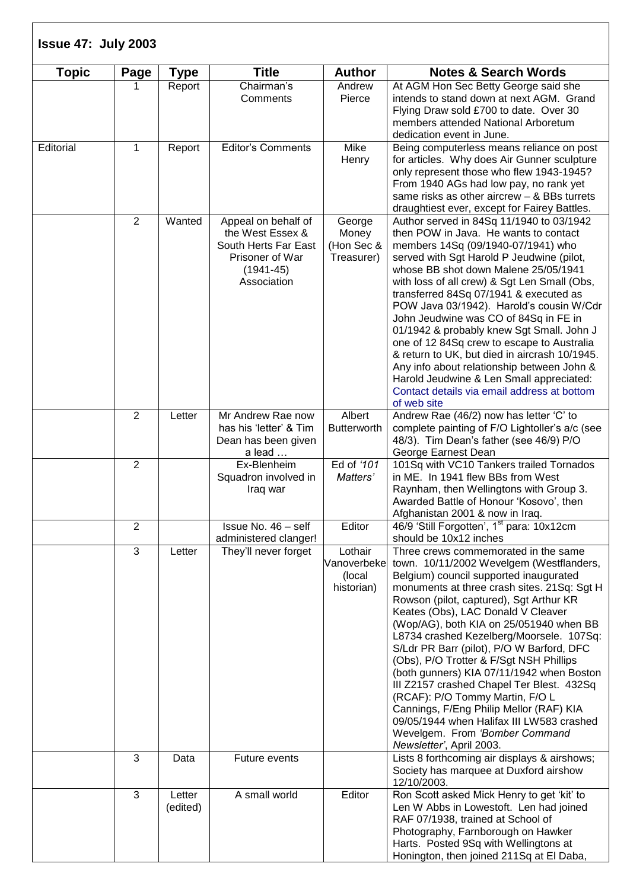## Issue 47: July 2003

| Topic | Page | Type | Title | Author | Notes & Search Words |
|---|---|---|---|---|---|
| | 1 | Report | Chairman's Comments | Andrew Pierce | At AGM Hon Sec Betty George said she intends to stand down at next AGM. Grand Flying Draw sold £700 to date. Over 30 members attended National Arboretum dedication event in June. |
| Editorial | 1 | Report | Editor's Comments | Mike Henry | Being computerless means reliance on post for articles. Why does Air Gunner sculpture only represent those who flew 1943-1945? From 1940 AGs had low pay, no rank yet same risks as other aircrew – & BBs turrets draughtiest ever, except for Fairey Battles. |
| | 2 | Wanted | Appeal on behalf of the West Essex & South Herts Far East Prisoner of War (1941-45) Association | George Money (Hon Sec & Treasurer) | Author served in 84Sq 11/1940 to 03/1942 then POW in Java. He wants to contact members 14Sq (09/1940-07/1941) who served with Sgt Harold P Jeudwine (pilot, whose BB shot down Malene 25/05/1941 with loss of all crew) & Sgt Len Small (Obs, transferred 84Sq 07/1941 & executed as POW Java 03/1942). Harold's cousin W/Cdr John Jeudwine was CO of 84Sq in FE in 01/1942 & probably knew Sgt Small. John J one of 12 84Sq crew to escape to Australia & return to UK, but died in aircrash 10/1945. Any info about relationship between John & Harold Jeudwine & Len Small appreciated: Contact details via email address at bottom of web site |
| | 2 | Letter | Mr Andrew Rae now has his 'letter' & Tim Dean has been given a lead … | Albert Butterworth | Andrew Rae (46/2) now has letter 'C' to complete painting of F/O Lightoller's a/c (see 48/3). Tim Dean's father (see 46/9) P/O George Earnest Dean |
| | 2 | | Ex-Blenheim Squadron involved in Iraq war | Ed of *'101 Matters'* | 101Sq with VC10 Tankers trailed Tornados in ME. In 1941 flew BBs from West Raynham, then Wellingtons with Group 3. Awarded Battle of Honour 'Kosovo', then Afghanistan 2001 & now in Iraq. |
| | 2 | | Issue No. 46 – self administered clanger! | Editor | 46/9 'Still Forgotten', 1st para: 10x12cm should be 10x12 inches |
| | 3 | Letter | They'll never forget | Lothair Vanoverbeke (local historian) | Three crews commemorated in the same town. 10/11/2002 Wevelgem (Westflanders, Belgium) council supported inaugurated monuments at three crash sites. 21Sq: Sgt H Rowson (pilot, captured), Sgt Arthur KR Keates (Obs), LAC Donald V Cleaver (Wop/AG), both KIA on 25/051940 when BB L8734 crashed Kezelberg/Moorsele. 107Sq: S/Ldr PR Barr (pilot), P/O W Barford, DFC (Obs), P/O Trotter & F/Sgt NSH Phillips (both gunners) KIA 07/11/1942 when Boston III Z2157 crashed Chapel Ter Blest. 432Sq (RCAF): P/O Tommy Martin, F/O L Cannings, F/Eng Philip Mellor (RAF) KIA 09/05/1944 when Halifax III LW583 crashed Wevelgem. From *'Bomber Command Newsletter'*, April 2003. |
| | 3 | Data | Future events | | Lists 8 forthcoming air displays & airshows; Society has marquee at Duxford airshow 12/10/2003. |
| | 3 | Letter (edited) | A small world | Editor | Ron Scott asked Mick Henry to get 'kit' to Len W Abbs in Lowestoft. Len had joined RAF 07/1938, trained at School of Photography, Farnborough on Hawker Harts. Posted 9Sq with Wellingtons at Honington, then joined 211Sq at El Daba, |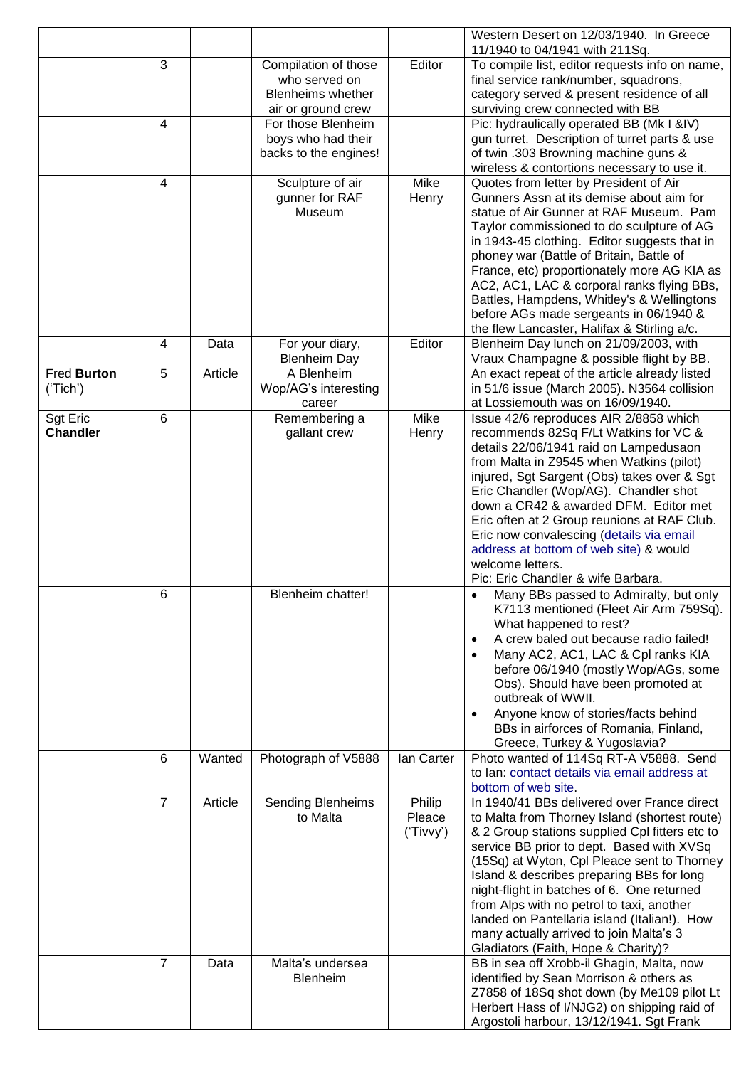| | | | | | |
|---|---|---|---|---|---|
| | | | | | Western Desert on 12/03/1940. In Greece 11/1940 to 04/1941 with 211Sq. |
| | 3 | | Compilation of those who served on Blenheims whether air or ground crew | Editor | To compile list, editor requests info on name, final service rank/number, squadrons, category served & present residence of all surviving crew connected with BB |
| | 4 | | For those Blenheim boys who had their backs to the engines! | | Pic: hydraulically operated BB (Mk I &IV) gun turret. Description of turret parts & use of twin .303 Browning machine guns & wireless & contortions necessary to use it. |
| | 4 | | Sculpture of air gunner for RAF Museum | Mike Henry | Quotes from letter by President of Air Gunners Assn at its demise about aim for statue of Air Gunner at RAF Museum. Pam Taylor commissioned to do sculpture of AG in 1943-45 clothing. Editor suggests that in phoney war (Battle of Britain, Battle of France, etc) proportionately more AG KIA as AC2, AC1, LAC & corporal ranks flying BBs, Battles, Hampdens, Whitley's & Wellingtons before AGs made sergeants in 06/1940 & the flew Lancaster, Halifax & Stirling a/c. |
| | 4 | Data | For your diary, Blenheim Day | Editor | Blenheim Day lunch on 21/09/2003, with Vraux Champagne & possible flight by BB. |
| Fred **Burton** ('Tich') | 5 | Article | A Blenheim Wop/AG's interesting career | | An exact repeat of the article already listed in 51/6 issue (March 2005). N3564 collision at Lossiemouth was on 16/09/1940. |
| Sgt Eric **Chandler** | 6 | | Remembering a gallant crew | Mike Henry | Issue 42/6 reproduces AIR 2/8858 which recommends 82Sq F/Lt Watkins for VC & details 22/06/1941 raid on Lampedusaon from Malta in Z9545 when Watkins (pilot) injured, Sgt Sargent (Obs) takes over & Sgt Eric Chandler (Wop/AG). Chandler shot down a CR42 & awarded DFM. Editor met Eric often at 2 Group reunions at RAF Club. Eric now convalescing (details via email address at bottom of web site) & would welcome letters.<br>Pic: Eric Chandler & wife Barbara. |
| | 6 | | Blenheim chatter! | | • Many BBs passed to Admiralty, but only K7113 mentioned (Fleet Air Arm 759Sq). What happened to rest?<br>• A crew baled out because radio failed!<br>• Many AC2, AC1, LAC & Cpl ranks KIA before 06/1940 (mostly Wop/AGs, some Obs). Should have been promoted at outbreak of WWII.<br>• Anyone know of stories/facts behind BBs in airforces of Romania, Finland, Greece, Turkey & Yugoslavia? |
| | 6 | Wanted | Photograph of V5888 | Ian Carter | Photo wanted of 114Sq RT-A V5888. Send to Ian: contact details via email address at bottom of web site. |
| | 7 | Article | Sending Blenheims to Malta | Philip Pleace ('Tivvy') | In 1940/41 BBs delivered over France direct to Malta from Thorney Island (shortest route) & 2 Group stations supplied Cpl fitters etc to service BB prior to dept. Based with XVSq (15Sq) at Wyton, Cpl Pleace sent to Thorney Island & describes preparing BBs for long night-flight in batches of 6. One returned from Alps with no petrol to taxi, another landed on Pantellaria island (Italian!). How many actually arrived to join Malta's 3 Gladiators (Faith, Hope & Charity)? |
| | 7 | Data | Malta's undersea Blenheim | | BB in sea off Xrobb-il Ghagin, Malta, now identified by Sean Morrison & others as Z7858 of 18Sq shot down (by Me109 pilot Lt Herbert Hass of I/NJG2) on shipping raid of Argostoli harbour, 13/12/1941. Sgt Frank |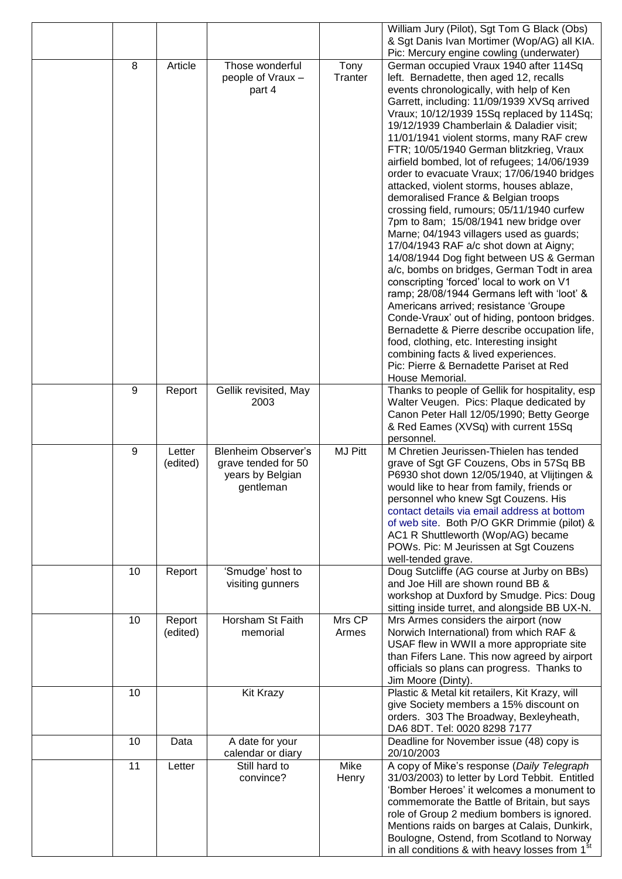| | | | | |
|---|---|---|---|---|
| | | | | William Jury (Pilot), Sgt Tom G Black (Obs) & Sgt Danis Ivan Mortimer (Wop/AG) all KIA. Pic: Mercury engine cowling (underwater) |
| | 8 | Article | Those wonderful people of Vraux – part 4 | Tony Tranter | German occupied Vraux 1940 after 114Sq left. Bernadette, then aged 12, recalls events chronologically, with help of Ken Garrett, including: 11/09/1939 XVSq arrived Vraux; 10/12/1939 15Sq replaced by 114Sq; 19/12/1939 Chamberlain & Daladier visit; 11/01/1941 violent storms, many RAF crew FTR; 10/05/1940 German blitzkrieg, Vraux airfield bombed, lot of refugees; 14/06/1939 order to evacuate Vraux; 17/06/1940 bridges attacked, violent storms, houses ablaze, demoralised France & Belgian troops crossing field, rumours; 05/11/1940 curfew 7pm to 8am; 15/08/1941 new bridge over Marne; 04/1943 villagers used as guards; 17/04/1943 RAF a/c shot down at Aigny; 14/08/1944 Dog fight between US & German a/c, bombs on bridges, German Todt in area conscripting 'forced' local to work on V1 ramp; 28/08/1944 Germans left with 'loot' & Americans arrived; resistance 'Groupe Conde-Vraux' out of hiding, pontoon bridges. Bernadette & Pierre describe occupation life, food, clothing, etc. Interesting insight combining facts & lived experiences. Pic: Pierre & Bernadette Pariset at Red House Memorial. |
| | 9 | Report | Gellik revisited, May 2003 | | Thanks to people of Gellik for hospitality, esp Walter Veugen. Pics: Plaque dedicated by Canon Peter Hall 12/05/1990; Betty George & Red Eames (XVSq) with current 15Sq personnel. |
| | 9 | Letter (edited) | Blenheim Observer's grave tended for 50 years by Belgian gentleman | MJ Pitt | M Chretien Jeurissen-Thielen has tended grave of Sgt GF Couzens, Obs in 57Sq BB P6930 shot down 12/05/1940, at Vlijtingen & would like to hear from family, friends or personnel who knew Sgt Couzens. His contact details via email address at bottom of web site. Both P/O GKR Drimmie (pilot) & AC1 R Shuttleworth (Wop/AG) became POWs. Pic: M Jeurissen at Sgt Couzens well-tended grave. |
| | 10 | Report | 'Smudge' host to visiting gunners | | Doug Sutcliffe (AG course at Jurby on BBs) and Joe Hill are shown round BB & workshop at Duxford by Smudge. Pics: Doug sitting inside turret, and alongside BB UX-N. |
| | 10 | Report (edited) | Horsham St Faith memorial | Mrs CP Armes | Mrs Armes considers the airport (now Norwich International) from which RAF & USAF flew in WWII a more appropriate site than Fifers Lane. This now agreed by airport officials so plans can progress. Thanks to Jim Moore (Dinty). |
| | 10 | | Kit Krazy | | Plastic & Metal kit retailers, Kit Krazy, will give Society members a 15% discount on orders. 303 The Broadway, Bexleyheath, DA6 8DT. Tel: 0020 8298 7177 |
| | 10 | Data | A date for your calendar or diary | | Deadline for November issue (48) copy is 20/10/2003 |
| | 11 | Letter | Still hard to convince? | Mike Henry | A copy of Mike's response (*Daily Telegraph* 31/03/2003) to letter by Lord Tebbit. Entitled 'Bomber Heroes' it welcomes a monument to commemorate the Battle of Britain, but says role of Group 2 medium bombers is ignored. Mentions raids on barges at Calais, Dunkirk, Boulogne, Ostend, from Scotland to Norway in all conditions & with heavy losses from 1st |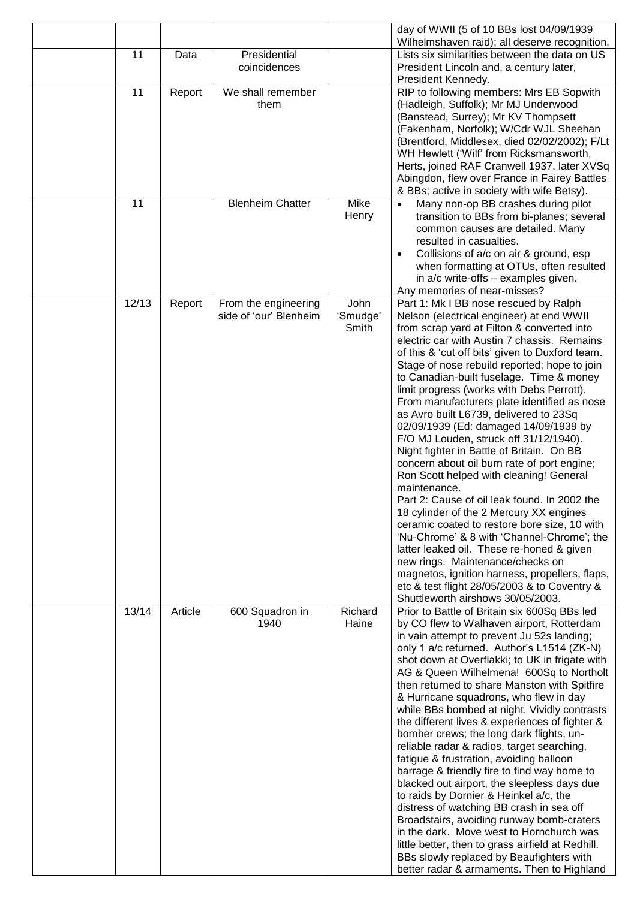|  |  |  |  |  | day of WWII (5 of 10 BBs lost 04/09/1939 Wilhelmshaven raid); all deserve recognition. |
|---|---|---|---|---|---|
|  | 11 | Data | Presidential coincidences |  | Lists six similarities between the data on US President Lincoln and, a century later, President Kennedy. |
|  | 11 | Report | We shall remember them |  | RIP to following members: Mrs EB Sopwith (Hadleigh, Suffolk); Mr MJ Underwood (Banstead, Surrey); Mr KV Thompsett (Fakenham, Norfolk); W/Cdr WJL Sheehan (Brentford, Middlesex, died 02/02/2002); F/Lt WH Hewlett ('Wilf' from Ricksmansworth, Herts, joined RAF Cranwell 1937, later XVSq Abingdon, flew over France in Fairey Battles & BBs; active in society with wife Betsy). |
|  | 11 |  | Blenheim Chatter | Mike Henry | • Many non-op BB crashes during pilot transition to BBs from bi-planes; several common causes are detailed. Many resulted in casualties.<br>• Collisions of a/c on air & ground, esp when formatting at OTUs, often resulted in a/c write-offs – examples given.<br>Any memories of near-misses? |
|  | 12/13 | Report | From the engineering side of 'our' Blenheim | John 'Smudge' Smith | Part 1: Mk I BB nose rescued by Ralph Nelson (electrical engineer) at end WWII from scrap yard at Filton & converted into electric car with Austin 7 chassis. Remains of this & 'cut off bits' given to Duxford team. Stage of nose rebuild reported; hope to join to Canadian-built fuselage. Time & money limit progress (works with Debs Perrott). From manufacturers plate identified as nose as Avro built L6739, delivered to 23Sq 02/09/1939 (Ed: damaged 14/09/1939 by F/O MJ Louden, struck off 31/12/1940). Night fighter in Battle of Britain. On BB concern about oil burn rate of port engine; Ron Scott helped with cleaning! General maintenance.<br>Part 2: Cause of oil leak found. In 2002 the 18 cylinder of the 2 Mercury XX engines ceramic coated to restore bore size, 10 with 'Nu-Chrome' & 8 with 'Channel-Chrome'; the latter leaked oil. These re-honed & given new rings. Maintenance/checks on magnetos, ignition harness, propellers, flaps, etc & test flight 28/05/2003 & to Coventry & Shuttleworth airshows 30/05/2003. |
|  | 13/14 | Article | 600 Squadron in 1940 | Richard Haine | Prior to Battle of Britain six 600Sq BBs led by CO flew to Walhaven airport, Rotterdam in vain attempt to prevent Ju 52s landing; only 1 a/c returned. Author's L1514 (ZK-N) shot down at Overflakki; to UK in frigate with AG & Queen Wilhelmena! 600Sq to Northolt then returned to share Manston with Spitfire & Hurricane squadrons, who flew in day while BBs bombed at night. Vividly contrasts the different lives & experiences of fighter & bomber crews; the long dark flights, un-reliable radar & radios, target searching, fatigue & frustration, avoiding balloon barrage & friendly fire to find way home to blacked out airport, the sleepless days due to raids by Dornier & Heinkel a/c, the distress of watching BB crash in sea off Broadstairs, avoiding runway bomb-craters in the dark. Move west to Hornchurch was little better, then to grass airfield at Redhill. BBs slowly replaced by Beaufighters with better radar & armaments. Then to Highland |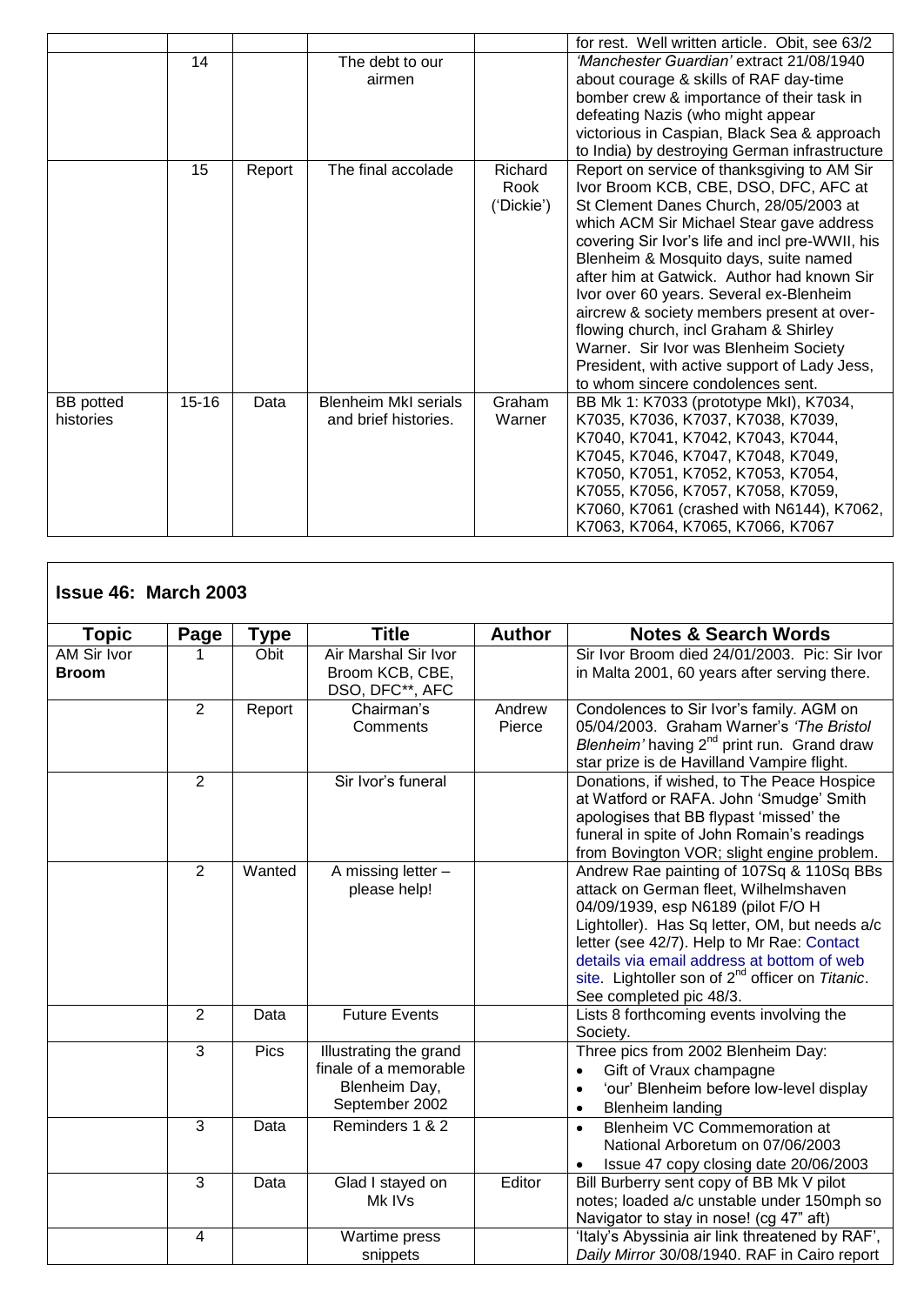|  |  |  |  |  | for rest. Well written article. Obit, see 63/2 |
|---|---|---|---|---|---|
|  | 14 |  | The debt to our airmen |  | *'Manchester Guardian'* extract 21/08/1940 about courage & skills of RAF day-time bomber crew & importance of their task in defeating Nazis (who might appear victorious in Caspian, Black Sea & approach to India) by destroying German infrastructure |
|  | 15 | Report | The final accolade | Richard Rook ('Dickie') | Report on service of thanksgiving to AM Sir Ivor Broom KCB, CBE, DSO, DFC, AFC at St Clement Danes Church, 28/05/2003 at which ACM Sir Michael Stear gave address covering Sir Ivor's life and incl pre-WWII, his Blenheim & Mosquito days, suite named after him at Gatwick. Author had known Sir Ivor over 60 years. Several ex-Blenheim aircrew & society members present at over-flowing church, incl Graham & Shirley Warner. Sir Ivor was Blenheim Society President, with active support of Lady Jess, to whom sincere condolences sent. |
| BB potted histories | 15-16 | Data | Blenheim MkI serials and brief histories. | Graham Warner | BB Mk 1: K7033 (prototype MkI), K7034, K7035, K7036, K7037, K7038, K7039, K7040, K7041, K7042, K7043, K7044, K7045, K7046, K7047, K7048, K7049, K7050, K7051, K7052, K7053, K7054, K7055, K7056, K7057, K7058, K7059, K7060, K7061 (crashed with N6144), K7062, K7063, K7064, K7065, K7066, K7067 |

## Issue 46: March 2003

| Topic | Page | Type | Title | Author | Notes & Search Words |
|---|---|---|---|---|---|
| AM Sir Ivor **Broom** | 1 | Obit | Air Marshal Sir Ivor Broom KCB, CBE, DSO, DFC**, AFC |  | Sir Ivor Broom died 24/01/2003. Pic: Sir Ivor in Malta 2001, 60 years after serving there. |
|  | 2 | Report | Chairman's Comments | Andrew Pierce | Condolences to Sir Ivor's family. AGM on 05/04/2003. Graham Warner's *'The Bristol Blenheim'* having 2nd print run. Grand draw star prize is de Havilland Vampire flight. |
|  | 2 |  | Sir Ivor's funeral |  | Donations, if wished, to The Peace Hospice at Watford or RAFA. John 'Smudge' Smith apologises that BB flypast 'missed' the funeral in spite of John Romain's readings from Bovington VOR; slight engine problem. |
|  | 2 | Wanted | A missing letter – please help! |  | Andrew Rae painting of 107Sq & 110Sq BBs attack on German fleet, Wilhelmshaven 04/09/1939, esp N6189 (pilot F/O H Lightoller). Has Sq letter, OM, but needs a/c letter (see 42/7). Help to Mr Rae: Contact details via email address at bottom of web site. Lightoller son of 2nd officer on *Titanic*. See completed pic 48/3. |
|  | 2 | Data | Future Events |  | Lists 8 forthcoming events involving the Society. |
|  | 3 | Pics | Illustrating the grand finale of a memorable Blenheim Day, September 2002 |  | Three pics from 2002 Blenheim Day:<br>• Gift of Vraux champagne<br>• 'our' Blenheim before low-level display<br>• Blenheim landing |
|  | 3 | Data | Reminders 1 & 2 |  | • Blenheim VC Commemoration at National Arboretum on 07/06/2003<br>• Issue 47 copy closing date 20/06/2003 |
|  | 3 | Data | Glad I stayed on Mk IVs | Editor | Bill Burberry sent copy of BB Mk V pilot notes; loaded a/c unstable under 150mph so Navigator to stay in nose! (cg 47" aft) |
|  | 4 |  | Wartime press snippets |  | 'Italy's Abyssinia air link threatened by RAF', *Daily Mirror* 30/08/1940. RAF in Cairo report |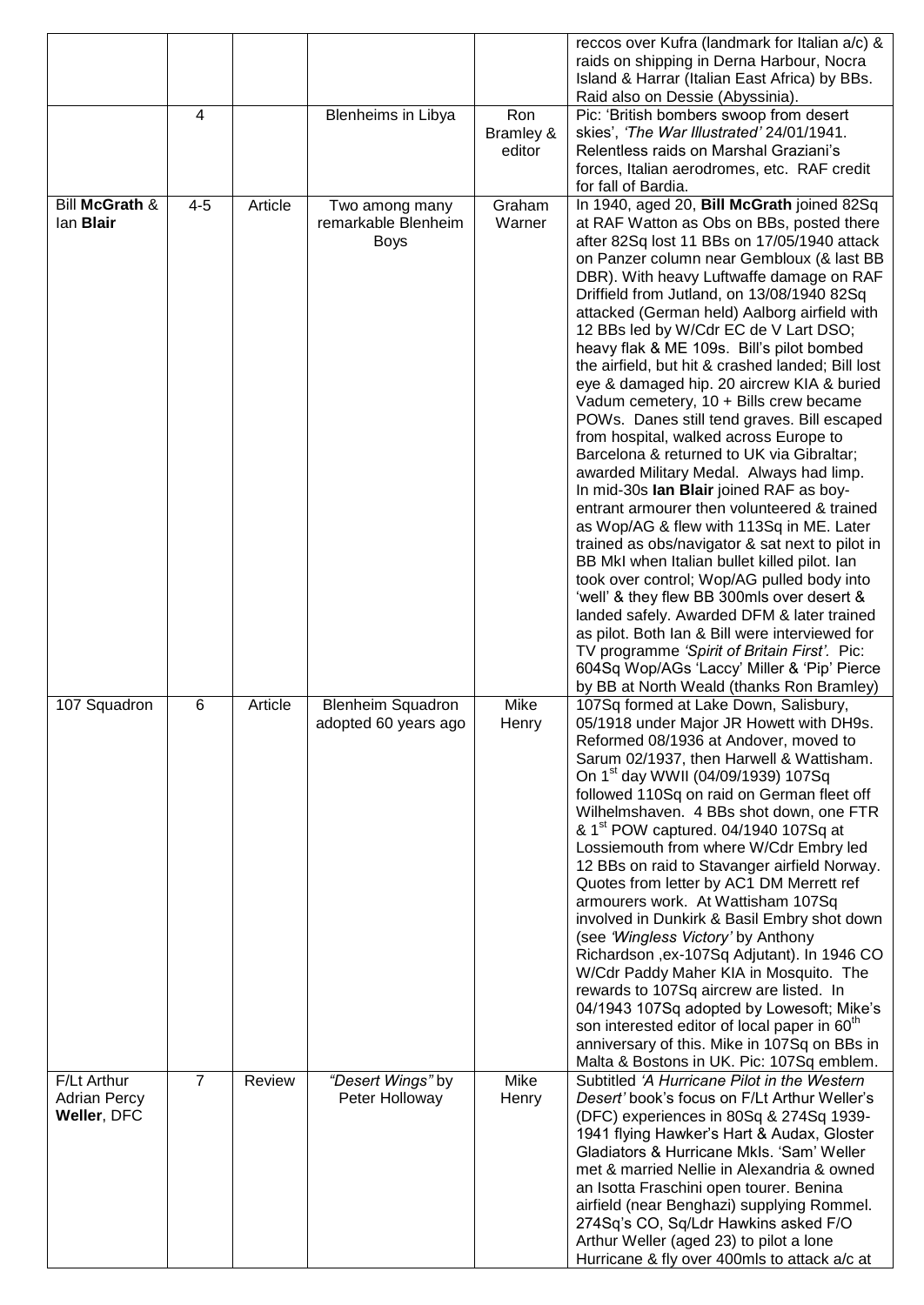| | | | | | |
|---|---|---|---|---|---|
| | | | | | reccos over Kufra (landmark for Italian a/c) & raids on shipping in Derna Harbour, Nocra Island & Harrar (Italian East Africa) by BBs. Raid also on Dessie (Abyssinia). |
| | 4 | | Blenheims in Libya | Ron Bramley & editor | Pic: 'British bombers swoop from desert skies', *'The War Illustrated'* 24/01/1941. Relentless raids on Marshal Graziani's forces, Italian aerodromes, etc. RAF credit for fall of Bardia. |
| Bill **McGrath** & Ian **Blair** | 4-5 | Article | Two among many remarkable Blenheim Boys | Graham Warner | In 1940, aged 20, **Bill McGrath** joined 82Sq at RAF Watton as Obs on BBs, posted there after 82Sq lost 11 BBs on 17/05/1940 attack on Panzer column near Gembloux (& last BB DBR). With heavy Luftwaffe damage on RAF Driffield from Jutland, on 13/08/1940 82Sq attacked (German held) Aalborg airfield with 12 BBs led by W/Cdr EC de V Lart DSO; heavy flak & ME 109s. Bill's pilot bombed the airfield, but hit & crashed landed; Bill lost eye & damaged hip. 20 aircrew KIA & buried Vadum cemetery, 10 + Bills crew became POWs. Danes still tend graves. Bill escaped from hospital, walked across Europe to Barcelona & returned to UK via Gibraltar; awarded Military Medal. Always had limp. In mid-30s **Ian Blair** joined RAF as boy-entrant armourer then volunteered & trained as Wop/AG & flew with 113Sq in ME. Later trained as obs/navigator & sat next to pilot in BB MkI when Italian bullet killed pilot. Ian took over control; Wop/AG pulled body into 'well' & they flew BB 300mls over desert & landed safely. Awarded DFM & later trained as pilot. Both Ian & Bill were interviewed for TV programme *'Spirit of Britain First'*. Pic: 604Sq Wop/AGs 'Laccy' Miller & 'Pip' Pierce by BB at North Weald (thanks Ron Bramley) |
| 107 Squadron | 6 | Article | Blenheim Squadron adopted 60 years ago | Mike Henry | 107Sq formed at Lake Down, Salisbury, 05/1918 under Major JR Howett with DH9s. Reformed 08/1936 at Andover, moved to Sarum 02/1937, then Harwell & Wattisham. On 1st day WWII (04/09/1939) 107Sq followed 110Sq on raid on German fleet off Wilhelmshaven. 4 BBs shot down, one FTR & 1st POW captured. 04/1940 107Sq at Lossiemouth from where W/Cdr Embry led 12 BBs on raid to Stavanger airfield Norway. Quotes from letter by AC1 DM Merrett ref armourers work. At Wattisham 107Sq involved in Dunkirk & Basil Embry shot down (see *'Wingless Victory'* by Anthony Richardson ,ex-107Sq Adjutant). In 1946 CO W/Cdr Paddy Maher KIA in Mosquito. The rewards to 107Sq aircrew are listed. In 04/1943 107Sq adopted by Lowesoft; Mike's son interested editor of local paper in 60th anniversary of this. Mike in 107Sq on BBs in Malta & Bostons in UK. Pic: 107Sq emblem. |
| F/Lt Arthur Adrian Percy **Weller**, DFC | 7 | Review | *"Desert Wings"* by Peter Holloway | Mike Henry | Subtitled *'A Hurricane Pilot in the Western Desert'* book's focus on F/Lt Arthur Weller's (DFC) experiences in 80Sq & 274Sq 1939-1941 flying Hawker's Hart & Audax, Gloster Gladiators & Hurricane MkIs. 'Sam' Weller met & married Nellie in Alexandria & owned an Isotta Fraschini open tourer. Benina airfield (near Benghazi) supplying Rommel. 274Sq's CO, Sq/Ldr Hawkins asked F/O Arthur Weller (aged 23) to pilot a lone Hurricane & fly over 400mls to attack a/c at |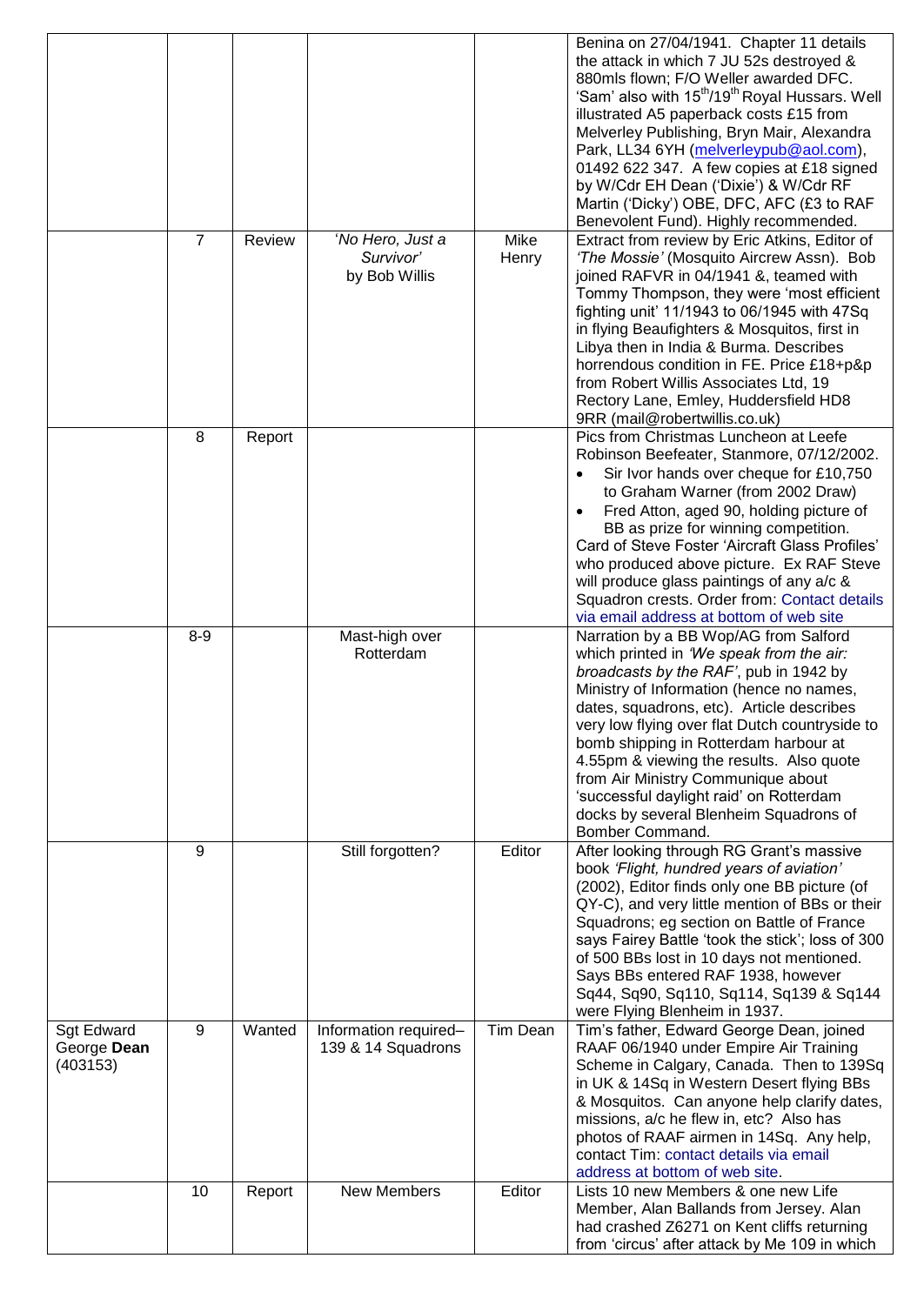| | | | | | |
|---|---|---|---|---|---|
| | | | | | Benina on 27/04/1941. Chapter 11 details the attack in which 7 JU 52s destroyed & 880mls flown; F/O Weller awarded DFC. 'Sam' also with 15th/19th Royal Hussars. Well illustrated A5 paperback costs £15 from Melverley Publishing, Bryn Mair, Alexandra Park, LL34 6YH (melverleypub@aol.com), 01492 622 347. A few copies at £18 signed by W/Cdr EH Dean ('Dixie') & W/Cdr RF Martin ('Dicky') OBE, DFC, AFC (£3 to RAF Benevolent Fund). Highly recommended. |
| | 7 | Review | '*No Hero, Just a Survivor*' by Bob Willis | Mike Henry | Extract from review by Eric Atkins, Editor of *'The Mossie'* (Mosquito Aircrew Assn). Bob joined RAFVR in 04/1941 &, teamed with Tommy Thompson, they were 'most efficient fighting unit' 11/1943 to 06/1945 with 47Sq in flying Beaufighters & Mosquitos, first in Libya then in India & Burma. Describes horrendous condition in FE. Price £18+p&p from Robert Willis Associates Ltd, 19 Rectory Lane, Emley, Huddersfield HD8 9RR (mail@robertwillis.co.uk) |
| | 8 | Report | | | Pics from Christmas Luncheon at Leefe Robinson Beefeater, Stanmore, 07/12/2002.<br>• Sir Ivor hands over cheque for £10,750 to Graham Warner (from 2002 Draw)<br>• Fred Atton, aged 90, holding picture of BB as prize for winning competition.<br>Card of Steve Foster 'Aircraft Glass Profiles' who produced above picture. Ex RAF Steve will produce glass paintings of any a/c & Squadron crests. Order from: Contact details via email address at bottom of web site |
| | 8-9 | | Mast-high over Rotterdam | | Narration by a BB Wop/AG from Salford which printed in *'We speak from the air: broadcasts by the RAF'*, pub in 1942 by Ministry of Information (hence no names, dates, squadrons, etc). Article describes very low flying over flat Dutch countryside to bomb shipping in Rotterdam harbour at 4.55pm & viewing the results. Also quote from Air Ministry Communique about 'successful daylight raid' on Rotterdam docks by several Blenheim Squadrons of Bomber Command. |
| | 9 | | Still forgotten? | Editor | After looking through RG Grant's massive book *'Flight, hundred years of aviation'* (2002), Editor finds only one BB picture (of QY-C), and very little mention of BBs or their Squadrons; eg section on Battle of France says Fairey Battle 'took the stick'; loss of 300 of 500 BBs lost in 10 days not mentioned. Says BBs entered RAF 1938, however Sq44, Sq90, Sq110, Sq114, Sq139 & Sq144 were Flying Blenheim in 1937. |
| Sgt Edward George **Dean** (403153) | 9 | Wanted | Information required– 139 & 14 Squadrons | Tim Dean | Tim's father, Edward George Dean, joined RAAF 06/1940 under Empire Air Training Scheme in Calgary, Canada. Then to 139Sq in UK & 14Sq in Western Desert flying BBs & Mosquitos. Can anyone help clarify dates, missions, a/c he flew in, etc? Also has photos of RAAF airmen in 14Sq. Any help, contact Tim: contact details via email address at bottom of web site. |
| | 10 | Report | New Members | Editor | Lists 10 new Members & one new Life Member, Alan Ballands from Jersey. Alan had crashed Z6271 on Kent cliffs returning from 'circus' after attack by Me 109 in which |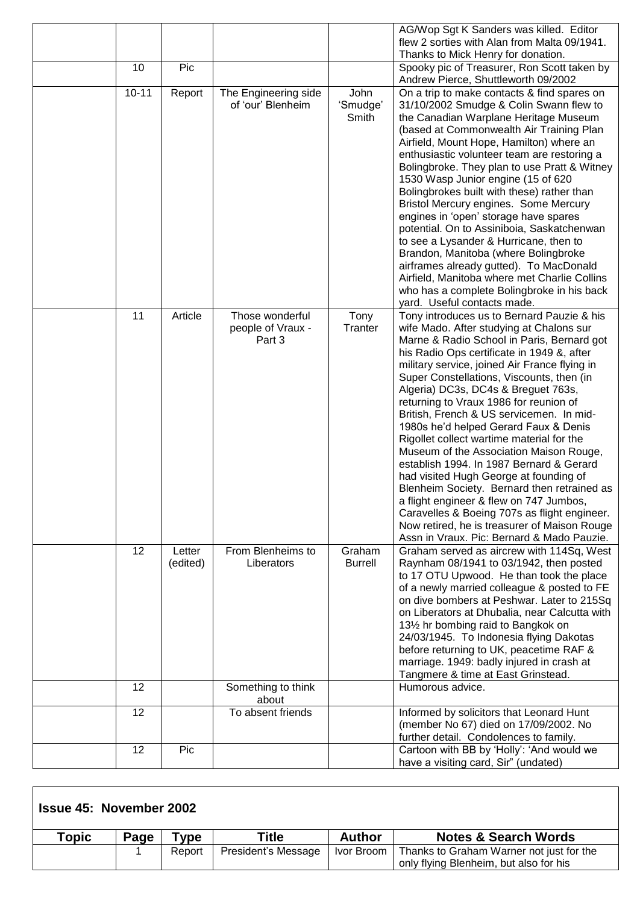| | | | | | |
|---|---|---|---|---|---|
| | | | | | AG/Wop Sgt K Sanders was killed. Editor flew 2 sorties with Alan from Malta 09/1941. Thanks to Mick Henry for donation. |
| | 10 | Pic | | | Spooky pic of Treasurer, Ron Scott taken by Andrew Pierce, Shuttleworth 09/2002 |
| | 10-11 | Report | The Engineering side of 'our' Blenheim | John 'Smudge' Smith | On a trip to make contacts & find spares on 31/10/2002 Smudge & Colin Swann flew to the Canadian Warplane Heritage Museum (based at Commonwealth Air Training Plan Airfield, Mount Hope, Hamilton) where an enthusiastic volunteer team are restoring a Bolingbroke. They plan to use Pratt & Witney 1530 Wasp Junior engine (15 of 620 Bolingbrokes built with these) rather than Bristol Mercury engines. Some Mercury engines in 'open' storage have spares potential. On to Assiniboia, Saskatchenwan to see a Lysander & Hurricane, then to Brandon, Manitoba (where Bolingbroke airframes already gutted). To MacDonald Airfield, Manitoba where met Charlie Collins who has a complete Bolingbroke in his back yard. Useful contacts made. |
| | 11 | Article | Those wonderful people of Vraux - Part 3 | Tony Tranter | Tony introduces us to Bernard Pauzie & his wife Mado. After studying at Chalons sur Marne & Radio School in Paris, Bernard got his Radio Ops certificate in 1949 &, after military service, joined Air France flying in Super Constellations, Viscounts, then (in Algeria) DC3s, DC4s & Breguet 763s, returning to Vraux 1986 for reunion of British, French & US servicemen. In mid-1980s he'd helped Gerard Faux & Denis Rigollet collect wartime material for the Museum of the Association Maison Rouge, establish 1994. In 1987 Bernard & Gerard had visited Hugh George at founding of Blenheim Society. Bernard then retrained as a flight engineer & flew on 747 Jumbos, Caravelles & Boeing 707s as flight engineer. Now retired, he is treasurer of Maison Rouge Assn in Vraux. Pic: Bernard & Mado Pauzie. |
| | 12 | Letter (edited) | From Blenheims to Liberators | Graham Burrell | Graham served as aircrew with 114Sq, West Raynham 08/1941 to 03/1942, then posted to 17 OTU Upwood. He than took the place of a newly married colleague & posted to FE on dive bombers at Peshwar. Later to 215Sq on Liberators at Dhubalia, near Calcutta with 13½ hr bombing raid to Bangkok on 24/03/1945. To Indonesia flying Dakotas before returning to UK, peacetime RAF & marriage. 1949: badly injured in crash at Tangmere & time at East Grinstead. |
| | 12 | | Something to think about | | Humorous advice. |
| | 12 | | To absent friends | | Informed by solicitors that Leonard Hunt (member No 67) died on 17/09/2002. No further detail. Condolences to family. |
| | 12 | Pic | | | Cartoon with BB by 'Holly': 'And would we have a visiting card, Sir" (undated) |

**Issue 45: November 2002**

| Topic | Page | Type | Title | Author | Notes & Search Words |
|---|---|---|---|---|---|
| | 1 | Report | President's Message | Ivor Broom | Thanks to Graham Warner not just for the only flying Blenheim, but also for his |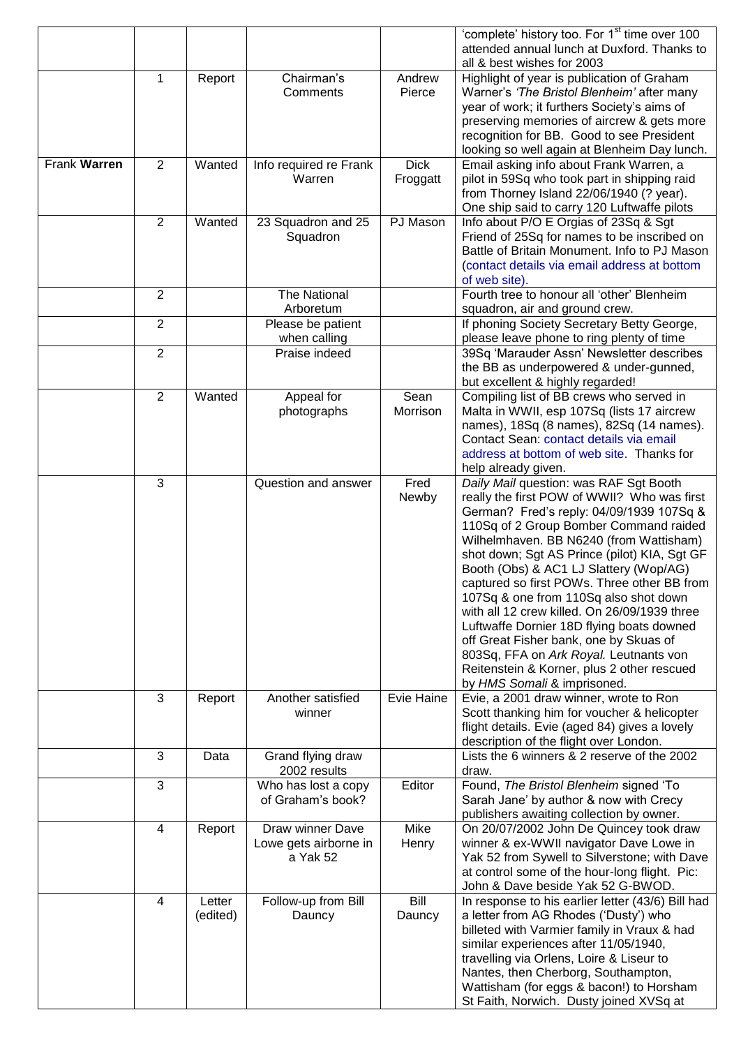| | | | | | |
|---|---|---|---|---|---|
| | | | | | 'complete' history too. For 1st time over 100 attended annual lunch at Duxford. Thanks to all & best wishes for 2003 |
| | 1 | Report | Chairman's Comments | Andrew Pierce | Highlight of year is publication of Graham Warner's *'The Bristol Blenheim'* after many year of work; it furthers Society's aims of preserving memories of aircrew & gets more recognition for BB. Good to see President looking so well again at Blenheim Day lunch. |
| Frank **Warren** | 2 | Wanted | Info required re Frank Warren | Dick Froggatt | Email asking info about Frank Warren, a pilot in 59Sq who took part in shipping raid from Thorney Island 22/06/1940 (? year). One ship said to carry 120 Luftwaffe pilots |
| | 2 | Wanted | 23 Squadron and 25 Squadron | PJ Mason | Info about P/O E Orgias of 23Sq & Sgt Friend of 25Sq for names to be inscribed on Battle of Britain Monument. Info to PJ Mason (contact details via email address at bottom of web site). |
| | 2 | | The National Arboretum | | Fourth tree to honour all 'other' Blenheim squadron, air and ground crew. |
| | 2 | | Please be patient when calling | | If phoning Society Secretary Betty George, please leave phone to ring plenty of time |
| | 2 | | Praise indeed | | 39Sq 'Marauder Assn' Newsletter describes the BB as underpowered & under-gunned, but excellent & highly regarded! |
| | 2 | Wanted | Appeal for photographs | Sean Morrison | Compiling list of BB crews who served in Malta in WWII, esp 107Sq (lists 17 aircrew names), 18Sq (8 names), 82Sq (14 names). Contact Sean: contact details via email address at bottom of web site. Thanks for help already given. |
| | 3 | | Question and answer | Fred Newby | *Daily Mail* question: was RAF Sgt Booth really the first POW of WWII? Who was first German? Fred's reply: 04/09/1939 107Sq & 110Sq of 2 Group Bomber Command raided Wilhelmhaven. BB N6240 (from Wattisham) shot down; Sgt AS Prince (pilot) KIA, Sgt GF Booth (Obs) & AC1 LJ Slattery (Wop/AG) captured so first POWs. Three other BB from 107Sq & one from 110Sq also shot down with all 12 crew killed. On 26/09/1939 three Luftwaffe Dornier 18D flying boats downed off Great Fisher bank, one by Skuas of 803Sq, FFA on *Ark Royal.* Leutnants von Reitenstein & Korner, plus 2 other rescued by *HMS Somali* & imprisoned. |
| | 3 | Report | Another satisfied winner | Evie Haine | Evie, a 2001 draw winner, wrote to Ron Scott thanking him for voucher & helicopter flight details. Evie (aged 84) gives a lovely description of the flight over London. |
| | 3 | Data | Grand flying draw 2002 results | | Lists the 6 winners & 2 reserve of the 2002 draw. |
| | 3 | | Who has lost a copy of Graham's book? | Editor | Found, *The Bristol Blenheim* signed 'To Sarah Jane' by author & now with Crecy publishers awaiting collection by owner. |
| | 4 | Report | Draw winner Dave Lowe gets airborne in a Yak 52 | Mike Henry | On 20/07/2002 John De Quincey took draw winner & ex-WWII navigator Dave Lowe in Yak 52 from Sywell to Silverstone; with Dave at control some of the hour-long flight. Pic: John & Dave beside Yak 52 G-BWOD. |
| | 4 | Letter (edited) | Follow-up from Bill Dauncy | Bill Dauncy | In response to his earlier letter (43/6) Bill had a letter from AG Rhodes ('Dusty') who billeted with Varmier family in Vraux & had similar experiences after 11/05/1940, travelling via Orlens, Loire & Liseur to Nantes, then Cherborg, Southampton, Wattisham (for eggs & bacon!) to Horsham St Faith, Norwich. Dusty joined XVSq at |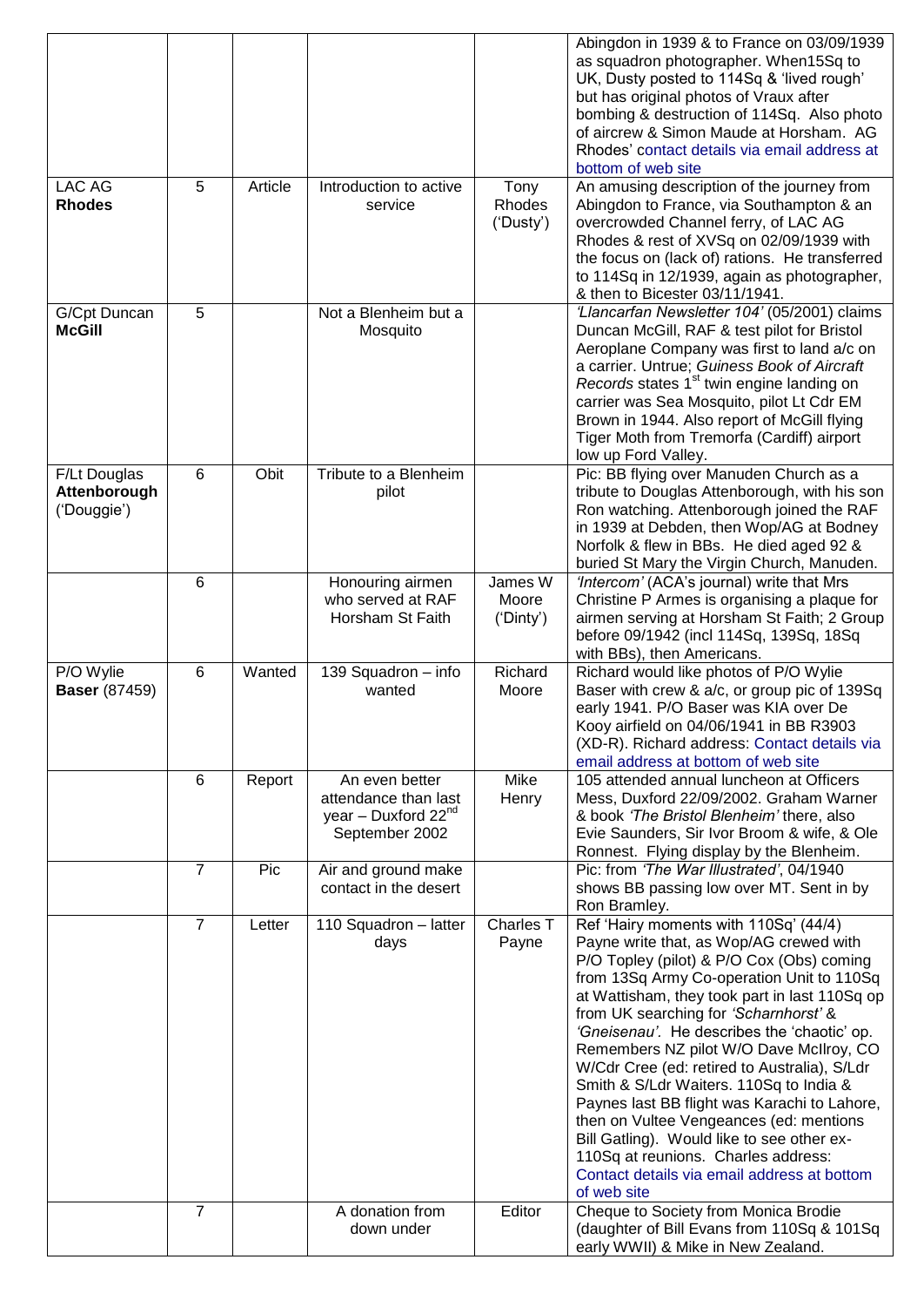| | | | | | |
|---|---|---|---|---|---|
| | | | | | Abingdon in 1939 & to France on 03/09/1939 as squadron photographer. When15Sq to UK, Dusty posted to 114Sq & 'lived rough' but has original photos of Vraux after bombing & destruction of 114Sq. Also photo of aircrew & Simon Maude at Horsham. AG Rhodes' contact details via email address at bottom of web site |
| LAC AG **Rhodes** | 5 | Article | Introduction to active service | Tony Rhodes ('Dusty') | An amusing description of the journey from Abingdon to France, via Southampton & an overcrowded Channel ferry, of LAC AG Rhodes & rest of XVSq on 02/09/1939 with the focus on (lack of) rations. He transferred to 114Sq in 12/1939, again as photographer, & then to Bicester 03/11/1941. |
| G/Cpt Duncan **McGill** | 5 | | Not a Blenheim but a Mosquito | | *'Llancarfan Newsletter 104'* (05/2001) claims Duncan McGill, RAF & test pilot for Bristol Aeroplane Company was first to land a/c on a carrier. Untrue; *Guiness Book of Aircraft Records* states 1st twin engine landing on carrier was Sea Mosquito, pilot Lt Cdr EM Brown in 1944. Also report of McGill flying Tiger Moth from Tremorfa (Cardiff) airport low up Ford Valley. |
| F/Lt Douglas **Attenborough** ('Douggie') | 6 | Obit | Tribute to a Blenheim pilot | | Pic: BB flying over Manuden Church as a tribute to Douglas Attenborough, with his son Ron watching. Attenborough joined the RAF in 1939 at Debden, then Wop/AG at Bodney Norfolk & flew in BBs. He died aged 92 & buried St Mary the Virgin Church, Manuden. |
| | 6 | | Honouring airmen who served at RAF Horsham St Faith | James W Moore ('Dinty') | *'Intercom'* (ACA's journal) write that Mrs Christine P Armes is organising a plaque for airmen serving at Horsham St Faith; 2 Group before 09/1942 (incl 114Sq, 139Sq, 18Sq with BBs), then Americans. |
| P/O Wylie **Baser** (87459) | 6 | Wanted | 139 Squadron – info wanted | Richard Moore | Richard would like photos of P/O Wylie Baser with crew & a/c, or group pic of 139Sq early 1941. P/O Baser was KIA over De Kooy airfield on 04/06/1941 in BB R3903 (XD-R). Richard address: Contact details via email address at bottom of web site |
| | 6 | Report | An even better attendance than last year – Duxford 22nd September 2002 | Mike Henry | 105 attended annual luncheon at Officers Mess, Duxford 22/09/2002. Graham Warner & book *'The Bristol Blenheim'* there, also Evie Saunders, Sir Ivor Broom & wife, & Ole Ronnest. Flying display by the Blenheim. |
| | 7 | Pic | Air and ground make contact in the desert | | Pic: from *'The War Illustrated'*, 04/1940 shows BB passing low over MT. Sent in by Ron Bramley. |
| | 7 | Letter | 110 Squadron – latter days | Charles T Payne | Ref 'Hairy moments with 110Sq' (44/4) Payne write that, as Wop/AG crewed with P/O Topley (pilot) & P/O Cox (Obs) coming from 13Sq Army Co-operation Unit to 110Sq at Wattisham, they took part in last 110Sq op from UK searching for *'Scharnhorst'* & *'Gneisenau'*. He describes the 'chaotic' op. Remembers NZ pilot W/O Dave McIlroy, CO W/Cdr Cree (ed: retired to Australia), S/Ldr Smith & S/Ldr Waiters. 110Sq to India & Paynes last BB flight was Karachi to Lahore, then on Vultee Vengeances (ed: mentions Bill Gatling). Would like to see other ex-110Sq at reunions. Charles address: Contact details via email address at bottom of web site |
| | 7 | | A donation from down under | Editor | Cheque to Society from Monica Brodie (daughter of Bill Evans from 110Sq & 101Sq early WWII) & Mike in New Zealand. |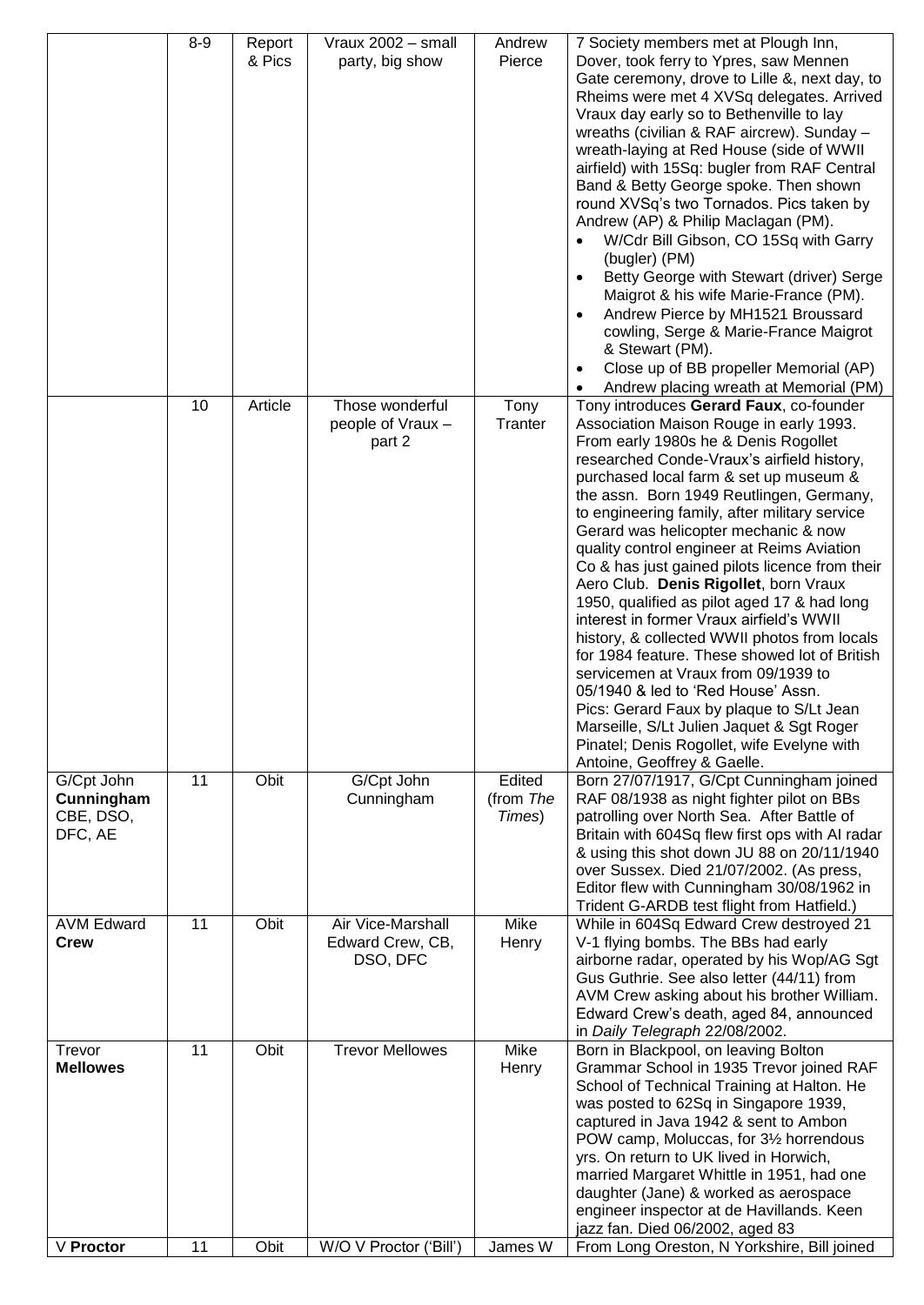| | | | | | |
|---|---|---|---|---|---|
| | 8-9 | Report & Pics | Vraux 2002 – small party, big show | Andrew Pierce | 7 Society members met at Plough Inn, Dover, took ferry to Ypres, saw Mennen Gate ceremony, drove to Lille &, next day, to Rheims were met 4 XVSq delegates. Arrived Vraux day early so to Bethenville to lay wreaths (civilian & RAF aircrew). Sunday – wreath-laying at Red House (side of WWII airfield) with 15Sq: bugler from RAF Central Band & Betty George spoke. Then shown round XVSq's two Tornados. Pics taken by Andrew (AP) & Philip Maclagan (PM).<br>• W/Cdr Bill Gibson, CO 15Sq with Garry (bugler) (PM)<br>• Betty George with Stewart (driver) Serge Maigrot & his wife Marie-France (PM).<br>• Andrew Pierce by MH1521 Broussard cowling, Serge & Marie-France Maigrot & Stewart (PM).<br>• Close up of BB propeller Memorial (AP)<br>• Andrew placing wreath at Memorial (PM) |
| | 10 | Article | Those wonderful people of Vraux – part 2 | Tony Tranter | Tony introduces **Gerard Faux**, co-founder Association Maison Rouge in early 1993. From early 1980s he & Denis Rogollet researched Conde-Vraux's airfield history, purchased local farm & set up museum & the assn. Born 1949 Reutlingen, Germany, to engineering family, after military service Gerard was helicopter mechanic & now quality control engineer at Reims Aviation Co & has just gained pilots licence from their Aero Club. **Denis Rigollet**, born Vraux 1950, qualified as pilot aged 17 & had long interest in former Vraux airfield's WWII history, & collected WWII photos from locals for 1984 feature. These showed lot of British servicemen at Vraux from 09/1939 to 05/1940 & led to 'Red House' Assn.<br>Pics: Gerard Faux by plaque to S/Lt Jean Marseille, S/Lt Julien Jaquet & Sgt Roger Pinatel; Denis Rogollet, wife Evelyne with Antoine, Geoffrey & Gaelle. |
| G/Cpt John **Cunningham** CBE, DSO, DFC, AE | 11 | Obit | G/Cpt John Cunningham | Edited (from *The Times*) | Born 27/07/1917, G/Cpt Cunningham joined RAF 08/1938 as night fighter pilot on BBs patrolling over North Sea. After Battle of Britain with 604Sq flew first ops with AI radar & using this shot down JU 88 on 20/11/1940 over Sussex. Died 21/07/2002. (As press, Editor flew with Cunningham 30/08/1962 in Trident G-ARDB test flight from Hatfield.) |
| AVM Edward **Crew** | 11 | Obit | Air Vice-Marshall Edward Crew, CB, DSO, DFC | Mike Henry | While in 604Sq Edward Crew destroyed 21 V-1 flying bombs. The BBs had early airborne radar, operated by his Wop/AG Sgt Gus Guthrie. See also letter (44/11) from AVM Crew asking about his brother William. Edward Crew's death, aged 84, announced in *Daily Telegraph* 22/08/2002. |
| Trevor **Mellowes** | 11 | Obit | Trevor Mellowes | Mike Henry | Born in Blackpool, on leaving Bolton Grammar School in 1935 Trevor joined RAF School of Technical Training at Halton. He was posted to 62Sq in Singapore 1939, captured in Java 1942 & sent to Ambon POW camp, Moluccas, for 3½ horrendous yrs. On return to UK lived in Horwich, married Margaret Whittle in 1951, had one daughter (Jane) & worked as aerospace engineer inspector at de Havillands. Keen jazz fan. Died 06/2002, aged 83 |
| V **Proctor** | 11 | Obit | W/O V Proctor ('Bill') | James W | From Long Oreston, N Yorkshire, Bill joined |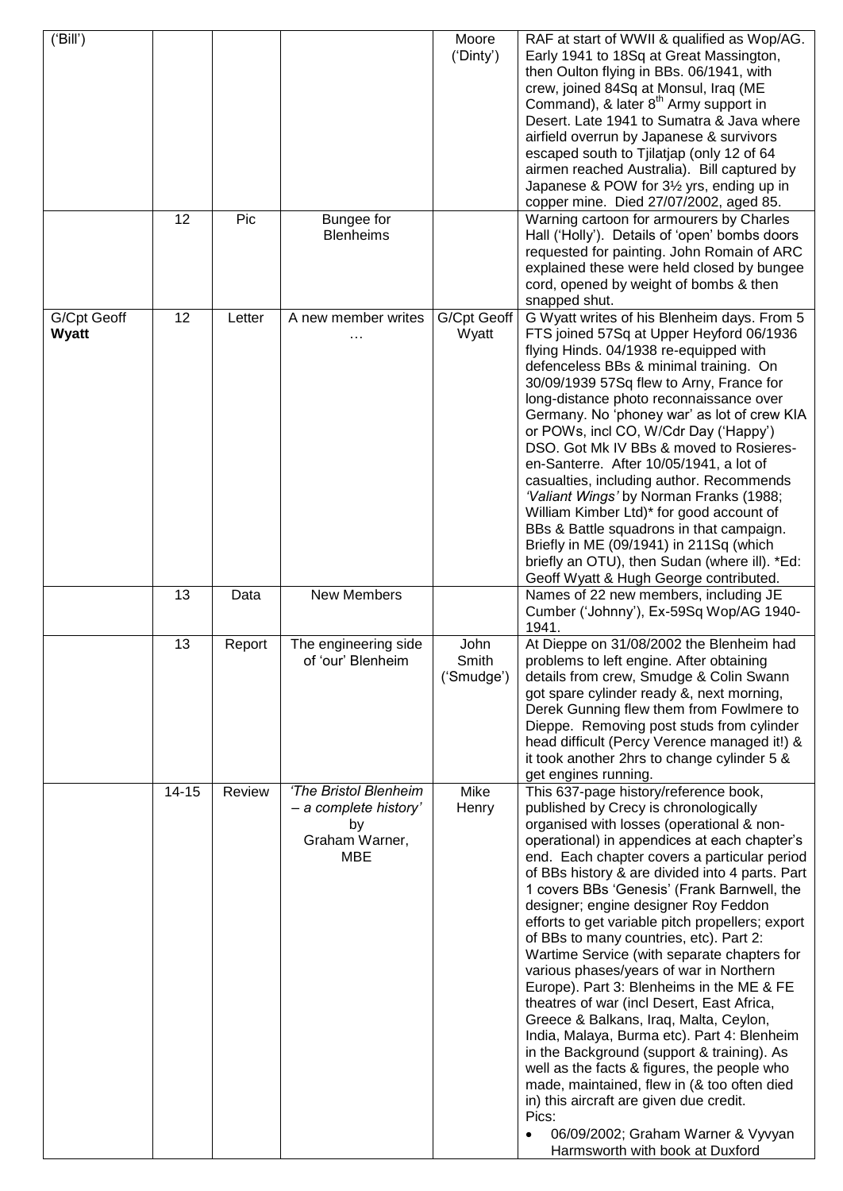| | | | | | |
|---|---|---|---|---|---|
| ('Bill') | | | | Moore ('Dinty') | RAF at start of WWII & qualified as Wop/AG. Early 1941 to 18Sq at Great Massington, then Oulton flying in BBs. 06/1941, with crew, joined 84Sq at Monsul, Iraq (ME Command), & later 8th Army support in Desert. Late 1941 to Sumatra & Java where airfield overrun by Japanese & survivors escaped south to Tjilatjap (only 12 of 64 airmen reached Australia). Bill captured by Japanese & POW for 3½ yrs, ending up in copper mine. Died 27/07/2002, aged 85. |
| | 12 | Pic | Bungee for Blenheims | | Warning cartoon for armourers by Charles Hall ('Holly'). Details of 'open' bombs doors requested for painting. John Romain of ARC explained these were held closed by bungee cord, opened by weight of bombs & then snapped shut. |
| G/Cpt Geoff **Wyatt** | 12 | Letter | A new member writes … | G/Cpt Geoff Wyatt | G Wyatt writes of his Blenheim days. From 5 FTS joined 57Sq at Upper Heyford 06/1936 flying Hinds. 04/1938 re-equipped with defenceless BBs & minimal training. On 30/09/1939 57Sq flew to Arny, France for long-distance photo reconnaissance over Germany. No 'phoney war' as lot of crew KIA or POWs, incl CO, W/Cdr Day ('Happy') DSO. Got Mk IV BBs & moved to Rosieres-en-Santerre. After 10/05/1941, a lot of casualties, including author. Recommends *'Valiant Wings'* by Norman Franks (1988; William Kimber Ltd)* for good account of BBs & Battle squadrons in that campaign. Briefly in ME (09/1941) in 211Sq (which briefly an OTU), then Sudan (where ill). *Ed: Geoff Wyatt & Hugh George contributed. |
| | 13 | Data | New Members | | Names of 22 new members, including JE Cumber ('Johnny'), Ex-59Sq Wop/AG 1940-1941. |
| | 13 | Report | The engineering side of 'our' Blenheim | John Smith ('Smudge') | At Dieppe on 31/08/2002 the Blenheim had problems to left engine. After obtaining details from crew, Smudge & Colin Swann got spare cylinder ready &, next morning, Derek Gunning flew them from Fowlmere to Dieppe. Removing post studs from cylinder head difficult (Percy Verence managed it!) & it took another 2hrs to change cylinder 5 & get engines running. |
| | 14-15 | Review | *'The Bristol Blenheim – a complete history'* by Graham Warner, MBE | Mike Henry | This 637-page history/reference book, published by Crecy is chronologically organised with losses (operational & non-operational) in appendices at each chapter's end. Each chapter covers a particular period of BBs history & are divided into 4 parts. Part 1 covers BBs 'Genesis' (Frank Barnwell, the designer; engine designer Roy Feddon efforts to get variable pitch propellers; export of BBs to many countries, etc). Part 2: Wartime Service (with separate chapters for various phases/years of war in Northern Europe). Part 3: Blenheims in the ME & FE theatres of war (incl Desert, East Africa, Greece & Balkans, Iraq, Malta, Ceylon, India, Malaya, Burma etc). Part 4: Blenheim in the Background (support & training). As well as the facts & figures, the people who made, maintained, flew in (& too often died in) this aircraft are given due credit.<br>Pics:<br>• 06/09/2002; Graham Warner & Vyvyan Harmsworth with book at Duxford |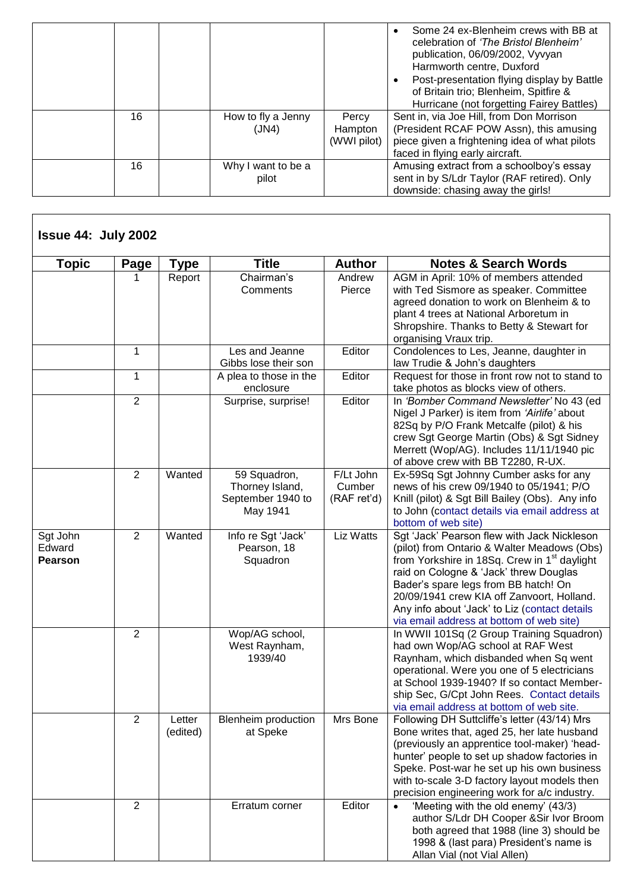| | | | | |
|---|---|---|---|---|
| | | | | • Some 24 ex-Blenheim crews with BB at celebration of *'The Bristol Blenheim'* publication, 06/09/2002, Vyvyan Harmworth centre, Duxford<br>• Post-presentation flying display by Battle of Britain trio; Blenheim, Spitfire & Hurricane (not forgetting Fairey Battles) |
| 16 | | How to fly a Jenny (JN4) | Percy Hampton (WWI pilot) | Sent in, via Joe Hill, from Don Morrison (President RCAF POW Assn), this amusing piece given a frightening idea of what pilots faced in flying early aircraft. |
| 16 | | Why I want to be a pilot | | Amusing extract from a schoolboy's essay sent in by S/Ldr Taylor (RAF retired). Only downside: chasing away the girls! |

## Issue 44: July 2002

| Topic | Page | Type | Title | Author | Notes & Search Words |
|---|---|---|---|---|---|
| | 1 | Report | Chairman's Comments | Andrew Pierce | AGM in April: 10% of members attended with Ted Sismore as speaker. Committee agreed donation to work on Blenheim & to plant 4 trees at National Arboretum in Shropshire. Thanks to Betty & Stewart for organising Vraux trip. |
| | 1 | | Les and Jeanne Gibbs lose their son | Editor | Condolences to Les, Jeanne, daughter in law Trudie & John's daughters |
| | 1 | | A plea to those in the enclosure | Editor | Request for those in front row not to stand to take photos as blocks view of others. |
| | 2 | | Surprise, surprise! | Editor | In *'Bomber Command Newsletter'* No 43 (ed Nigel J Parker) is item from *'Airlife'* about 82Sq by P/O Frank Metcalfe (pilot) & his crew Sgt George Martin (Obs) & Sgt Sidney Merrett (Wop/AG). Includes 11/11/1940 pic of above crew with BB T2280, R-UX. |
| | 2 | Wanted | 59 Squadron, Thorney Island, September 1940 to May 1941 | F/Lt John Cumber (RAF ret'd) | Ex-59Sq Sgt Johnny Cumber asks for any news of his crew 09/1940 to 05/1941; P/O Knill (pilot) & Sgt Bill Bailey (Obs). Any info to John (contact details via email address at bottom of web site) |
| Sgt John Edward **Pearson** | 2 | Wanted | Info re Sgt 'Jack' Pearson, 18 Squadron | Liz Watts | Sgt 'Jack' Pearson flew with Jack Nickleson (pilot) from Ontario & Walter Meadows (Obs) from Yorkshire in 18Sq. Crew in 1st daylight raid on Cologne & 'Jack' threw Douglas Bader's spare legs from BB hatch! On 20/09/1941 crew KIA off Zanvoort, Holland. Any info about 'Jack' to Liz (contact details via email address at bottom of web site) |
| | 2 | | Wop/AG school, West Raynham, 1939/40 | | In WWII 101Sq (2 Group Training Squadron) had own Wop/AG school at RAF West Raynham, which disbanded when Sq went operational. Were you one of 5 electricians at School 1939-1940? If so contact Member-ship Sec, G/Cpt John Rees. Contact details via email address at bottom of web site. |
| | 2 | Letter (edited) | Blenheim production at Speke | Mrs Bone | Following DH Suttcliffe's letter (43/14) Mrs Bone writes that, aged 25, her late husband (previously an apprentice tool-maker) 'head-hunter' people to set up shadow factories in Speke. Post-war he set up his own business with to-scale 3-D factory layout models then precision engineering work for a/c industry. |
| | 2 | | Erratum corner | Editor | • 'Meeting with the old enemy' (43/3) author S/Ldr DH Cooper &Sir Ivor Broom both agreed that 1988 (line 3) should be 1998 & (last para) President's name is Allan Vial (not Vial Allen) |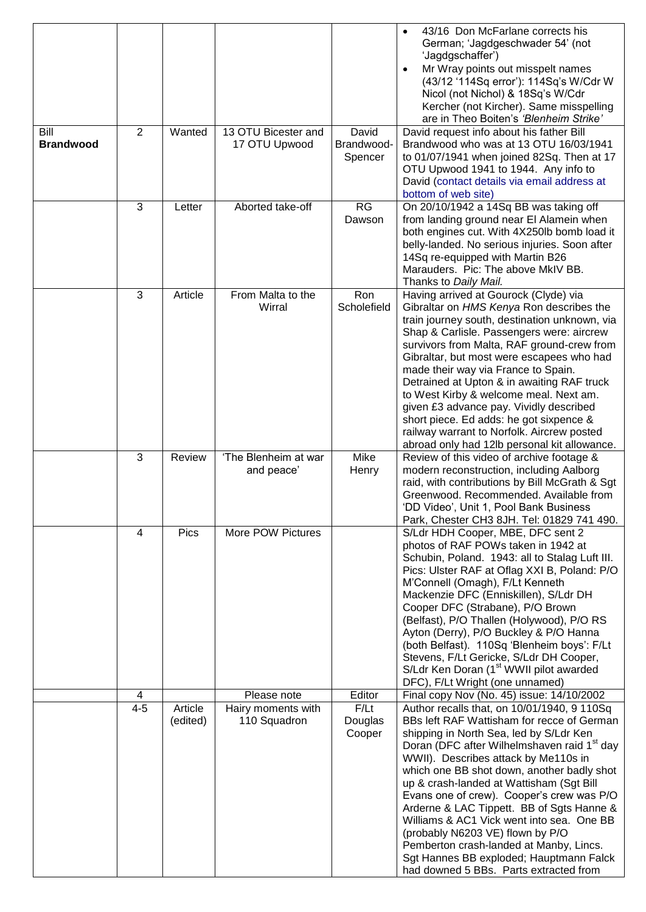| | | | | | |
|---|---|---|---|---|---|
| | | | | | • 43/16 Don McFarlane corrects his German; 'Jagdgeschwader 54' (not 'Jagdgschaffer') • Mr Wray points out misspelt names (43/12 '114Sq error'): 114Sq's W/Cdr W Nicol (not Nichol) & 18Sq's W/Cdr Kercher (not Kircher). Same misspelling are in Theo Boiten's *'Blenheim Strike'* |
| Bill **Brandwood** | 2 | Wanted | 13 OTU Bicester and 17 OTU Upwood | David Brandwood-Spencer | David request info about his father Bill Brandwood who was at 13 OTU 16/03/1941 to 01/07/1941 when joined 82Sq. Then at 17 OTU Upwood 1941 to 1944. Any info to David (contact details via email address at bottom of web site) |
| | 3 | Letter | Aborted take-off | RG Dawson | On 20/10/1942 a 14Sq BB was taking off from landing ground near El Alamein when both engines cut. With 4X250lb bomb load it belly-landed. No serious injuries. Soon after 14Sq re-equipped with Martin B26 Marauders. Pic: The above MkIV BB. Thanks to *Daily Mail.* |
| | 3 | Article | From Malta to the Wirral | Ron Scholefield | Having arrived at Gourock (Clyde) via Gibraltar on *HMS Kenya* Ron describes the train journey south, destination unknown, via Shap & Carlisle. Passengers were: aircrew survivors from Malta, RAF ground-crew from Gibraltar, but most were escapees who had made their way via France to Spain. Detrained at Upton & in awaiting RAF truck to West Kirby & welcome meal. Next am. given £3 advance pay. Vividly described short piece. Ed adds: he got sixpence & railway warrant to Norfolk. Aircrew posted abroad only had 12lb personal kit allowance. |
| | 3 | Review | 'The Blenheim at war and peace' | Mike Henry | Review of this video of archive footage & modern reconstruction, including Aalborg raid, with contributions by Bill McGrath & Sgt Greenwood. Recommended. Available from 'DD Video', Unit 1, Pool Bank Business Park, Chester CH3 8JH. Tel: 01829 741 490. |
| | 4 | Pics | More POW Pictures | | S/Ldr HDH Cooper, MBE, DFC sent 2 photos of RAF POWs taken in 1942 at Schubin, Poland. 1943: all to Stalag Luft III. Pics: Ulster RAF at Oflag XXI B, Poland: P/O M'Connell (Omagh), F/Lt Kenneth Mackenzie DFC (Enniskillen), S/Ldr DH Cooper DFC (Strabane), P/O Brown (Belfast), P/O Thallen (Holywood), P/O RS Ayton (Derry), P/O Buckley & P/O Hanna (both Belfast). 110Sq 'Blenheim boys': F/Lt Stevens, F/Lt Gericke, S/Ldr DH Cooper, S/Ldr Ken Doran (1st WWII pilot awarded DFC), F/Lt Wright (one unnamed) |
| | 4 | | Please note | Editor | Final copy Nov (No. 45) issue: 14/10/2002 |
| | 4-5 | Article (edited) | Hairy moments with 110 Squadron | F/Lt Douglas Cooper | Author recalls that, on 10/01/1940, 9 110Sq BBs left RAF Wattisham for recce of German shipping in North Sea, led by S/Ldr Ken Doran (DFC after Wilhelmshaven raid 1st day WWII). Describes attack by Me110s in which one BB shot down, another badly shot up & crash-landed at Wattisham (Sgt Bill Evans one of crew). Cooper's crew was P/O Arderne & LAC Tippett. BB of Sgts Hanne & Williams & AC1 Vick went into sea. One BB (probably N6203 VE) flown by P/O Pemberton crash-landed at Manby, Lincs. Sgt Hannes BB exploded; Hauptmann Falck had downed 5 BBs. Parts extracted from |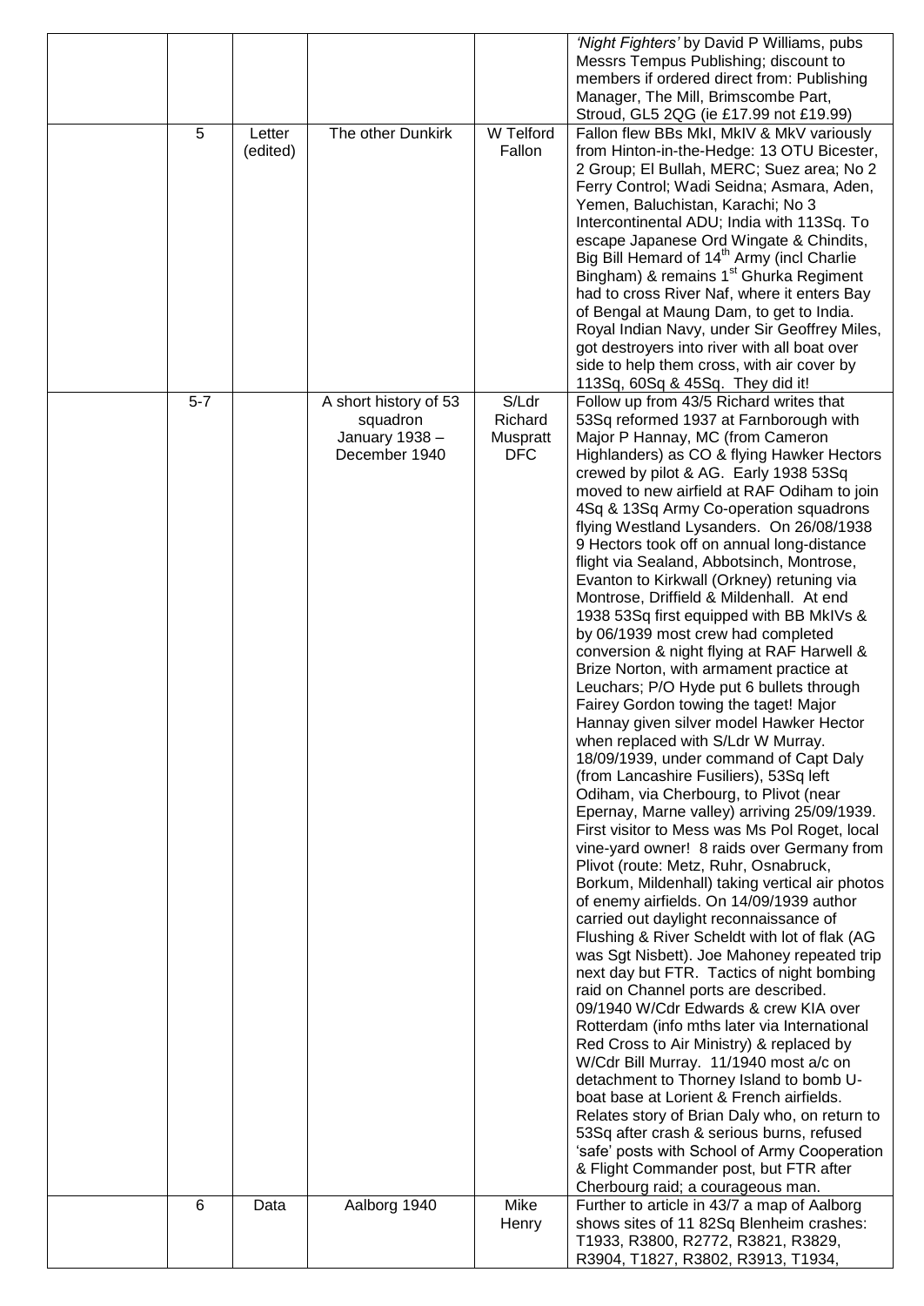| | | | | | |
|---|---|---|---|---|---|
| | | | | | *'Night Fighters'* by David P Williams, pubs Messrs Tempus Publishing; discount to members if ordered direct from: Publishing Manager, The Mill, Brimscombe Part, Stroud, GL5 2QG (ie £17.99 not £19.99) |
| | 5 | Letter (edited) | The other Dunkirk | W Telford Fallon | Fallon flew BBs MkI, MkIV & MkV variously from Hinton-in-the-Hedge: 13 OTU Bicester, 2 Group; El Bullah, MERC; Suez area; No 2 Ferry Control; Wadi Seidna; Asmara, Aden, Yemen, Baluchistan, Karachi; No 3 Intercontinental ADU; India with 113Sq. To escape Japanese Ord Wingate & Chindits, Big Bill Hemard of 14th Army (incl Charlie Bingham) & remains 1st Ghurka Regiment had to cross River Naf, where it enters Bay of Bengal at Maung Dam, to get to India. Royal Indian Navy, under Sir Geoffrey Miles, got destroyers into river with all boat over side to help them cross, with air cover by 113Sq, 60Sq & 45Sq. They did it! |
| | 5-7 | | A short history of 53 squadron January 1938 – December 1940 | S/Ldr Richard Muspratt DFC | Follow up from 43/5 Richard writes that 53Sq reformed 1937 at Farnborough with Major P Hannay, MC (from Cameron Highlanders) as CO & flying Hawker Hectors crewed by pilot & AG. Early 1938 53Sq moved to new airfield at RAF Odiham to join 4Sq & 13Sq Army Co-operation squadrons flying Westland Lysanders. On 26/08/1938 9 Hectors took off on annual long-distance flight via Sealand, Abbotsinch, Montrose, Evanton to Kirkwall (Orkney) retuning via Montrose, Driffield & Mildenhall. At end 1938 53Sq first equipped with BB MkIVs & by 06/1939 most crew had completed conversion & night flying at RAF Harwell & Brize Norton, with armament practice at Leuchars; P/O Hyde put 6 bullets through Fairey Gordon towing the taget! Major Hannay given silver model Hawker Hector when replaced with S/Ldr W Murray. 18/09/1939, under command of Capt Daly (from Lancashire Fusiliers), 53Sq left Odiham, via Cherbourg, to Plivot (near Epernay, Marne valley) arriving 25/09/1939. First visitor to Mess was Ms Pol Roget, local vine-yard owner! 8 raids over Germany from Plivot (route: Metz, Ruhr, Osnabruck, Borkum, Mildenhall) taking vertical air photos of enemy airfields. On 14/09/1939 author carried out daylight reconnaissance of Flushing & River Scheldt with lot of flak (AG was Sgt Nisbett). Joe Mahoney repeated trip next day but FTR. Tactics of night bombing raid on Channel ports are described. 09/1940 W/Cdr Edwards & crew KIA over Rotterdam (info mths later via International Red Cross to Air Ministry) & replaced by W/Cdr Bill Murray. 11/1940 most a/c on detachment to Thorney Island to bomb U-boat base at Lorient & French airfields. Relates story of Brian Daly who, on return to 53Sq after crash & serious burns, refused 'safe' posts with School of Army Cooperation & Flight Commander post, but FTR after Cherbourg raid; a courageous man. |
| | 6 | Data | Aalborg 1940 | Mike Henry | Further to article in 43/7 a map of Aalborg shows sites of 11 82Sq Blenheim crashes: T1933, R3800, R2772, R3821, R3829, R3904, T1827, R3802, R3913, T1934, |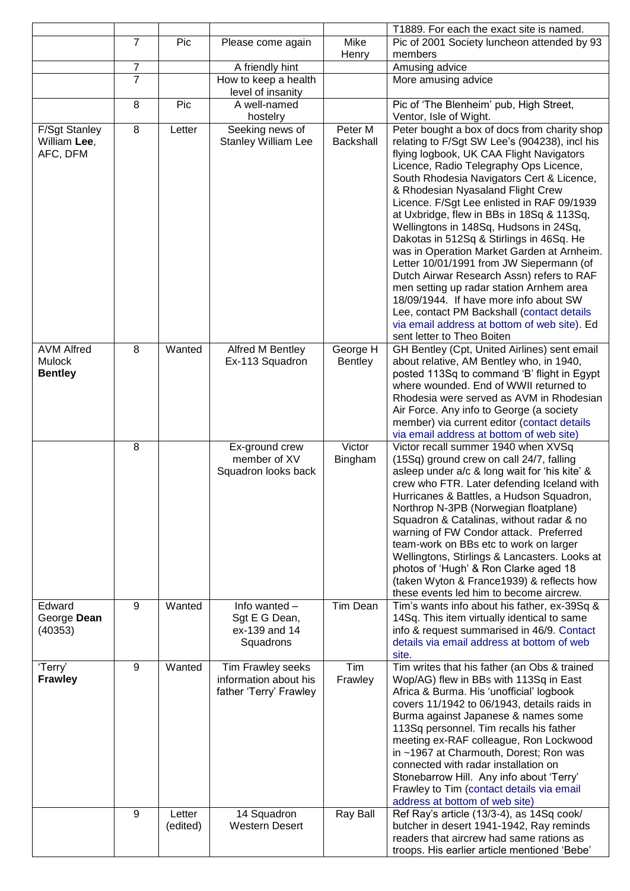| | | | | | T1889. For each the exact site is named. |
|---|---|---|---|---|---|
| | 7 | Pic | Please come again | Mike Henry | Pic of 2001 Society luncheon attended by 93 members |
| | 7 | | A friendly hint | | Amusing advice |
| | 7 | | How to keep a health level of insanity | | More amusing advice |
| | 8 | Pic | A well-named hostelry | | Pic of 'The Blenheim' pub, High Street, Ventor, Isle of Wight. |
| F/Sgt Stanley William **Lee**, AFC, DFM | 8 | Letter | Seeking news of Stanley William Lee | Peter M Backshall | Peter bought a box of docs from charity shop relating to F/Sgt SW Lee's (904238), incl his flying logbook, UK CAA Flight Navigators Licence, Radio Telegraphy Ops Licence, South Rhodesia Navigators Cert & Licence, & Rhodesian Nyasaland Flight Crew Licence. F/Sgt Lee enlisted in RAF 09/1939 at Uxbridge, flew in BBs in 18Sq & 113Sq, Wellingtons in 148Sq, Hudsons in 24Sq, Dakotas in 512Sq & Stirlings in 46Sq. He was in Operation Market Garden at Arnheim. Letter 10/01/1991 from JW Siepermann (of Dutch Airwar Research Assn) refers to RAF men setting up radar station Arnhem area 18/09/1944. If have more info about SW Lee, contact PM Backshall (contact details via email address at bottom of web site). Ed sent letter to Theo Boiten |
| AVM Alfred Mulock **Bentley** | 8 | Wanted | Alfred M Bentley Ex-113 Squadron | George H Bentley | GH Bentley (Cpt, United Airlines) sent email about relative, AM Bentley who, in 1940, posted 113Sq to command 'B' flight in Egypt where wounded. End of WWII returned to Rhodesia were served as AVM in Rhodesian Air Force. Any info to George (a society member) via current editor (contact details via email address at bottom of web site) |
| | 8 | | Ex-ground crew member of XV Squadron looks back | Victor Bingham | Victor recall summer 1940 when XVSq (15Sq) ground crew on call 24/7, falling asleep under a/c & long wait for 'his kite' & crew who FTR. Later defending Iceland with Hurricanes & Battles, a Hudson Squadron, Northrop N-3PB (Norwegian floatplane) Squadron & Catalinas, without radar & no warning of FW Condor attack. Preferred team-work on BBs etc to work on larger Wellingtons, Stirlings & Lancasters. Looks at photos of 'Hugh' & Ron Clarke aged 18 (taken Wyton & France1939) & reflects how these events led him to become aircrew. |
| Edward George **Dean** (40353) | 9 | Wanted | Info wanted – Sgt E G Dean, ex-139 and 14 Squadrons | Tim Dean | Tim's wants info about his father, ex-39Sq & 14Sq. This item virtually identical to same info & request summarised in 46/9. Contact details via email address at bottom of web site. |
| 'Terry' **Frawley** | 9 | Wanted | Tim Frawley seeks information about his father 'Terry' Frawley | Tim Frawley | Tim writes that his father (an Obs & trained Wop/AG) flew in BBs with 113Sq in East Africa & Burma. His 'unofficial' logbook covers 11/1942 to 06/1943, details raids in Burma against Japanese & names some 113Sq personnel. Tim recalls his father meeting ex-RAF colleague, Ron Lockwood in ~1967 at Charmouth, Dorest; Ron was connected with radar installation on Stonebarrow Hill. Any info about 'Terry' Frawley to Tim (contact details via email address at bottom of web site) |
| | 9 | Letter (edited) | 14 Squadron Western Desert | Ray Ball | Ref Ray's article (13/3-4), as 14Sq cook/ butcher in desert 1941-1942, Ray reminds readers that aircrew had same rations as troops. His earlier article mentioned 'Bebe' |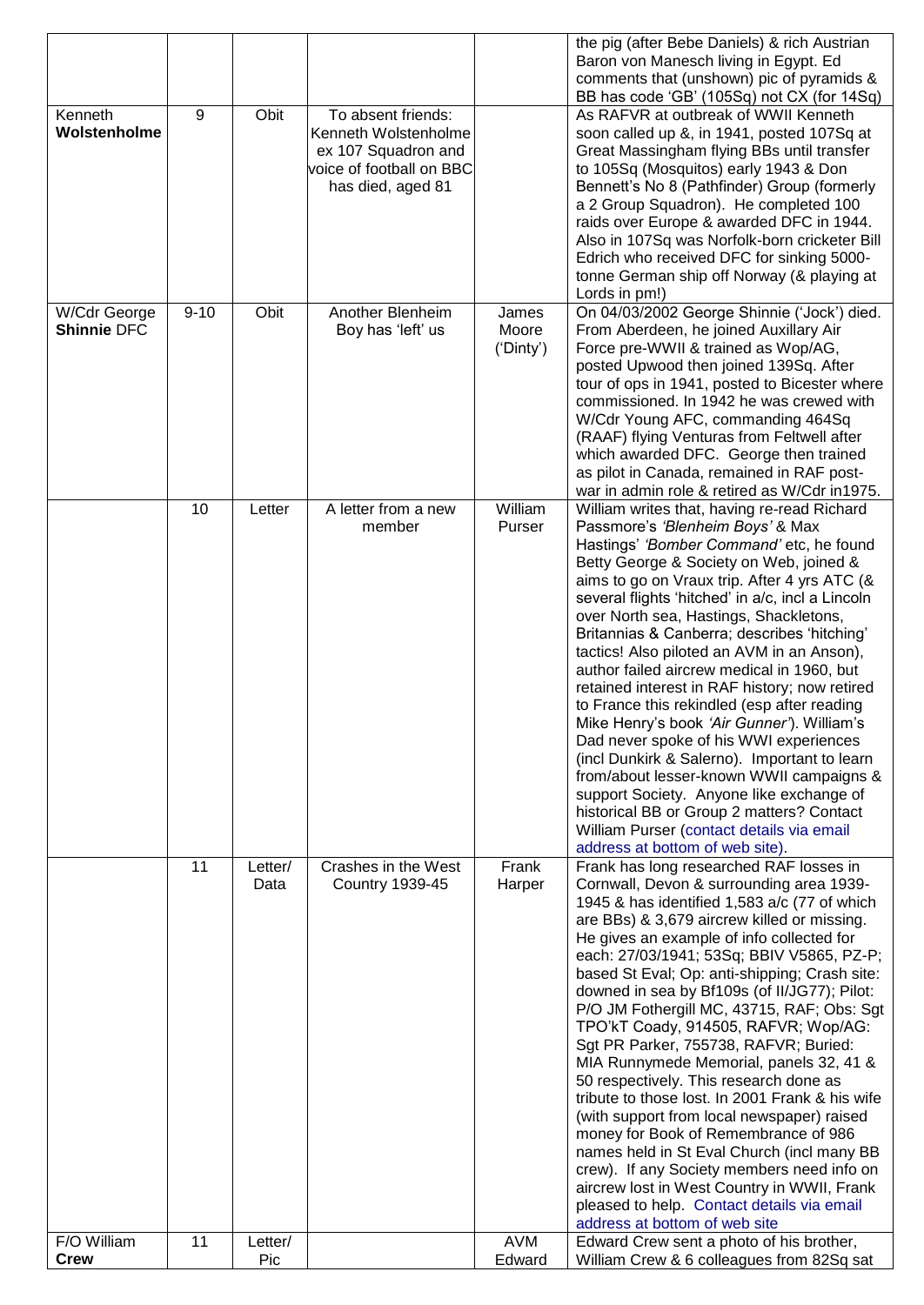| | | | | | |
|---|---|---|---|---|---|
| | | | | | the pig (after Bebe Daniels) & rich Austrian Baron von Manesch living in Egypt. Ed comments that (unshown) pic of pyramids & BB has code 'GB' (105Sq) not CX (for 14Sq) |
| Kenneth **Wolstenholme** | 9 | Obit | To absent friends: Kenneth Wolstenholme ex 107 Squadron and voice of football on BBC has died, aged 81 | | As RAFVR at outbreak of WWII Kenneth soon called up &, in 1941, posted 107Sq at Great Massingham flying BBs until transfer to 105Sq (Mosquitos) early 1943 & Don Bennett's No 8 (Pathfinder) Group (formerly a 2 Group Squadron). He completed 100 raids over Europe & awarded DFC in 1944. Also in 107Sq was Norfolk-born cricketer Bill Edrich who received DFC for sinking 5000-tonne German ship off Norway (& playing at Lords in pm!) |
| W/Cdr George **Shinnie** DFC | 9-10 | Obit | Another Blenheim Boy has 'left' us | James Moore ('Dinty') | On 04/03/2002 George Shinnie ('Jock') died. From Aberdeen, he joined Auxillary Air Force pre-WWII & trained as Wop/AG, posted Upwood then joined 139Sq. After tour of ops in 1941, posted to Bicester where commissioned. In 1942 he was crewed with W/Cdr Young AFC, commanding 464Sq (RAAF) flying Venturas from Feltwell after which awarded DFC. George then trained as pilot in Canada, remained in RAF post-war in admin role & retired as W/Cdr in1975. |
| | 10 | Letter | A letter from a new member | William Purser | William writes that, having re-read Richard Passmore's *'Blenheim Boys'* & Max Hastings' *'Bomber Command'* etc, he found Betty George & Society on Web, joined & aims to go on Vraux trip. After 4 yrs ATC (& several flights 'hitched' in a/c, incl a Lincoln over North sea, Hastings, Shackletons, Britannias & Canberra; describes 'hitching' tactics! Also piloted an AVM in an Anson), author failed aircrew medical in 1960, but retained interest in RAF history; now retired to France this rekindled (esp after reading Mike Henry's book *'Air Gunner'*). William's Dad never spoke of his WWI experiences (incl Dunkirk & Salerno). Important to learn from/about lesser-known WWII campaigns & support Society. Anyone like exchange of historical BB or Group 2 matters? Contact William Purser (contact details via email address at bottom of web site). |
| | 11 | Letter/ Data | Crashes in the West Country 1939-45 | Frank Harper | Frank has long researched RAF losses in Cornwall, Devon & surrounding area 1939-1945 & has identified 1,583 a/c (77 of which are BBs) & 3,679 aircrew killed or missing. He gives an example of info collected for each: 27/03/1941; 53Sq; BBIV V5865, PZ-P; based St Eval; Op: anti-shipping; Crash site: downed in sea by Bf109s (of II/JG77); Pilot: P/O JM Fothergill MC, 43715, RAF; Obs: Sgt TPO'kT Coady, 914505, RAFVR; Wop/AG: Sgt PR Parker, 755738, RAFVR; Buried: MIA Runnymede Memorial, panels 32, 41 & 50 respectively. This research done as tribute to those lost. In 2001 Frank & his wife (with support from local newspaper) raised money for Book of Remembrance of 986 names held in St Eval Church (incl many BB crew). If any Society members need info on aircrew lost in West Country in WWII, Frank pleased to help. Contact details via email address at bottom of web site |
| F/O William **Crew** | 11 | Letter/ Pic | | AVM Edward | Edward Crew sent a photo of his brother, William Crew & 6 colleagues from 82Sq sat |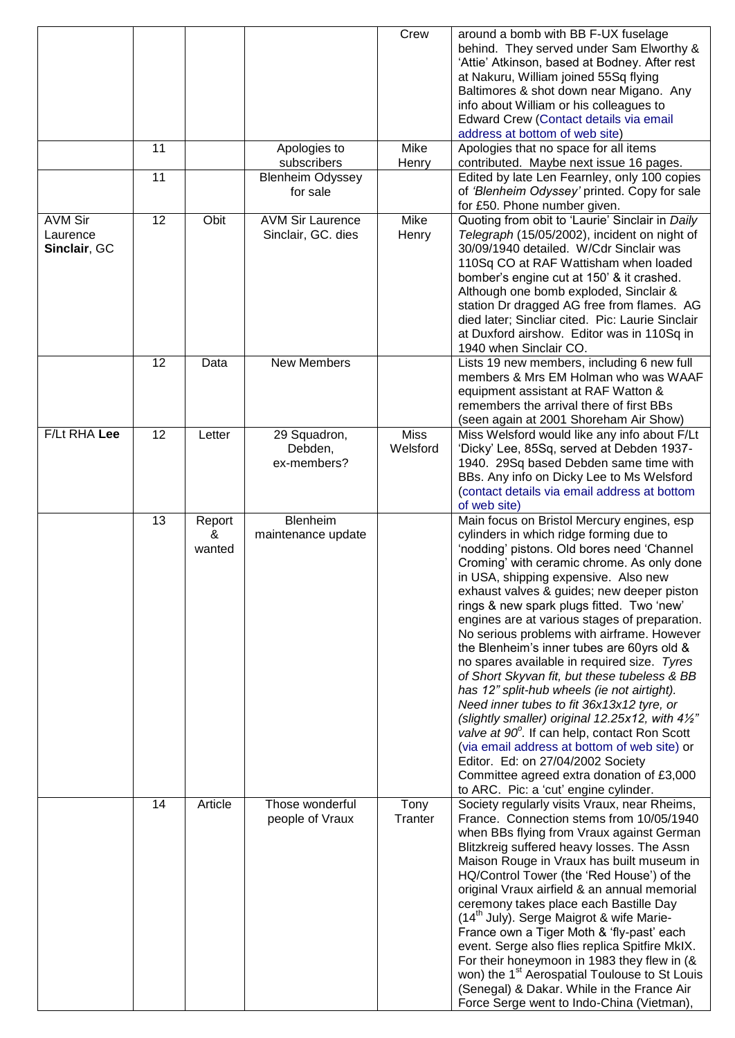| | | | | | |
|---|---|---|---|---|---|
| | | | | Crew | around a bomb with BB F-UX fuselage behind. They served under Sam Elworthy & 'Attie' Atkinson, based at Bodney. After rest at Nakuru, William joined 55Sq flying Baltimores & shot down near Migano. Any info about William or his colleagues to Edward Crew (Contact details via email address at bottom of web site) |
| | 11 | | Apologies to subscribers | Mike Henry | Apologies that no space for all items contributed. Maybe next issue 16 pages. |
| | 11 | | Blenheim Odyssey for sale | | Edited by late Len Fearnley, only 100 copies of *'Blenheim Odyssey'* printed. Copy for sale for £50. Phone number given. |
| AVM Sir Laurence **Sinclair**, GC | 12 | Obit | AVM Sir Laurence Sinclair, GC. dies | Mike Henry | Quoting from obit to 'Laurie' Sinclair in *Daily Telegraph* (15/05/2002), incident on night of 30/09/1940 detailed. W/Cdr Sinclair was 110Sq CO at RAF Wattisham when loaded bomber's engine cut at 150' & it crashed. Although one bomb exploded, Sinclair & station Dr dragged AG free from flames. AG died later; Sincliar cited. Pic: Laurie Sinclair at Duxford airshow. Editor was in 110Sq in 1940 when Sinclair CO. |
| | 12 | Data | New Members | | Lists 19 new members, including 6 new full members & Mrs EM Holman who was WAAF equipment assistant at RAF Watton & remembers the arrival there of first BBs (seen again at 2001 Shoreham Air Show) |
| F/Lt RHA **Lee** | 12 | Letter | 29 Squadron, Debden, ex-members? | Miss Welsford | Miss Welsford would like any info about F/Lt 'Dicky' Lee, 85Sq, served at Debden 1937-1940. 29Sq based Debden same time with BBs. Any info on Dicky Lee to Ms Welsford (contact details via email address at bottom of web site) |
| | 13 | Report & wanted | Blenheim maintenance update | | Main focus on Bristol Mercury engines, esp cylinders in which ridge forming due to 'nodding' pistons. Old bores need 'Channel Croming' with ceramic chrome. As only done in USA, shipping expensive. Also new exhaust valves & guides; new deeper piston rings & new spark plugs fitted. Two 'new' engines are at various stages of preparation. No serious problems with airframe. However the Blenheim's inner tubes are 60yrs old & no spares available in required size. *Tyres of Short Skyvan fit, but these tubeless & BB has 12" split-hub wheels (ie not airtight). Need inner tubes to fit 36x13x12 tyre, or (slightly smaller) original 12.25x12, with 4½" valve at 90°.* If can help, contact Ron Scott (via email address at bottom of web site) or Editor. Ed: on 27/04/2002 Society Committee agreed extra donation of £3,000 to ARC. Pic: a 'cut' engine cylinder. |
| | 14 | Article | Those wonderful people of Vraux | Tony Tranter | Society regularly visits Vraux, near Rheims, France. Connection stems from 10/05/1940 when BBs flying from Vraux against German Blitzkreig suffered heavy losses. The Assn Maison Rouge in Vraux has built museum in HQ/Control Tower (the 'Red House') of the original Vraux airfield & an annual memorial ceremony takes place each Bastille Day (14th July). Serge Maigrot & wife Marie-France own a Tiger Moth & 'fly-past' each event. Serge also flies replica Spitfire MkIX. For their honeymoon in 1983 they flew in (& won) the 1st Aerospatial Toulouse to St Louis (Senegal) & Dakar. While in the France Air Force Serge went to Indo-China (Vietman), |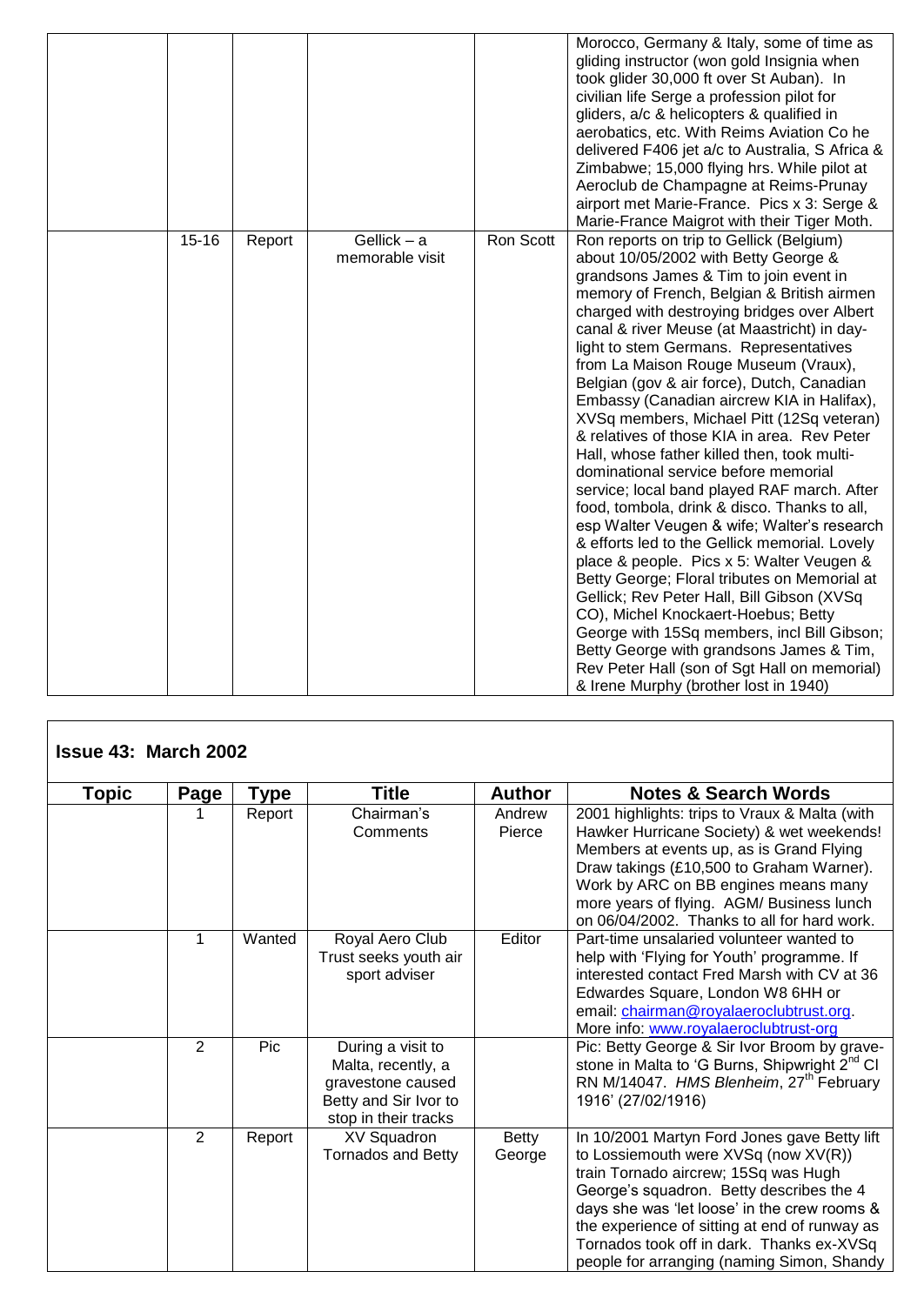| | | | | | Morocco, Germany & Italy, some of time as gliding instructor (won gold Insignia when took glider 30,000 ft over St Auban). In civilian life Serge a profession pilot for gliders, a/c & helicopters & qualified in aerobatics, etc. With Reims Aviation Co he delivered F406 jet a/c to Australia, S Africa & Zimbabwe; 15,000 flying hrs. While pilot at Aeroclub de Champagne at Reims-Prunay airport met Marie-France. Pics x 3: Serge & Marie-France Maigrot with their Tiger Moth. |
|---|---|---|---|---|---|
| | 15-16 | Report | Gellick – a memorable visit | Ron Scott | Ron reports on trip to Gellick (Belgium) about 10/05/2002 with Betty George & grandsons James & Tim to join event in memory of French, Belgian & British airmen charged with destroying bridges over Albert canal & river Meuse (at Maastricht) in day-light to stem Germans. Representatives from La Maison Rouge Museum (Vraux), Belgian (gov & air force), Dutch, Canadian Embassy (Canadian aircrew KIA in Halifax), XVSq members, Michael Pitt (12Sq veteran) & relatives of those KIA in area. Rev Peter Hall, whose father killed then, took multi-dominational service before memorial service; local band played RAF march. After food, tombola, drink & disco. Thanks to all, esp Walter Veugen & wife; Walter's research & efforts led to the Gellick memorial. Lovely place & people. Pics x 5: Walter Veugen & Betty George; Floral tributes on Memorial at Gellick; Rev Peter Hall, Bill Gibson (XVSq CO), Michel Knockaert-Hoebus; Betty George with 15Sq members, incl Bill Gibson; Betty George with grandsons James & Tim, Rev Peter Hall (son of Sgt Hall on memorial) & Irene Murphy (brother lost in 1940) |

## Issue 43: March 2002

| Topic | Page | Type | Title | Author | Notes & Search Words |
|---|---|---|---|---|---|
| | 1 | Report | Chairman's Comments | Andrew Pierce | 2001 highlights: trips to Vraux & Malta (with Hawker Hurricane Society) & wet weekends! Members at events up, as is Grand Flying Draw takings (£10,500 to Graham Warner). Work by ARC on BB engines means many more years of flying. AGM/ Business lunch on 06/04/2002. Thanks to all for hard work. |
| | 1 | Wanted | Royal Aero Club Trust seeks youth air sport adviser | Editor | Part-time unsalaried volunteer wanted to help with 'Flying for Youth' programme. If interested contact Fred Marsh with CV at 36 Edwardes Square, London W8 6HH or email: chairman@royalaeroclubtrust.org. More info: www.royalaeroclubtrust-org |
| | 2 | Pic | During a visit to Malta, recently, a gravestone caused Betty and Sir Ivor to stop in their tracks | | Pic: Betty George & Sir Ivor Broom by grave-stone in Malta to 'G Burns, Shipwright 2nd Cl RN M/14047. *HMS Blenheim*, 27th February 1916' (27/02/1916) |
| | 2 | Report | XV Squadron Tornados and Betty | Betty George | In 10/2001 Martyn Ford Jones gave Betty lift to Lossiemouth were XVSq (now XV(R)) train Tornado aircrew; 15Sq was Hugh George's squadron. Betty describes the 4 days she was 'let loose' in the crew rooms & the experience of sitting at end of runway as Tornados took off in dark. Thanks ex-XVSq people for arranging (naming Simon, Shandy |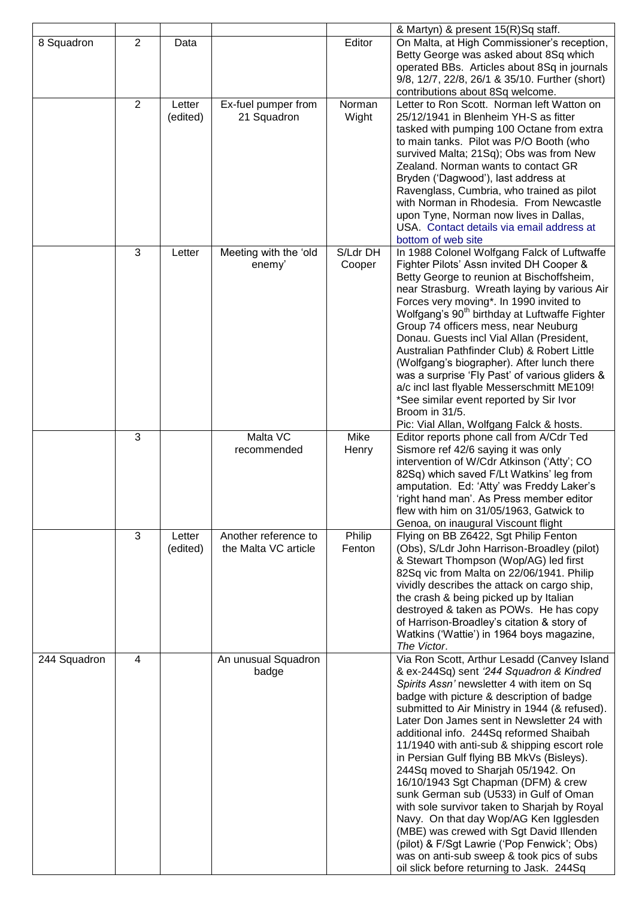| | | | | | & Martyn) & present 15(R)Sq staff. |
|---|---|---|---|---|---|
| 8 Squadron | 2 | Data | | Editor | On Malta, at High Commissioner's reception, Betty George was asked about 8Sq which operated BBs. Articles about 8Sq in journals 9/8, 12/7, 22/8, 26/1 & 35/10. Further (short) contributions about 8Sq welcome. |
| | 2 | Letter (edited) | Ex-fuel pumper from 21 Squadron | Norman Wight | Letter to Ron Scott. Norman left Watton on 25/12/1941 in Blenheim YH-S as fitter tasked with pumping 100 Octane from extra to main tanks. Pilot was P/O Booth (who survived Malta; 21Sq); Obs was from New Zealand. Norman wants to contact GR Bryden ('Dagwood'), last address at Ravenglass, Cumbria, who trained as pilot with Norman in Rhodesia. From Newcastle upon Tyne, Norman now lives in Dallas, USA. Contact details via email address at bottom of web site |
| | 3 | Letter | Meeting with the 'old enemy' | S/Ldr DH Cooper | In 1988 Colonel Wolfgang Falck of Luftwaffe Fighter Pilots' Assn invited DH Cooper & Betty George to reunion at Bischoffsheim, near Strasburg. Wreath laying by various Air Forces very moving*. In 1990 invited to Wolfgang's 90th birthday at Luftwaffe Fighter Group 74 officers mess, near Neuburg Donau. Guests incl Vial Allan (President, Australian Pathfinder Club) & Robert Little (Wolfgang's biographer). After lunch there was a surprise 'Fly Past' of various gliders & a/c incl last flyable Messerschmitt ME109! *See similar event reported by Sir Ivor Broom in 31/5. Pic: Vial Allan, Wolfgang Falck & hosts. |
| | 3 | | Malta VC recommended | Mike Henry | Editor reports phone call from A/Cdr Ted Sismore ref 42/6 saying it was only intervention of W/Cdr Atkinson ('Atty'; CO 82Sq) which saved F/Lt Watkins' leg from amputation. Ed: 'Atty' was Freddy Laker's 'right hand man'. As Press member editor flew with him on 31/05/1963, Gatwick to Genoa, on inaugural Viscount flight |
| | 3 | Letter (edited) | Another reference to the Malta VC article | Philip Fenton | Flying on BB Z6422, Sgt Philip Fenton (Obs), S/Ldr John Harrison-Broadley (pilot) & Stewart Thompson (Wop/AG) led first 82Sq vic from Malta on 22/06/1941. Philip vividly describes the attack on cargo ship, the crash & being picked up by Italian destroyed & taken as POWs. He has copy of Harrison-Broadley's citation & story of Watkins ('Wattie') in 1964 boys magazine, *The Victor*. |
| 244 Squadron | 4 | | An unusual Squadron badge | | Via Ron Scott, Arthur Lesadd (Canvey Island & ex-244Sq) sent *'244 Squadron & Kindred Spirits Assn'* newsletter 4 with item on Sq badge with picture & description of badge submitted to Air Ministry in 1944 (& refused). Later Don James sent in Newsletter 24 with additional info. 244Sq reformed Shaibah 11/1940 with anti-sub & shipping escort role in Persian Gulf flying BB MkVs (Bisleys). 244Sq moved to Sharjah 05/1942. On 16/10/1943 Sgt Chapman (DFM) & crew sunk German sub (U533) in Gulf of Oman with sole survivor taken to Sharjah by Royal Navy. On that day Wop/AG Ken Igglesden (MBE) was crewed with Sgt David Illenden (pilot) & F/Sgt Lawrie ('Pop Fenwick'; Obs) was on anti-sub sweep & took pics of subs oil slick before returning to Jask. 244Sq |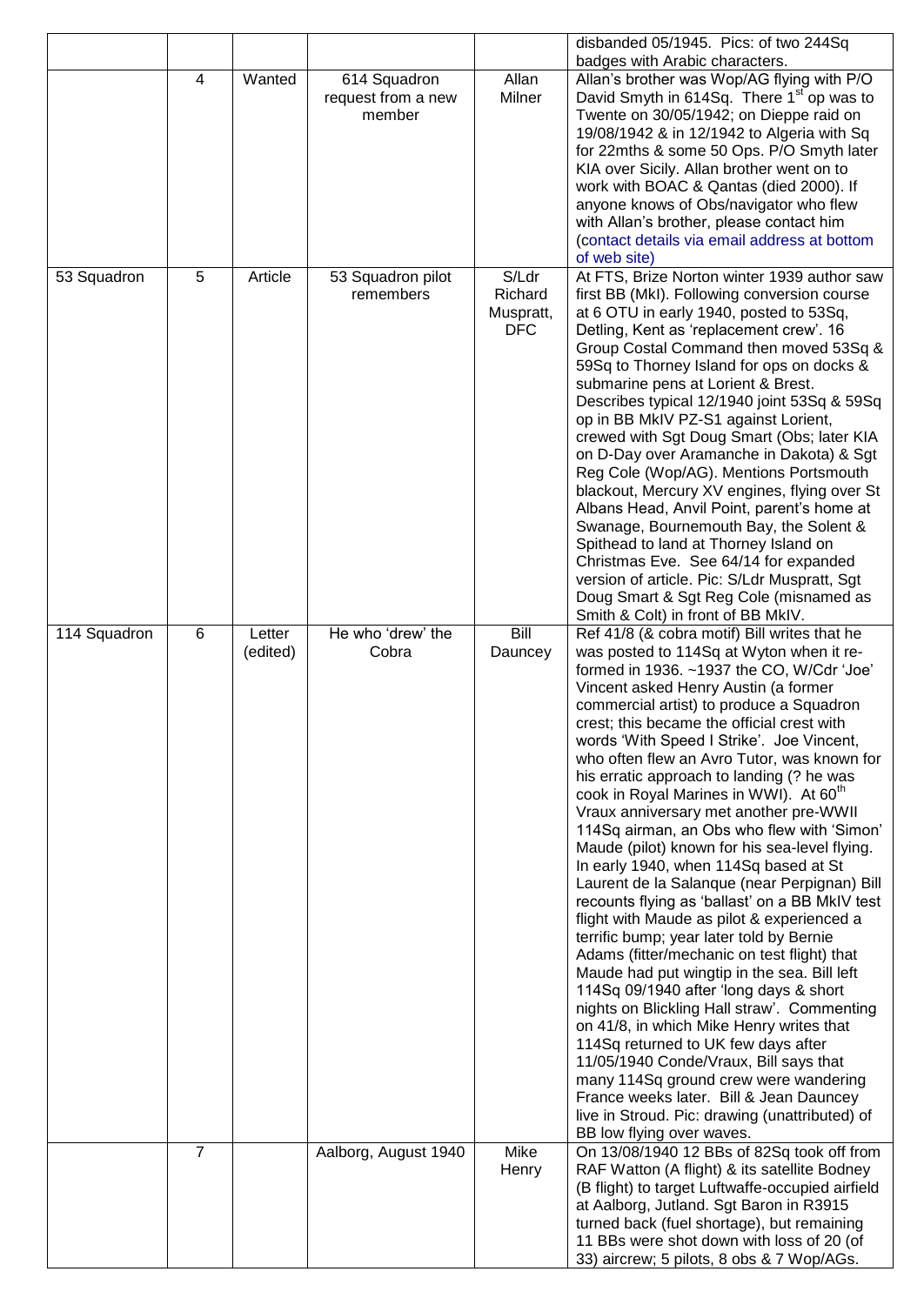| | | | | | |
|---|---|---|---|---|---|
| | | | | | disbanded 05/1945. Pics: of two 244Sq badges with Arabic characters. |
| | 4 | Wanted | 614 Squadron request from a new member | Allan Milner | Allan's brother was Wop/AG flying with P/O David Smyth in 614Sq. There 1st op was to Twente on 30/05/1942; on Dieppe raid on 19/08/1942 & in 12/1942 to Algeria with Sq for 22mths & some 50 Ops. P/O Smyth later KIA over Sicily. Allan brother went on to work with BOAC & Qantas (died 2000). If anyone knows of Obs/navigator who flew with Allan's brother, please contact him (contact details via email address at bottom of web site) |
| 53 Squadron | 5 | Article | 53 Squadron pilot remembers | S/Ldr Richard Muspratt, DFC | At FTS, Brize Norton winter 1939 author saw first BB (MkI). Following conversion course at 6 OTU in early 1940, posted to 53Sq, Detling, Kent as 'replacement crew'. 16 Group Costal Command then moved 53Sq & 59Sq to Thorney Island for ops on docks & submarine pens at Lorient & Brest. Describes typical 12/1940 joint 53Sq & 59Sq op in BB MkIV PZ-S1 against Lorient, crewed with Sgt Doug Smart (Obs; later KIA on D-Day over Aramanche in Dakota) & Sgt Reg Cole (Wop/AG). Mentions Portsmouth blackout, Mercury XV engines, flying over St Albans Head, Anvil Point, parent's home at Swanage, Bournemouth Bay, the Solent & Spithead to land at Thorney Island on Christmas Eve. See 64/14 for expanded version of article. Pic: S/Ldr Muspratt, Sgt Doug Smart & Sgt Reg Cole (misnamed as Smith & Colt) in front of BB MkIV. |
| 114 Squadron | 6 | Letter (edited) | He who 'drew' the Cobra | Bill Dauncey | Ref 41/8 (& cobra motif) Bill writes that he was posted to 114Sq at Wyton when it re-formed in 1936. ~1937 the CO, W/Cdr 'Joe' Vincent asked Henry Austin (a former commercial artist) to produce a Squadron crest; this became the official crest with words 'With Speed I Strike'. Joe Vincent, who often flew an Avro Tutor, was known for his erratic approach to landing (? he was cook in Royal Marines in WWI). At 60th Vraux anniversary met another pre-WWII 114Sq airman, an Obs who flew with 'Simon' Maude (pilot) known for his sea-level flying. In early 1940, when 114Sq based at St Laurent de la Salanque (near Perpignan) Bill recounts flying as 'ballast' on a BB MkIV test flight with Maude as pilot & experienced a terrific bump; year later told by Bernie Adams (fitter/mechanic on test flight) that Maude had put wingtip in the sea. Bill left 114Sq 09/1940 after 'long days & short nights on Blickling Hall straw'. Commenting on 41/8, in which Mike Henry writes that 114Sq returned to UK few days after 11/05/1940 Conde/Vraux, Bill says that many 114Sq ground crew were wandering France weeks later. Bill & Jean Dauncey live in Stroud. Pic: drawing (unattributed) of BB low flying over waves. |
| | 7 | | Aalborg, August 1940 | Mike Henry | On 13/08/1940 12 BBs of 82Sq took off from RAF Watton (A flight) & its satellite Bodney (B flight) to target Luftwaffe-occupied airfield at Aalborg, Jutland. Sgt Baron in R3915 turned back (fuel shortage), but remaining 11 BBs were shot down with loss of 20 (of 33) aircrew; 5 pilots, 8 obs & 7 Wop/AGs. |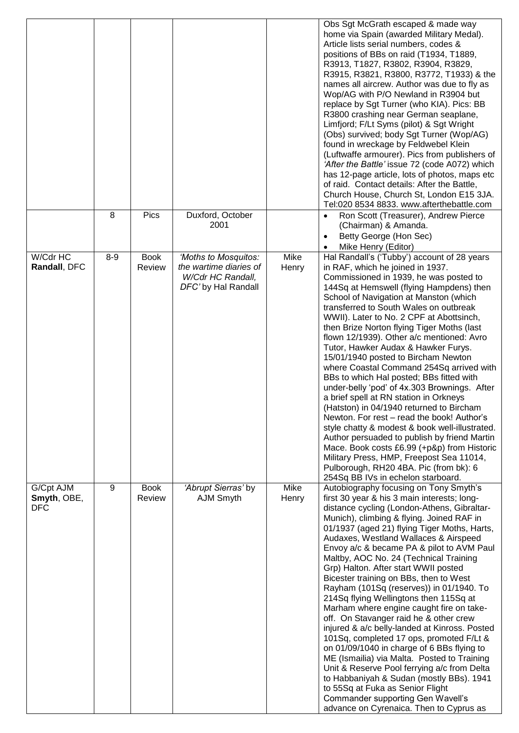|  |  |  |  |  |  |
|---|---|---|---|---|---|
|  |  |  |  |  | Obs Sgt McGrath escaped & made way home via Spain (awarded Military Medal). Article lists serial numbers, codes & positions of BBs on raid (T1934, T1889, R3913, T1827, R3802, R3904, R3829, R3915, R3821, R3800, R3772, T1933) & the names all aircrew. Author was due to fly as Wop/AG with P/O Newland in R3904 but replace by Sgt Turner (who KIA). Pics: BB R3800 crashing near German seaplane, Limfjord; F/Lt Syms (pilot) & Sgt Wright (Obs) survived; body Sgt Turner (Wop/AG) found in wreckage by Feldwebel Klein (Luftwaffe armourer). Pics from publishers of *'After the Battle'* issue 72 (code A072) which has 12-page article, lots of photos, maps etc of raid. Contact details: After the Battle, Church House, Church St, London E15 3JA. Tel:020 8534 8833. www.afterthebattle.com |
|  | 8 | Pics | Duxford, October 2001 |  | • Ron Scott (Treasurer), Andrew Pierce (Chairman) & Amanda. • Betty George (Hon Sec) • Mike Henry (Editor) |
| W/Cdr HC **Randall**, DFC | 8-9 | Book Review | *'Moths to Mosquitos: the wartime diaries of W/Cdr HC Randall, DFC'* by Hal Randall | Mike Henry | Hal Randall's ('Tubby') account of 28 years in RAF, which he joined in 1937. Commissioned in 1939, he was posted to 144Sq at Hemswell (flying Hampdens) then School of Navigation at Manston (which transferred to South Wales on outbreak WWII). Later to No. 2 CPF at Abottsinch, then Brize Norton flying Tiger Moths (last flown 12/1939). Other a/c mentioned: Avro Tutor, Hawker Audax & Hawker Furys. 15/01/1940 posted to Bircham Newton where Coastal Command 254Sq arrived with BBs to which Hal posted; BBs fitted with under-belly 'pod' of 4x.303 Brownings. After a brief spell at RN station in Orkneys (Hatston) in 04/1940 returned to Bircham Newton. For rest – read the book! Author's style chatty & modest & book well-illustrated. Author persuaded to publish by friend Martin Mace. Book costs £6.99 (+p&p) from Historic Military Press, HMP, Freepost Sea 11014, Pulborough, RH20 4BA. Pic (from bk): 6 254Sq BB IVs in echelon starboard. |
| G/Cpt AJM **Smyth**, OBE, DFC | 9 | Book Review | *'Abrupt Sierras'* by AJM Smyth | Mike Henry | Autobiography focusing on Tony Smyth's first 30 year & his 3 main interests; long-distance cycling (London-Athens, Gibraltar-Munich), climbing & flying. Joined RAF in 01/1937 (aged 21) flying Tiger Moths, Harts, Audaxes, Westland Wallaces & Airspeed Envoy a/c & became PA & pilot to AVM Paul Maltby, AOC No. 24 (Technical Training Grp) Halton. After start WWII posted Bicester training on BBs, then to West Rayham (101Sq (reserves)) in 01/1940. To 214Sq flying Wellingtons then 115Sq at Marham where engine caught fire on take-off. On Stavanger raid he & other crew injured & a/c belly-landed at Kinross. Posted 101Sq, completed 17 ops, promoted F/Lt & on 01/09/1040 in charge of 6 BBs flying to ME (Ismailia) via Malta. Posted to Training Unit & Reserve Pool ferrying a/c from Delta to Habbaniyah & Sudan (mostly BBs). 1941 to 55Sq at Fuka as Senior Flight Commander supporting Gen Wavell's advance on Cyrenaica. Then to Cyprus as |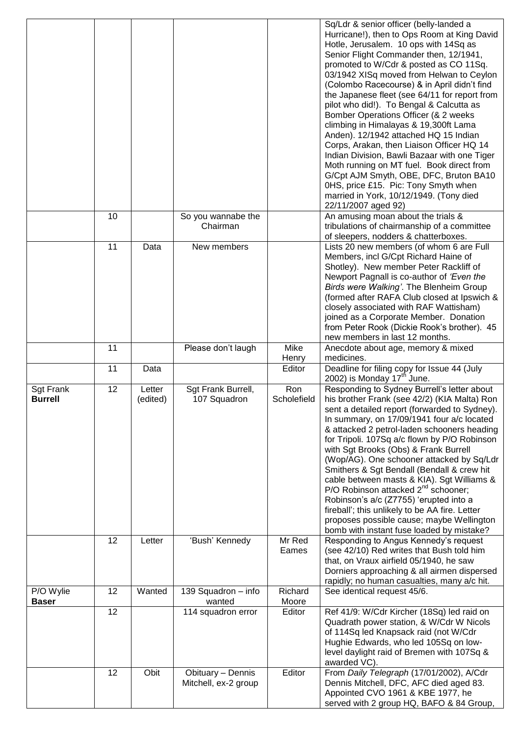| | | | | | |
|---|---|---|---|---|---|
| | | | | | Sq/Ldr & senior officer (belly-landed a Hurricane!), then to Ops Room at King David Hotle, Jerusalem. 10 ops with 14Sq as Senior Flight Commander then, 12/1941, promoted to W/Cdr & posted as CO 11Sq. 03/1942 XISq moved from Helwan to Ceylon (Colombo Racecourse) & in April didn't find the Japanese fleet (see 64/11 for report from pilot who did!). To Bengal & Calcutta as Bomber Operations Officer (& 2 weeks climbing in Himalayas & 19,300ft Lama Anden). 12/1942 attached HQ 15 Indian Corps, Arakan, then Liaison Officer HQ 14 Indian Division, Bawli Bazaar with one Tiger Moth running on MT fuel. Book direct from G/Cpt AJM Smyth, OBE, DFC, Bruton BA10 0HS, price £15. Pic: Tony Smyth when married in York, 10/12/1949. (Tony died 22/11/2007 aged 92) |
| | 10 | | So you wannabe the Chairman | | An amusing moan about the trials & tribulations of chairmanship of a committee of sleepers, nodders & chatterboxes. |
| | 11 | Data | New members | | Lists 20 new members (of whom 6 are Full Members, incl G/Cpt Richard Haine of Shotley). New member Peter Rackliff of Newport Pagnall is co-author of *'Even the Birds were Walking'*. The Blenheim Group (formed after RAFA Club closed at Ipswich & closely associated with RAF Wattisham) joined as a Corporate Member. Donation from Peter Rook (Dickie Rook's brother). 45 new members in last 12 months. |
| | 11 | | Please don't laugh | Mike Henry | Anecdote about age, memory & mixed medicines. |
| | 11 | Data | | Editor | Deadline for filing copy for Issue 44 (July 2002) is Monday 17th June. |
| Sgt Frank **Burrell** | 12 | Letter (edited) | Sgt Frank Burrell, 107 Squadron | Ron Scholefield | Responding to Sydney Burrell's letter about his brother Frank (see 42/2) (KIA Malta) Ron sent a detailed report (forwarded to Sydney). In summary, on 17/09/1941 four a/c located & attacked 2 petrol-laden schooners heading for Tripoli. 107Sq a/c flown by P/O Robinson with Sgt Brooks (Obs) & Frank Burrell (Wop/AG). One schooner attacked by Sq/Ldr Smithers & Sgt Bendall (Bendall & crew hit cable between masts & KIA). Sgt Williams & P/O Robinson attacked 2nd schooner; Robinson's a/c (Z7755) 'erupted into a fireball'; this unlikely to be AA fire. Letter proposes possible cause; maybe Wellington bomb with instant fuse loaded by mistake? |
| | 12 | Letter | 'Bush' Kennedy | Mr Red Eames | Responding to Angus Kennedy's request (see 42/10) Red writes that Bush told him that, on Vraux airfield 05/1940, he saw Dorniers approaching & all airmen dispersed rapidly; no human casualties, many a/c hit. |
| P/O Wylie **Baser** | 12 | Wanted | 139 Squadron – info wanted | Richard Moore | See identical request 45/6. |
| | 12 | | 114 squadron error | Editor | Ref 41/9: W/Cdr Kircher (18Sq) led raid on Quadrath power station, & W/Cdr W Nicols of 114Sq led Knapsack raid (not W/Cdr Hughie Edwards, who led 105Sq on low-level daylight raid of Bremen with 107Sq & awarded VC). |
| | 12 | Obit | Obituary – Dennis Mitchell, ex-2 group | Editor | From *Daily Telegraph* (17/01/2002), A/Cdr Dennis Mitchell, DFC, AFC died aged 83. Appointed CVO 1961 & KBE 1977, he served with 2 group HQ, BAFO & 84 Group, |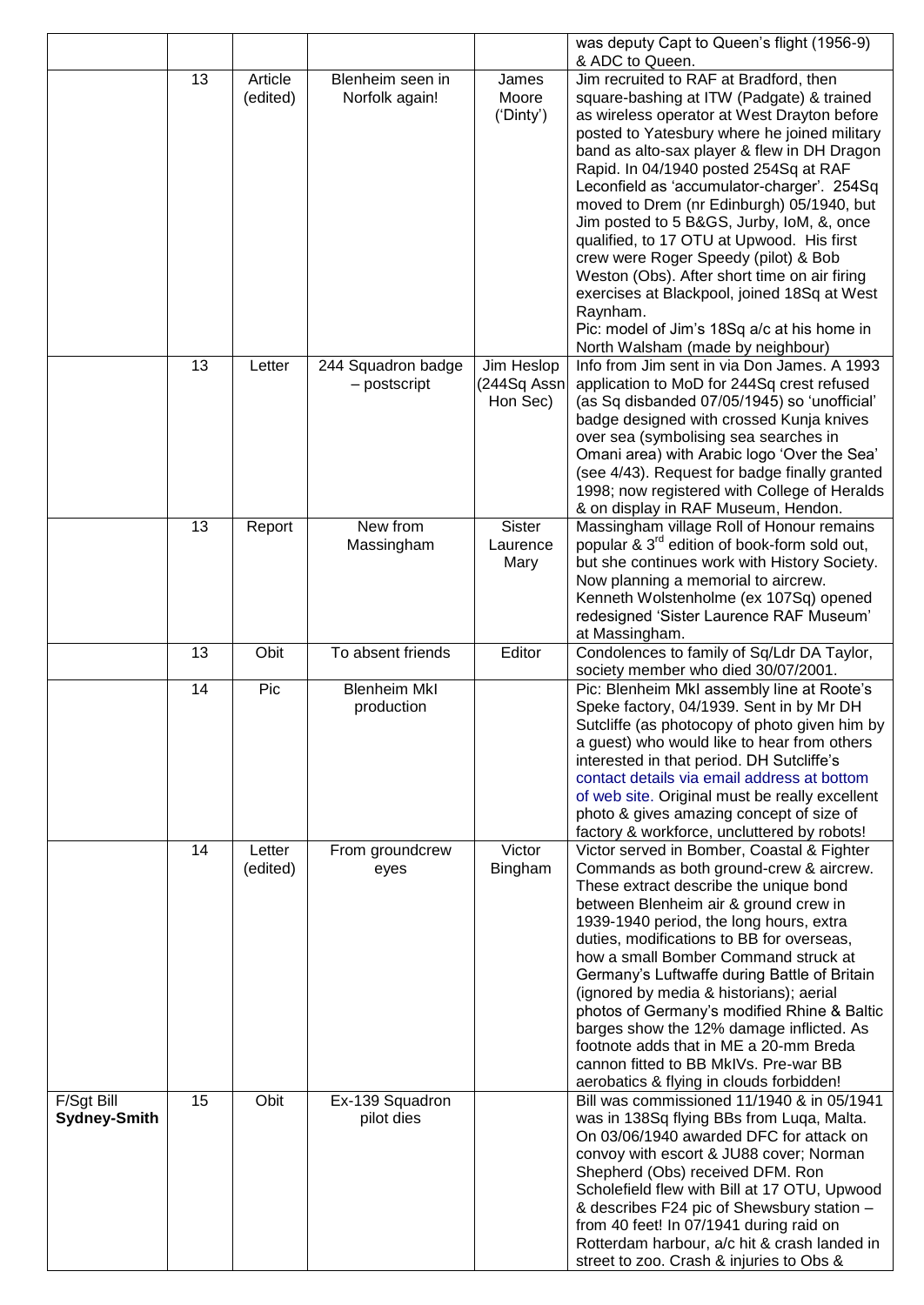| | | | | | |
|---|---|---|---|---|---|
| | | | | | was deputy Capt to Queen's flight (1956-9) & ADC to Queen. |
| | 13 | Article (edited) | Blenheim seen in Norfolk again! | James Moore ('Dinty') | Jim recruited to RAF at Bradford, then square-bashing at ITW (Padgate) & trained as wireless operator at West Drayton before posted to Yatesbury where he joined military band as alto-sax player & flew in DH Dragon Rapid. In 04/1940 posted 254Sq at RAF Leconfield as 'accumulator-charger'. 254Sq moved to Drem (nr Edinburgh) 05/1940, but Jim posted to 5 B&GS, Jurby, IoM, &, once qualified, to 17 OTU at Upwood. His first crew were Roger Speedy (pilot) & Bob Weston (Obs). After short time on air firing exercises at Blackpool, joined 18Sq at West Raynham.<br>Pic: model of Jim's 18Sq a/c at his home in North Walsham (made by neighbour) |
| | 13 | Letter | 244 Squadron badge – postscript | Jim Heslop (244Sq Assn Hon Sec) | Info from Jim sent in via Don James. A 1993 application to MoD for 244Sq crest refused (as Sq disbanded 07/05/1945) so 'unofficial' badge designed with crossed Kunja knives over sea (symbolising sea searches in Omani area) with Arabic logo 'Over the Sea' (see 4/43). Request for badge finally granted 1998; now registered with College of Heralds & on display in RAF Museum, Hendon. |
| | 13 | Report | New from Massingham | Sister Laurence Mary | Massingham village Roll of Honour remains popular & 3rd edition of book-form sold out, but she continues work with History Society. Now planning a memorial to aircrew. Kenneth Wolstenholme (ex 107Sq) opened redesigned 'Sister Laurence RAF Museum' at Massingham. |
| | 13 | Obit | To absent friends | Editor | Condolences to family of Sq/Ldr DA Taylor, society member who died 30/07/2001. |
| | 14 | Pic | Blenheim MkI production | | Pic: Blenheim MkI assembly line at Roote's Speke factory, 04/1939. Sent in by Mr DH Sutcliffe (as photocopy of photo given him by a guest) who would like to hear from others interested in that period. DH Sutcliffe's contact details via email address at bottom of web site. Original must be really excellent photo & gives amazing concept of size of factory & workforce, uncluttered by robots! |
| | 14 | Letter (edited) | From groundcrew eyes | Victor Bingham | Victor served in Bomber, Coastal & Fighter Commands as both ground-crew & aircrew. These extract describe the unique bond between Blenheim air & ground crew in 1939-1940 period, the long hours, extra duties, modifications to BB for overseas, how a small Bomber Command struck at Germany's Luftwaffe during Battle of Britain (ignored by media & historians); aerial photos of Germany's modified Rhine & Baltic barges show the 12% damage inflicted. As footnote adds that in ME a 20-mm Breda cannon fitted to BB MkIVs. Pre-war BB aerobatics & flying in clouds forbidden! |
| F/Sgt Bill **Sydney-Smith** | 15 | Obit | Ex-139 Squadron pilot dies | | Bill was commissioned 11/1940 & in 05/1941 was in 138Sq flying BBs from Luqa, Malta. On 03/06/1940 awarded DFC for attack on convoy with escort & JU88 cover; Norman Shepherd (Obs) received DFM. Ron Scholefield flew with Bill at 17 OTU, Upwood & describes F24 pic of Shewsbury station – from 40 feet! In 07/1941 during raid on Rotterdam harbour, a/c hit & crash landed in street to zoo. Crash & injuries to Obs & |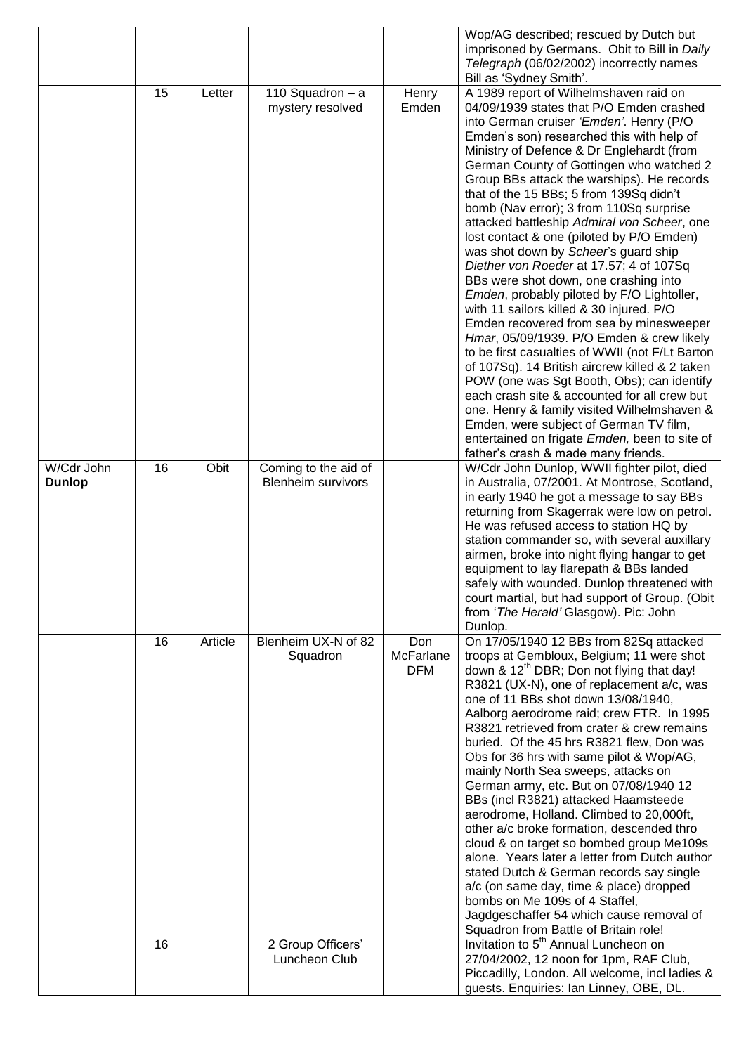| | | | | | |
|---|---|---|---|---|---|
| | | | | | Wop/AG described; rescued by Dutch but imprisoned by Germans. Obit to Bill in *Daily Telegraph* (06/02/2002) incorrectly names Bill as 'Sydney Smith'. |
| | 15 | Letter | 110 Squadron – a mystery resolved | Henry Emden | A 1989 report of Wilhelmshaven raid on 04/09/1939 states that P/O Emden crashed into German cruiser *'Emden'*. Henry (P/O Emden's son) researched this with help of Ministry of Defence & Dr Englehardt (from German County of Gottingen who watched 2 Group BBs attack the warships). He records that of the 15 BBs; 5 from 139Sq didn't bomb (Nav error); 3 from 110Sq surprise attacked battleship *Admiral von Scheer*, one lost contact & one (piloted by P/O Emden) was shot down by *Scheer*'s guard ship *Diether von Roeder* at 17.57; 4 of 107Sq BBs were shot down, one crashing into *Emden*, probably piloted by F/O Lightoller, with 11 sailors killed & 30 injured. P/O Emden recovered from sea by minesweeper *Hmar*, 05/09/1939. P/O Emden & crew likely to be first casualties of WWII (not F/Lt Barton of 107Sq). 14 British aircrew killed & 2 taken POW (one was Sgt Booth, Obs); can identify each crash site & accounted for all crew but one. Henry & family visited Wilhelmshaven & Emden, were subject of German TV film, entertained on frigate *Emden,* been to site of father's crash & made many friends. |
| W/Cdr John **Dunlop** | 16 | Obit | Coming to the aid of Blenheim survivors | | W/Cdr John Dunlop, WWII fighter pilot, died in Australia, 07/2001. At Montrose, Scotland, in early 1940 he got a message to say BBs returning from Skagerrak were low on petrol. He was refused access to station HQ by station commander so, with several auxillary airmen, broke into night flying hangar to get equipment to lay flarepath & BBs landed safely with wounded. Dunlop threatened with court martial, but had support of Group. (Obit from '*The Herald'* Glasgow). Pic: John Dunlop. |
| | 16 | Article | Blenheim UX-N of 82 Squadron | Don McFarlane DFM | On 17/05/1940 12 BBs from 82Sq attacked troops at Gembloux, Belgium; 11 were shot down & 12th DBR; Don not flying that day! R3821 (UX-N), one of replacement a/c, was one of 11 BBs shot down 13/08/1940, Aalborg aerodrome raid; crew FTR. In 1995 R3821 retrieved from crater & crew remains buried. Of the 45 hrs R3821 flew, Don was Obs for 36 hrs with same pilot & Wop/AG, mainly North Sea sweeps, attacks on German army, etc. But on 07/08/1940 12 BBs (incl R3821) attacked Haamsteede aerodrome, Holland. Climbed to 20,000ft, other a/c broke formation, descended thro cloud & on target so bombed group Me109s alone. Years later a letter from Dutch author stated Dutch & German records say single a/c (on same day, time & place) dropped bombs on Me 109s of 4 Staffel, Jagdgeschaffer 54 which cause removal of Squadron from Battle of Britain role! |
| | 16 | | 2 Group Officers' Luncheon Club | | Invitation to 5th Annual Luncheon on 27/04/2002, 12 noon for 1pm, RAF Club, Piccadilly, London. All welcome, incl ladies & guests. Enquiries: Ian Linney, OBE, DL. |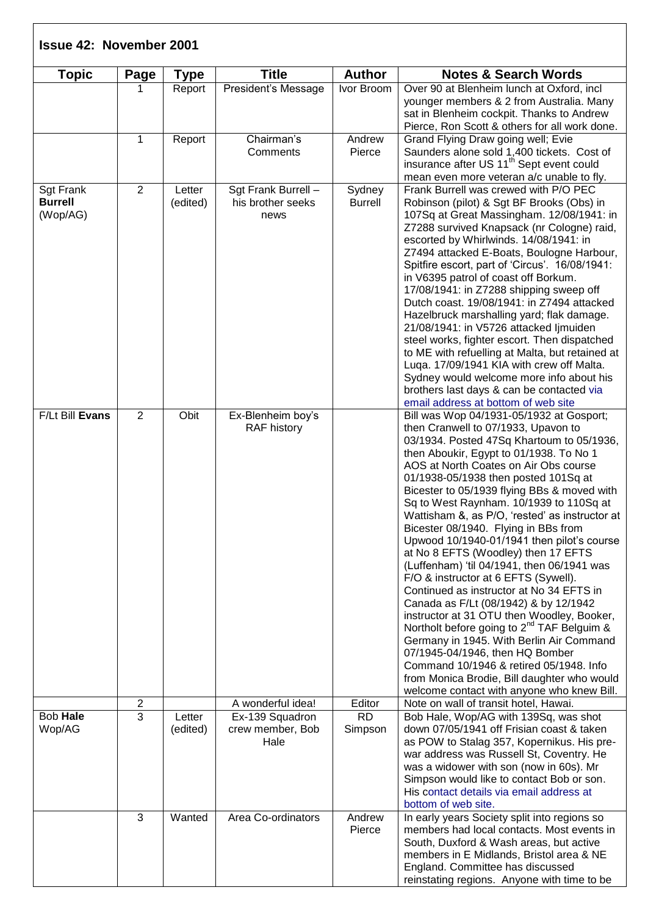## Issue 42: November 2001

| Topic | Page | Type | Title | Author | Notes & Search Words |
|---|---|---|---|---|---|
| | 1 | Report | President's Message | Ivor Broom | Over 90 at Blenheim lunch at Oxford, incl younger members & 2 from Australia. Many sat in Blenheim cockpit. Thanks to Andrew Pierce, Ron Scott & others for all work done. |
| | 1 | Report | Chairman's Comments | Andrew Pierce | Grand Flying Draw going well; Evie Saunders alone sold 1,400 tickets. Cost of insurance after US 11th Sept event could mean even more veteran a/c unable to fly. |
| Sgt Frank **Burrell** (Wop/AG) | 2 | Letter (edited) | Sgt Frank Burrell – his brother seeks news | Sydney Burrell | Frank Burrell was crewed with P/O PEC Robinson (pilot) & Sgt BF Brooks (Obs) in 107Sq at Great Massingham. 12/08/1941: in Z7288 survived Knapsack (nr Cologne) raid, escorted by Whirlwinds. 14/08/1941: in Z7494 attacked E-Boats, Boulogne Harbour, Spitfire escort, part of 'Circus'. 16/08/1941: in V6395 patrol of coast off Borkum. 17/08/1941: in Z7288 shipping sweep off Dutch coast. 19/08/1941: in Z7494 attacked Hazelbruck marshalling yard; flak damage. 21/08/1941: in V5726 attacked Ijmuiden steel works, fighter escort. Then dispatched to ME with refuelling at Malta, but retained at Luqa. 17/09/1941 KIA with crew off Malta. Sydney would welcome more info about his brothers last days & can be contacted via email address at bottom of web site |
| F/Lt Bill **Evans** | 2 | Obit | Ex-Blenheim boy's RAF history | | Bill was Wop 04/1931-05/1932 at Gosport; then Cranwell to 07/1933, Upavon to 03/1934. Posted 47Sq Khartoum to 05/1936, then Aboukir, Egypt to 01/1938. To No 1 AOS at North Coates on Air Obs course 01/1938-05/1938 then posted 101Sq at Bicester to 05/1939 flying BBs & moved with Sq to West Raynham. 10/1939 to 110Sq at Wattisham &, as P/O, 'rested' as instructor at Bicester 08/1940. Flying in BBs from Upwood 10/1940-01/1941 then pilot's course at No 8 EFTS (Woodley) then 17 EFTS (Luffenham) 'til 04/1941, then 06/1941 was F/O & instructor at 6 EFTS (Sywell). Continued as instructor at No 34 EFTS in Canada as F/Lt (08/1942) & by 12/1942 instructor at 31 OTU then Woodley, Booker, Northolt before going to 2nd TAF Belguim & Germany in 1945. With Berlin Air Command 07/1945-04/1946, then HQ Bomber Command 10/1946 & retired 05/1948. Info from Monica Brodie, Bill daughter who would welcome contact with anyone who knew Bill. |
| | 2 | | A wonderful idea! | Editor | Note on wall of transit hotel, Hawai. |
| Bob **Hale** Wop/AG | 3 | Letter (edited) | Ex-139 Squadron crew member, Bob Hale | RD Simpson | Bob Hale, Wop/AG with 139Sq, was shot down 07/05/1941 off Frisian coast & taken as POW to Stalag 357, Kopernikus. His pre-war address was Russell St, Coventry. He was a widower with son (now in 60s). Mr Simpson would like to contact Bob or son. His contact details via email address at bottom of web site. |
| | 3 | Wanted | Area Co-ordinators | Andrew Pierce | In early years Society split into regions so members had local contacts. Most events in South, Duxford & Wash areas, but active members in E Midlands, Bristol area & NE England. Committee has discussed reinstating regions. Anyone with time to be |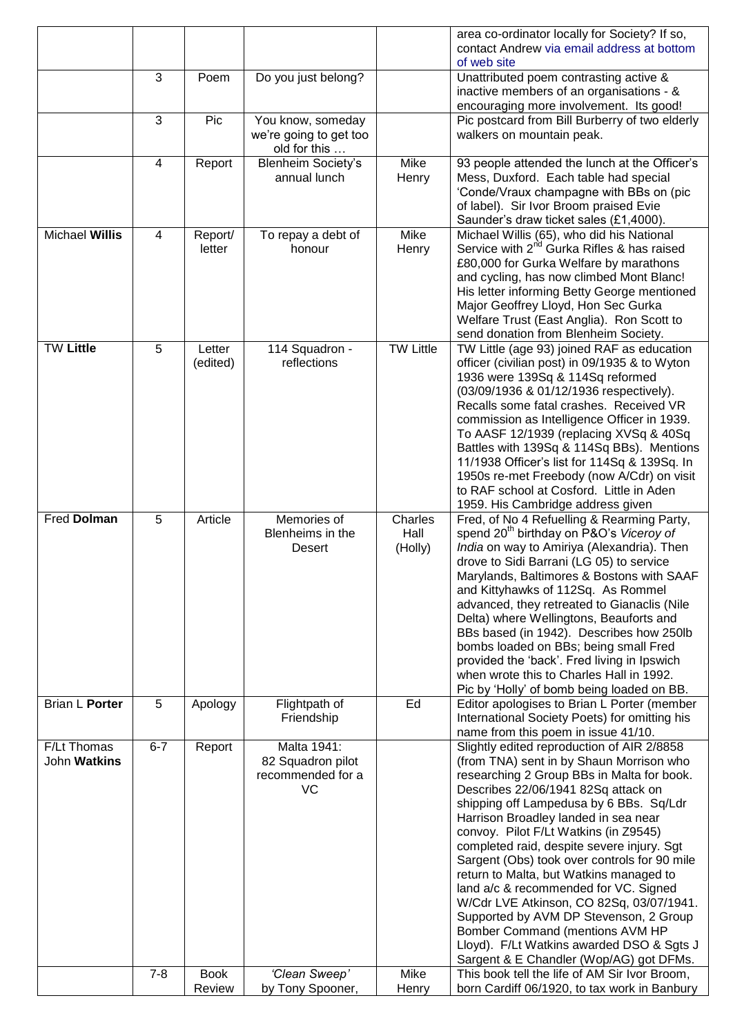| | | | | | |
|---|---|---|---|---|---|
| | | | | | area co-ordinator locally for Society? If so, contact Andrew via email address at bottom of web site |
| | 3 | Poem | Do you just belong? | | Unattributed poem contrasting active & inactive members of an organisations - & encouraging more involvement. Its good! |
| | 3 | Pic | You know, someday we're going to get too old for this … | | Pic postcard from Bill Burberry of two elderly walkers on mountain peak. |
| | 4 | Report | Blenheim Society's annual lunch | Mike Henry | 93 people attended the lunch at the Officer's Mess, Duxford. Each table had special 'Conde/Vraux champagne with BBs on (pic of label). Sir Ivor Broom praised Evie Saunder's draw ticket sales (£1,4000). |
| Michael **Willis** | 4 | Report/ letter | To repay a debt of honour | Mike Henry | Michael Willis (65), who did his National Service with 2[nd] Gurka Rifles & has raised £80,000 for Gurka Welfare by marathons and cycling, has now climbed Mont Blanc! His letter informing Betty George mentioned Major Geoffrey Lloyd, Hon Sec Gurka Welfare Trust (East Anglia). Ron Scott to send donation from Blenheim Society. |
| TW **Little** | 5 | Letter (edited) | 114 Squadron - reflections | TW Little | TW Little (age 93) joined RAF as education officer (civilian post) in 09/1935 & to Wyton 1936 were 139Sq & 114Sq reformed (03/09/1936 & 01/12/1936 respectively). Recalls some fatal crashes. Received VR commission as Intelligence Officer in 1939. To AASF 12/1939 (replacing XVSq & 40Sq Battles with 139Sq & 114Sq BBs). Mentions 11/1938 Officer's list for 114Sq & 139Sq. In 1950s re-met Freebody (now A/Cdr) on visit to RAF school at Cosford. Little in Aden 1959. His Cambridge address given |
| Fred **Dolman** | 5 | Article | Memories of Blenheims in the Desert | Charles Hall (Holly) | Fred, of No 4 Refuelling & Rearming Party, spend 20[th] birthday on P&O's *Viceroy of India* on way to Amiriya (Alexandria). Then drove to Sidi Barrani (LG 05) to service Marylands, Baltimores & Bostons with SAAF and Kittyhawks of 112Sq. As Rommel advanced, they retreated to Gianaclis (Nile Delta) where Wellingtons, Beauforts and BBs based (in 1942). Describes how 250lb bombs loaded on BBs; being small Fred provided the 'back'. Fred living in Ipswich when wrote this to Charles Hall in 1992. Pic by 'Holly' of bomb being loaded on BB. |
| Brian L **Porter** | 5 | Apology | Flightpath of Friendship | Ed | Editor apologises to Brian L Porter (member International Society Poets) for omitting his name from this poem in issue 41/10. |
| F/Lt Thomas John **Watkins** | 6-7 | Report | Malta 1941: 82 Squadron pilot recommended for a VC | | Slightly edited reproduction of AIR 2/8858 (from TNA) sent in by Shaun Morrison who researching 2 Group BBs in Malta for book. Describes 22/06/1941 82Sq attack on shipping off Lampedusa by 6 BBs. Sq/Ldr Harrison Broadley landed in sea near convoy. Pilot F/Lt Watkins (in Z9545) completed raid, despite severe injury. Sgt Sargent (Obs) took over controls for 90 mile return to Malta, but Watkins managed to land a/c & recommended for VC. Signed W/Cdr LVE Atkinson, CO 82Sq, 03/07/1941. Supported by AVM DP Stevenson, 2 Group Bomber Command (mentions AVM HP Lloyd). F/Lt Watkins awarded DSO & Sgts J Sargent & E Chandler (Wop/AG) got DFMs. |
| | 7-8 | Book Review | *'Clean Sweep'* by Tony Spooner, | Mike Henry | This book tell the life of AM Sir Ivor Broom, born Cardiff 06/1920, to tax work in Banbury |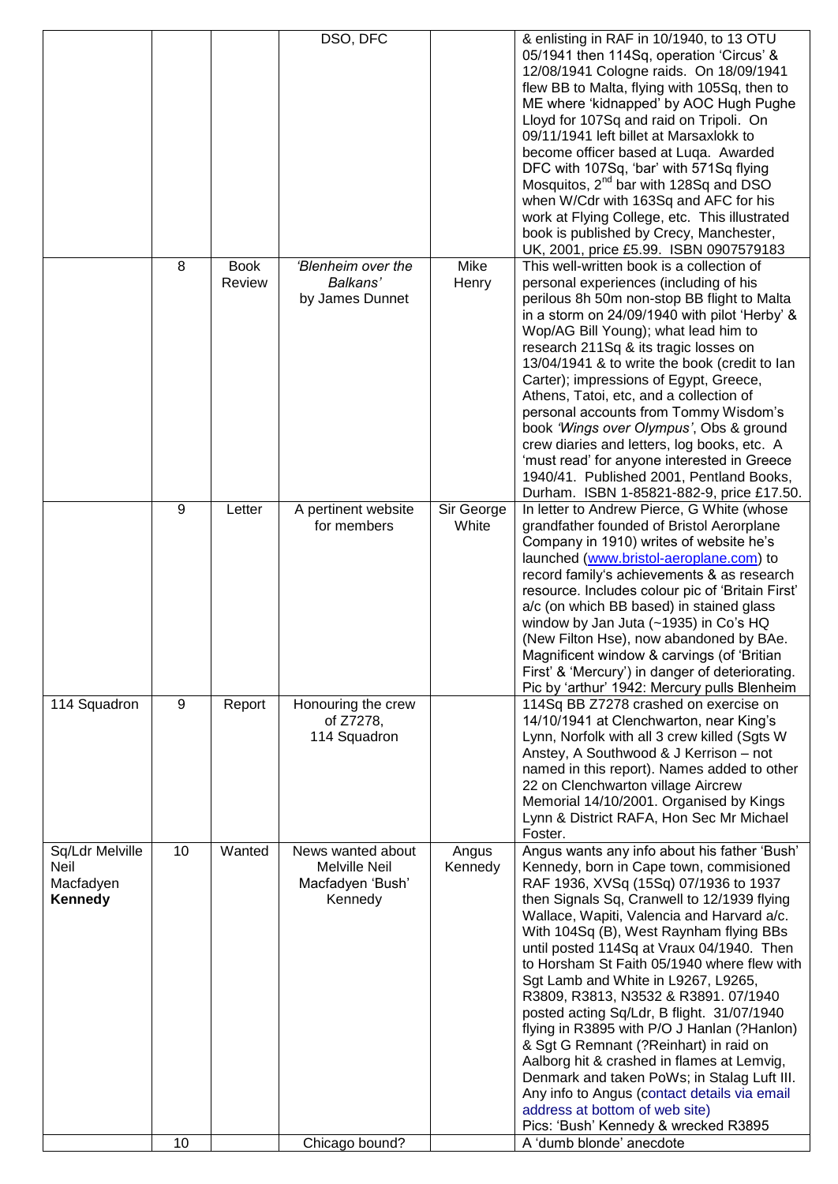| | | | | | |
|---|---|---|---|---|---|
| | | | DSO, DFC | | & enlisting in RAF in 10/1940, to 13 OTU 05/1941 then 114Sq, operation 'Circus' & 12/08/1941 Cologne raids. On 18/09/1941 flew BB to Malta, flying with 105Sq, then to ME where 'kidnapped' by AOC Hugh Pughe Lloyd for 107Sq and raid on Tripoli. On 09/11/1941 left billet at Marsaxlokk to become officer based at Luqa. Awarded DFC with 107Sq, 'bar' with 571Sq flying Mosquitos, 2nd bar with 128Sq and DSO when W/Cdr with 163Sq and AFC for his work at Flying College, etc. This illustrated book is published by Crecy, Manchester, UK, 2001, price £5.99. ISBN 0907579183 |
| | 8 | Book Review | *'Blenheim over the Balkans'* by James Dunnet | Mike Henry | This well-written book is a collection of personal experiences (including of his perilous 8h 50m non-stop BB flight to Malta in a storm on 24/09/1940 with pilot 'Herby' & Wop/AG Bill Young); what lead him to research 211Sq & its tragic losses on 13/04/1941 & to write the book (credit to Ian Carter); impressions of Egypt, Greece, Athens, Tatoi, etc, and a collection of personal accounts from Tommy Wisdom's book *'Wings over Olympus'*, Obs & ground crew diaries and letters, log books, etc. A 'must read' for anyone interested in Greece 1940/41. Published 2001, Pentland Books, Durham. ISBN 1-85821-882-9, price £17.50. |
| | 9 | Letter | A pertinent website for members | Sir George White | In letter to Andrew Pierce, G White (whose grandfather founded of Bristol Aerorplane Company in 1910) writes of website he's launched (www.bristol-aeroplane.com) to record family's achievements & as research resource. Includes colour pic of 'Britain First' a/c (on which BB based) in stained glass window by Jan Juta (~1935) in Co's HQ (New Filton Hse), now abandoned by BAe. Magnificent window & carvings (of 'Britian First' & 'Mercury') in danger of deteriorating. Pic by 'arthur' 1942: Mercury pulls Blenheim |
| 114 Squadron | 9 | Report | Honouring the crew of Z7278, 114 Squadron | | 114Sq BB Z7278 crashed on exercise on 14/10/1941 at Clenchwarton, near King's Lynn, Norfolk with all 3 crew killed (Sgts W Anstey, A Southwood & J Kerrison – not named in this report). Names added to other 22 on Clenchwarton village Aircrew Memorial 14/10/2001. Organised by Kings Lynn & District RAFA, Hon Sec Mr Michael Foster. |
| Sq/Ldr Melville Neil Macfadyen **Kennedy** | 10 | Wanted | News wanted about Melville Neil Macfadyen 'Bush' Kennedy | Angus Kennedy | Angus wants any info about his father 'Bush' Kennedy, born in Cape town, commisioned RAF 1936, XVSq (15Sq) 07/1936 to 1937 then Signals Sq, Cranwell to 12/1939 flying Wallace, Wapiti, Valencia and Harvard a/c. With 104Sq (B), West Raynham flying BBs until posted 114Sq at Vraux 04/1940. Then to Horsham St Faith 05/1940 where flew with Sgt Lamb and White in L9267, L9265, R3809, R3813, N3532 & R3891. 07/1940 posted acting Sq/Ldr, B flight. 31/07/1940 flying in R3895 with P/O J Hanlan (?Hanlon) & Sgt G Remnant (?Reinhart) in raid on Aalborg hit & crashed in flames at Lemvig, Denmark and taken PoWs; in Stalag Luft III. Any info to Angus (contact details via email address at bottom of web site) Pics: 'Bush' Kennedy & wrecked R3895 |
| | 10 | | Chicago bound? | | A 'dumb blonde' anecdote |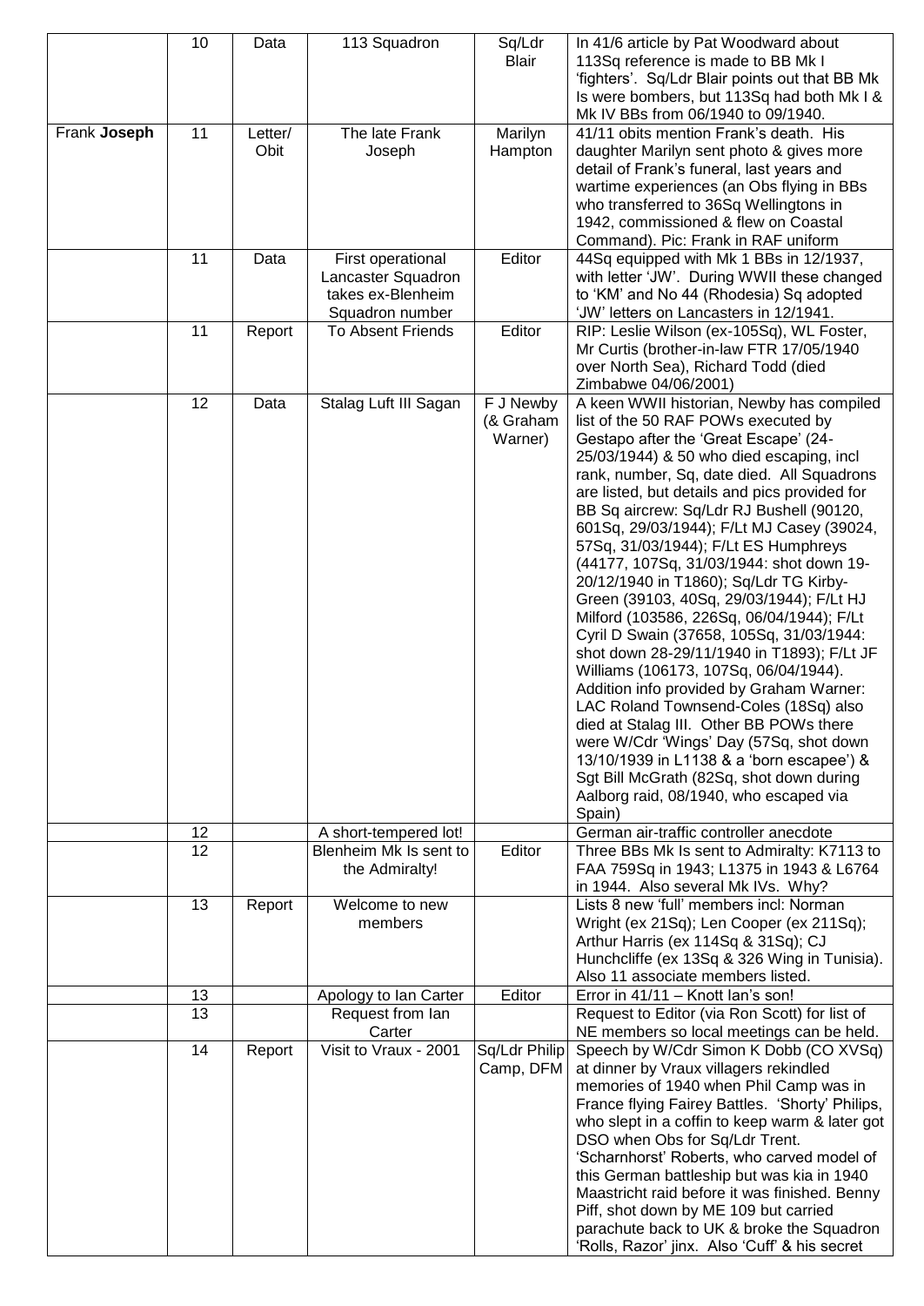| | | | | | |
|---|---|---|---|---|---|
| | 10 | Data | 113 Squadron | Sq/Ldr Blair | In 41/6 article by Pat Woodward about 113Sq reference is made to BB Mk I 'fighters'. Sq/Ldr Blair points out that BB Mk Is were bombers, but 113Sq had both Mk I & Mk IV BBs from 06/1940 to 09/1940. |
| Frank **Joseph** | 11 | Letter/ Obit | The late Frank Joseph | Marilyn Hampton | 41/11 obits mention Frank's death. His daughter Marilyn sent photo & gives more detail of Frank's funeral, last years and wartime experiences (an Obs flying in BBs who transferred to 36Sq Wellingtons in 1942, commissioned & flew on Coastal Command). Pic: Frank in RAF uniform |
| | 11 | Data | First operational Lancaster Squadron takes ex-Blenheim Squadron number | Editor | 44Sq equipped with Mk 1 BBs in 12/1937, with letter 'JW'. During WWII these changed to 'KM' and No 44 (Rhodesia) Sq adopted 'JW' letters on Lancasters in 12/1941. |
| | 11 | Report | To Absent Friends | Editor | RIP: Leslie Wilson (ex-105Sq), WL Foster, Mr Curtis (brother-in-law FTR 17/05/1940 over North Sea), Richard Todd (died Zimbabwe 04/06/2001) |
| | 12 | Data | Stalag Luft III Sagan | F J Newby (& Graham Warner) | A keen WWII historian, Newby has compiled list of the 50 RAF POWs executed by Gestapo after the 'Great Escape' (24-25/03/1944) & 50 who died escaping, incl rank, number, Sq, date died. All Squadrons are listed, but details and pics provided for BB Sq aircrew: Sq/Ldr RJ Bushell (90120, 601Sq, 29/03/1944); F/Lt MJ Casey (39024, 57Sq, 31/03/1944); F/Lt ES Humphreys (44177, 107Sq, 31/03/1944: shot down 19-20/12/1940 in T1860); Sq/Ldr TG Kirby-Green (39103, 40Sq, 29/03/1944); F/Lt HJ Milford (103586, 226Sq, 06/04/1944); F/Lt Cyril D Swain (37658, 105Sq, 31/03/1944: shot down 28-29/11/1940 in T1893); F/Lt JF Williams (106173, 107Sq, 06/04/1944). Addition info provided by Graham Warner: LAC Roland Townsend-Coles (18Sq) also died at Stalag III. Other BB POWs there were W/Cdr 'Wings' Day (57Sq, shot down 13/10/1939 in L1138 & a 'born escapee') & Sgt Bill McGrath (82Sq, shot down during Aalborg raid, 08/1940, who escaped via Spain) |
| | 12 | | A short-tempered lot! | | German air-traffic controller anecdote |
| | 12 | | Blenheim Mk Is sent to the Admiralty! | Editor | Three BBs Mk Is sent to Admiralty: K7113 to FAA 759Sq in 1943; L1375 in 1943 & L6764 in 1944. Also several Mk IVs. Why? |
| | 13 | Report | Welcome to new members | | Lists 8 new 'full' members incl: Norman Wright (ex 21Sq); Len Cooper (ex 211Sq); Arthur Harris (ex 114Sq & 31Sq); CJ Hunchcliffe (ex 13Sq & 326 Wing in Tunisia). Also 11 associate members listed. |
| | 13 | | Apology to Ian Carter | Editor | Error in 41/11 – Knott Ian's son! |
| | 13 | | Request from Ian Carter | | Request to Editor (via Ron Scott) for list of NE members so local meetings can be held. |
| | 14 | Report | Visit to Vraux - 2001 | Sq/Ldr Philip Camp, DFM | Speech by W/Cdr Simon K Dobb (CO XVSq) at dinner by Vraux villagers rekindled memories of 1940 when Phil Camp was in France flying Fairey Battles. 'Shorty' Philips, who slept in a coffin to keep warm & later got DSO when Obs for Sq/Ldr Trent. 'Scharnhorst' Roberts, who carved model of this German battleship but was kia in 1940 Maastricht raid before it was finished. Benny Piff, shot down by ME 109 but carried parachute back to UK & broke the Squadron 'Rolls, Razor' jinx. Also 'Cuff' & his secret |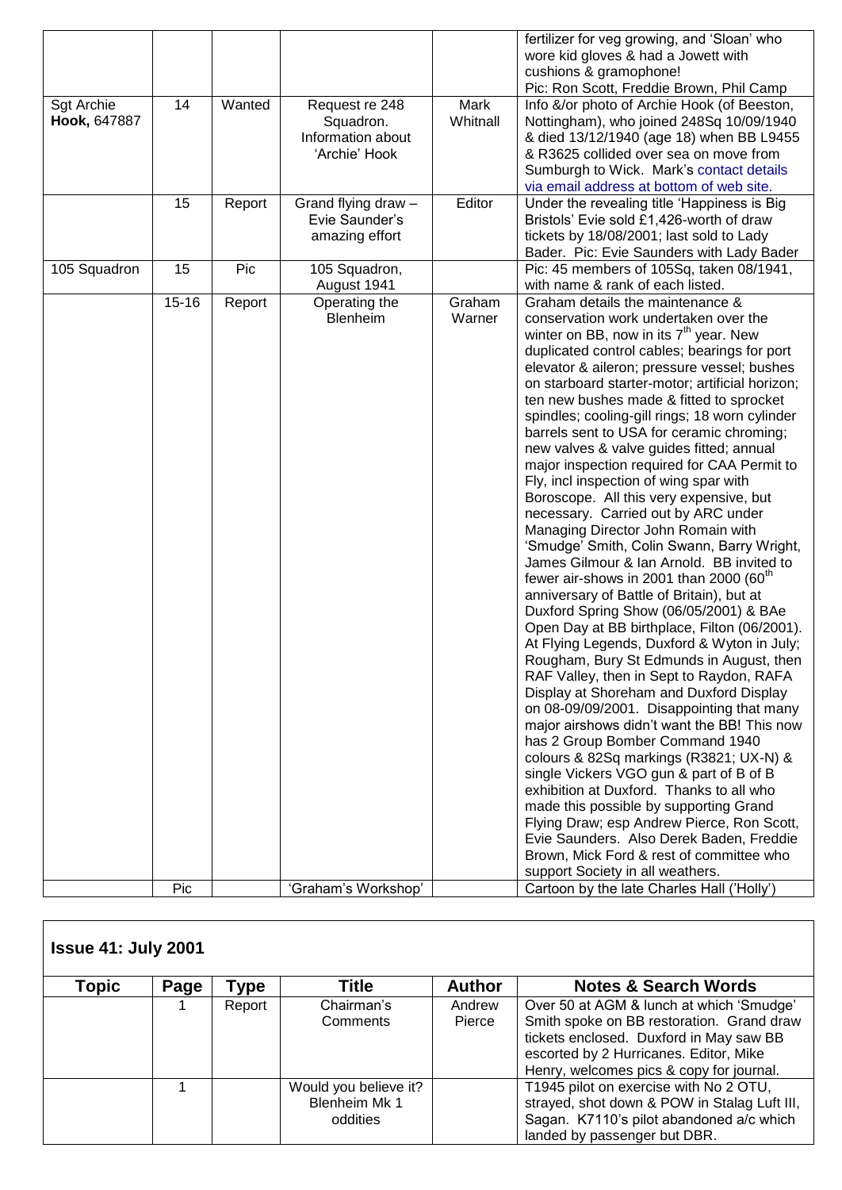| | | | | | fertilizer for veg growing, and 'Sloan' who wore kid gloves & had a Jowett with cushions & gramophone! Pic: Ron Scott, Freddie Brown, Phil Camp |
|---|---|---|---|---|---|
| Sgt Archie **Hook,** 647887 | 14 | Wanted | Request re 248 Squadron. Information about 'Archie' Hook | Mark Whitnall | Info &/or photo of Archie Hook (of Beeston, Nottingham), who joined 248Sq 10/09/1940 & died 13/12/1940 (age 18) when BB L9455 & R3625 collided over sea on move from Sumburgh to Wick. Mark's contact details via email address at bottom of web site. |
| | 15 | Report | Grand flying draw – Evie Saunder's amazing effort | Editor | Under the revealing title 'Happiness is Big Bristols' Evie sold £1,426-worth of draw tickets by 18/08/2001; last sold to Lady Bader. Pic: Evie Saunders with Lady Bader |
| 105 Squadron | 15 | Pic | 105 Squadron, August 1941 | | Pic: 45 members of 105Sq, taken 08/1941, with name & rank of each listed. |
| | 15-16 | Report | Operating the Blenheim | Graham Warner | Graham details the maintenance & conservation work undertaken over the winter on BB, now in its 7th year. New duplicated control cables; bearings for port elevator & aileron; pressure vessel; bushes on starboard starter-motor; artificial horizon; ten new bushes made & fitted to sprocket spindles; cooling-gill rings; 18 worn cylinder barrels sent to USA for ceramic chroming; new valves & valve guides fitted; annual major inspection required for CAA Permit to Fly, incl inspection of wing spar with Boroscope. All this very expensive, but necessary. Carried out by ARC under Managing Director John Romain with 'Smudge' Smith, Colin Swann, Barry Wright, James Gilmour & Ian Arnold. BB invited to fewer air-shows in 2001 than 2000 (60th anniversary of Battle of Britain), but at Duxford Spring Show (06/05/2001) & BAe Open Day at BB birthplace, Filton (06/2001). At Flying Legends, Duxford & Wyton in July; Rougham, Bury St Edmunds in August, then RAF Valley, then in Sept to Raydon, RAFA Display at Shoreham and Duxford Display on 08-09/09/2001. Disappointing that many major airshows didn't want the BB! This now has 2 Group Bomber Command 1940 colours & 82Sq markings (R3821; UX-N) & single Vickers VGO gun & part of B of B exhibition at Duxford. Thanks to all who made this possible by supporting Grand Flying Draw; esp Andrew Pierce, Ron Scott, Evie Saunders. Also Derek Baden, Freddie Brown, Mick Ford & rest of committee who support Society in all weathers. |
| | Pic | | 'Graham's Workshop' | | Cartoon by the late Charles Hall ('Holly') |

### Issue 41: July 2001

| Topic | Page | Type | Title | Author | Notes & Search Words |
|---|---|---|---|---|---|
| | 1 | Report | Chairman's Comments | Andrew Pierce | Over 50 at AGM & lunch at which 'Smudge' Smith spoke on BB restoration. Grand draw tickets enclosed. Duxford in May saw BB escorted by 2 Hurricanes. Editor, Mike Henry, welcomes pics & copy for journal. |
| | 1 | | Would you believe it? Blenheim Mk 1 oddities | | T1945 pilot on exercise with No 2 OTU, strayed, shot down & POW in Stalag Luft III, Sagan. K7110's pilot abandoned a/c which landed by passenger but DBR. |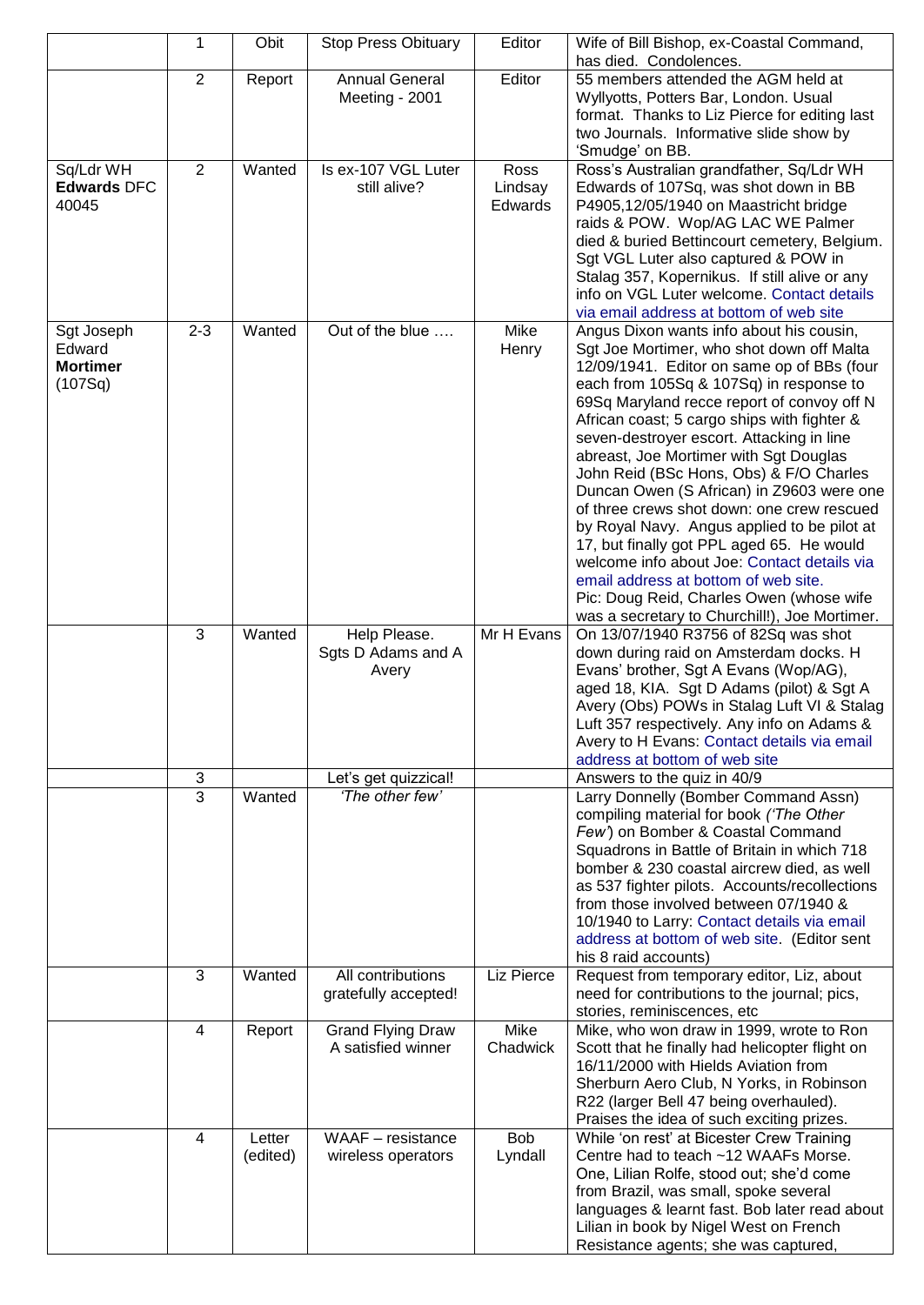|  |  |  |  |  |  |
|---|---|---|---|---|---|
|  | 1 | Obit | Stop Press Obituary | Editor | Wife of Bill Bishop, ex-Coastal Command, has died. Condolences. |
|  | 2 | Report | Annual General Meeting - 2001 | Editor | 55 members attended the AGM held at Wyllyotts, Potters Bar, London. Usual format. Thanks to Liz Pierce for editing last two Journals. Informative slide show by 'Smudge' on BB. |
| Sq/Ldr WH **Edwards** DFC 40045 | 2 | Wanted | Is ex-107 VGL Luter still alive? | Ross Lindsay Edwards | Ross's Australian grandfather, Sq/Ldr WH Edwards of 107Sq, was shot down in BB P4905,12/05/1940 on Maastricht bridge raids & POW. Wop/AG LAC WE Palmer died & buried Bettincourt cemetery, Belgium. Sgt VGL Luter also captured & POW in Stalag 357, Kopernikus. If still alive or any info on VGL Luter welcome. Contact details via email address at bottom of web site |
| Sgt Joseph Edward **Mortimer** (107Sq) | 2-3 | Wanted | Out of the blue …. | Mike Henry | Angus Dixon wants info about his cousin, Sgt Joe Mortimer, who shot down off Malta 12/09/1941. Editor on same op of BBs (four each from 105Sq & 107Sq) in response to 69Sq Maryland recce report of convoy off N African coast; 5 cargo ships with fighter & seven-destroyer escort. Attacking in line abreast, Joe Mortimer with Sgt Douglas John Reid (BSc Hons, Obs) & F/O Charles Duncan Owen (S African) in Z9603 were one of three crews shot down: one crew rescued by Royal Navy. Angus applied to be pilot at 17, but finally got PPL aged 65. He would welcome info about Joe: Contact details via email address at bottom of web site. Pic: Doug Reid, Charles Owen (whose wife was a secretary to Churchill!), Joe Mortimer. |
|  | 3 | Wanted | Help Please. Sgts D Adams and A Avery | Mr H Evans | On 13/07/1940 R3756 of 82Sq was shot down during raid on Amsterdam docks. H Evans' brother, Sgt A Evans (Wop/AG), aged 18, KIA. Sgt D Adams (pilot) & Sgt A Avery (Obs) POWs in Stalag Luft VI & Stalag Luft 357 respectively. Any info on Adams & Avery to H Evans: Contact details via email address at bottom of web site |
|  | 3 |  | Let's get quizzical! |  | Answers to the quiz in 40/9 |
|  | 3 | Wanted | *'The other few'* |  | Larry Donnelly (Bomber Command Assn) compiling material for book *('The Other Few')* on Bomber & Coastal Command Squadrons in Battle of Britain in which 718 bomber & 230 coastal aircrew died, as well as 537 fighter pilots. Accounts/recollections from those involved between 07/1940 & 10/1940 to Larry: Contact details via email address at bottom of web site. (Editor sent his 8 raid accounts) |
|  | 3 | Wanted | All contributions gratefully accepted! | Liz Pierce | Request from temporary editor, Liz, about need for contributions to the journal; pics, stories, reminiscences, etc |
|  | 4 | Report | Grand Flying Draw A satisfied winner | Mike Chadwick | Mike, who won draw in 1999, wrote to Ron Scott that he finally had helicopter flight on 16/11/2000 with Hields Aviation from Sherburn Aero Club, N Yorks, in Robinson R22 (larger Bell 47 being overhauled). Praises the idea of such exciting prizes. |
|  | 4 | Letter (edited) | WAAF – resistance wireless operators | Bob Lyndall | While 'on rest' at Bicester Crew Training Centre had to teach ~12 WAAFs Morse. One, Lilian Rolfe, stood out; she'd come from Brazil, was small, spoke several languages & learnt fast. Bob later read about Lilian in book by Nigel West on French Resistance agents; she was captured, |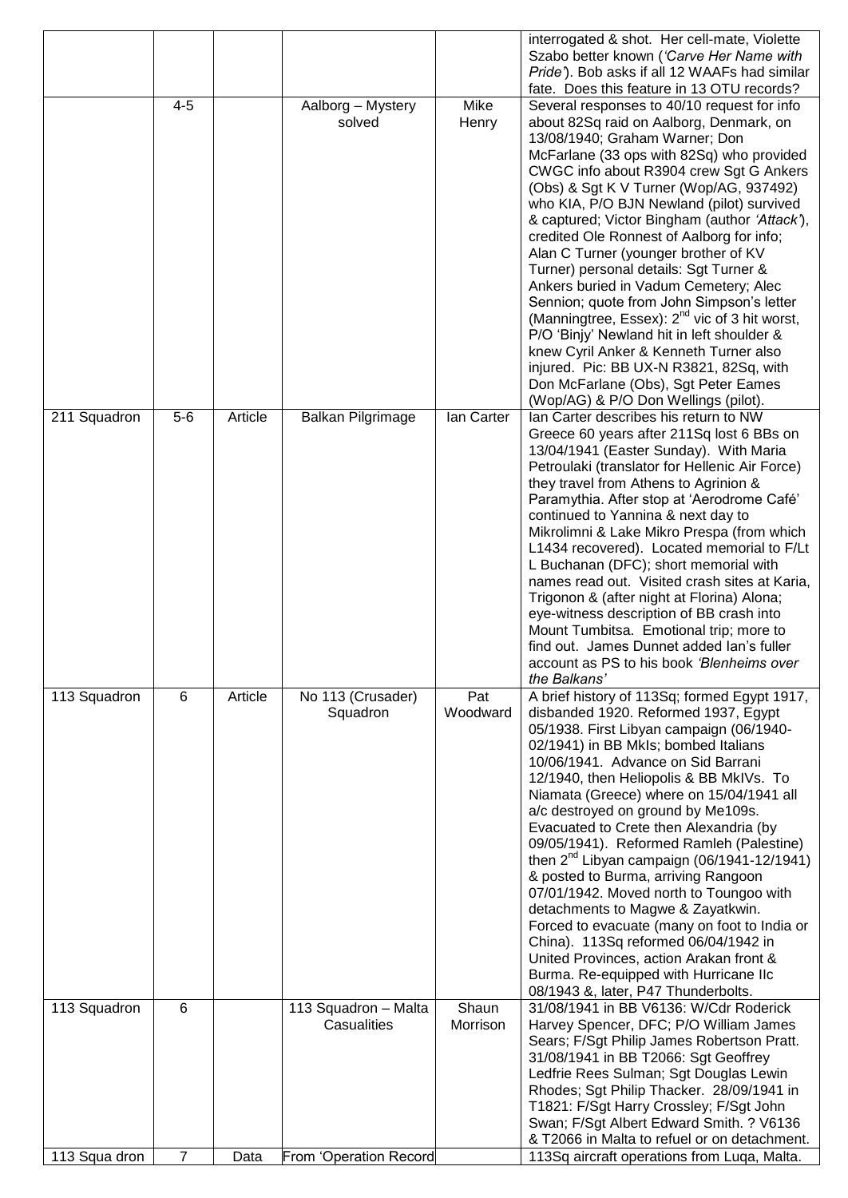| | | | | | |
|---|---|---|---|---|---|
| | | | | | interrogated & shot. Her cell-mate, Violette Szabo better known (*'Carve Her Name with Pride'*). Bob asks if all 12 WAAFs had similar fate. Does this feature in 13 OTU records? |
| | 4-5 | | Aalborg – Mystery solved | Mike Henry | Several responses to 40/10 request for info about 82Sq raid on Aalborg, Denmark, on 13/08/1940; Graham Warner; Don McFarlane (33 ops with 82Sq) who provided CWGC info about R3904 crew Sgt G Ankers (Obs) & Sgt K V Turner (Wop/AG, 937492) who KIA, P/O BJN Newland (pilot) survived & captured; Victor Bingham (author *'Attack'*), credited Ole Ronnest of Aalborg for info; Alan C Turner (younger brother of KV Turner) personal details: Sgt Turner & Ankers buried in Vadum Cemetery; Alec Sennion; quote from John Simpson's letter (Manningtree, Essex): 2nd vic of 3 hit worst, P/O 'Binjy' Newland hit in left shoulder & knew Cyril Anker & Kenneth Turner also injured. Pic: BB UX-N R3821, 82Sq, with Don McFarlane (Obs), Sgt Peter Eames (Wop/AG) & P/O Don Wellings (pilot). |
| 211 Squadron | 5-6 | Article | Balkan Pilgrimage | Ian Carter | Ian Carter describes his return to NW Greece 60 years after 211Sq lost 6 BBs on 13/04/1941 (Easter Sunday). With Maria Petroulaki (translator for Hellenic Air Force) they travel from Athens to Agrinion & Paramythia. After stop at 'Aerodrome Café' continued to Yannina & next day to Mikrolimni & Lake Mikro Prespa (from which L1434 recovered). Located memorial to F/Lt L Buchanan (DFC); short memorial with names read out. Visited crash sites at Karia, Trigonon & (after night at Florina) Alona; eye-witness description of BB crash into Mount Tumbitsa. Emotional trip; more to find out. James Dunnet added Ian's fuller account as PS to his book *'Blenheims over the Balkans'* |
| 113 Squadron | 6 | Article | No 113 (Crusader) Squadron | Pat Woodward | A brief history of 113Sq; formed Egypt 1917, disbanded 1920. Reformed 1937, Egypt 05/1938. First Libyan campaign (06/1940-02/1941) in BB MkIs; bombed Italians 10/06/1941. Advance on Sid Barrani 12/1940, then Heliopolis & BB MkIVs. To Niamata (Greece) where on 15/04/1941 all a/c destroyed on ground by Me109s. Evacuated to Crete then Alexandria (by 09/05/1941). Reformed Ramleh (Palestine) then 2nd Libyan campaign (06/1941-12/1941) & posted to Burma, arriving Rangoon 07/01/1942. Moved north to Toungoo with detachments to Magwe & Zayatkwin. Forced to evacuate (many on foot to India or China). 113Sq reformed 06/04/1942 in United Provinces, action Arakan front & Burma. Re-equipped with Hurricane IIc 08/1943 &, later, P47 Thunderbolts. |
| 113 Squadron | 6 | | 113 Squadron – Malta Casualities | Shaun Morrison | 31/08/1941 in BB V6136: W/Cdr Roderick Harvey Spencer, DFC; P/O William James Sears; F/Sgt Philip James Robertson Pratt. 31/08/1941 in BB T2066: Sgt Geoffrey Ledfrie Rees Sulman; Sgt Douglas Lewin Rhodes; Sgt Philip Thacker. 28/09/1941 in T1821: F/Sgt Harry Crossley; F/Sgt John Swan; F/Sgt Albert Edward Smith. ? V6136 & T2066 in Malta to refuel or on detachment. |
| 113 Squa dron | 7 | Data | From 'Operation Record | | 113Sq aircraft operations from Luqa, Malta. |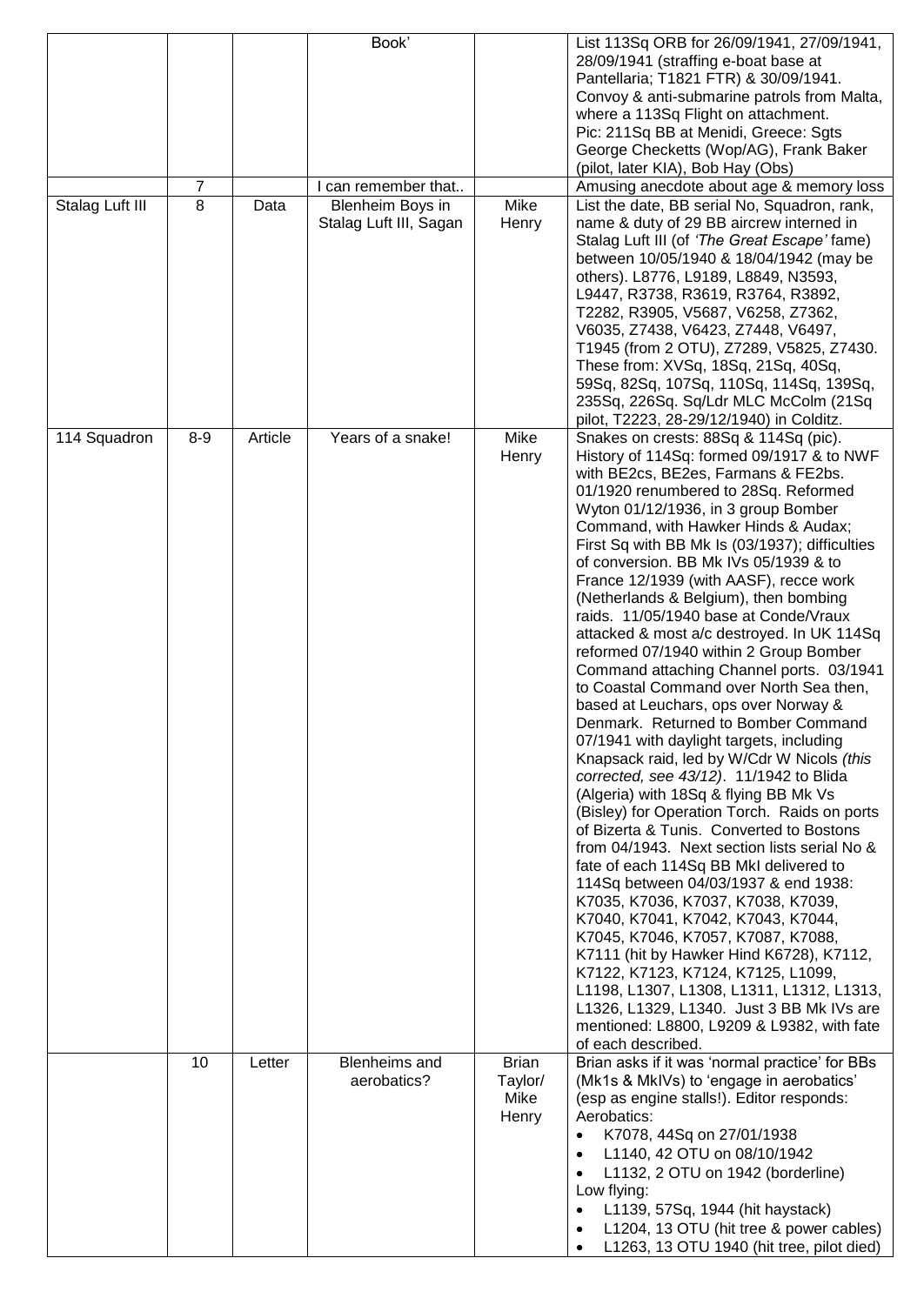| | | | Book' | | List 113Sq ORB for 26/09/1941, 27/09/1941, 28/09/1941 (straffing e-boat base at Pantellaria; T1821 FTR) & 30/09/1941. Convoy & anti-submarine patrols from Malta, where a 113Sq Flight on attachment. Pic: 211Sq BB at Menidi, Greece: Sgts George Checketts (Wop/AG), Frank Baker (pilot, later KIA), Bob Hay (Obs) |
|---|---|---|---|---|---|
| | 7 | | I can remember that.. | | Amusing anecdote about age & memory loss |
| Stalag Luft III | 8 | Data | Blenheim Boys in Stalag Luft III, Sagan | Mike Henry | List the date, BB serial No, Squadron, rank, name & duty of 29 BB aircrew interned in Stalag Luft III (of *'The Great Escape'* fame) between 10/05/1940 & 18/04/1942 (may be others). L8776, L9189, L8849, N3593, L9447, R3738, R3619, R3764, R3892, T2282, R3905, V5687, V6258, Z7362, V6035, Z7438, V6423, Z7448, V6497, T1945 (from 2 OTU), Z7289, V5825, Z7430. These from: XVSq, 18Sq, 21Sq, 40Sq, 59Sq, 82Sq, 107Sq, 110Sq, 114Sq, 139Sq, 235Sq, 226Sq. Sq/Ldr MLC McColm (21Sq pilot, T2223, 28-29/12/1940) in Colditz. |
| 114 Squadron | 8-9 | Article | Years of a snake! | Mike Henry | Snakes on crests: 88Sq & 114Sq (pic). History of 114Sq: formed 09/1917 & to NWF with BE2cs, BE2es, Farmans & FE2bs. 01/1920 renumbered to 28Sq. Reformed Wyton 01/12/1936, in 3 group Bomber Command, with Hawker Hinds & Audax; First Sq with BB Mk Is (03/1937); difficulties of conversion. BB Mk IVs 05/1939 & to France 12/1939 (with AASF), recce work (Netherlands & Belgium), then bombing raids. 11/05/1940 base at Conde/Vraux attacked & most a/c destroyed. In UK 114Sq reformed 07/1940 within 2 Group Bomber Command attaching Channel ports. 03/1941 to Coastal Command over North Sea then, based at Leuchars, ops over Norway & Denmark. Returned to Bomber Command 07/1941 with daylight targets, including Knapsack raid, led by W/Cdr W Nicols *(this corrected, see 43/12)*. 11/1942 to Blida (Algeria) with 18Sq & flying BB Mk Vs (Bisley) for Operation Torch. Raids on ports of Bizerta & Tunis. Converted to Bostons from 04/1943. Next section lists serial No & fate of each 114Sq BB MkI delivered to 114Sq between 04/03/1937 & end 1938: K7035, K7036, K7037, K7038, K7039, K7040, K7041, K7042, K7043, K7044, K7045, K7046, K7057, K7087, K7088, K7111 (hit by Hawker Hind K6728), K7112, K7122, K7123, K7124, K7125, L1099, L1198, L1307, L1308, L1311, L1312, L1313, L1326, L1329, L1340. Just 3 BB Mk IVs are mentioned: L8800, L9209 & L9382, with fate of each described. |
| | 10 | Letter | Blenheims and aerobatics? | Brian Taylor/ Mike Henry | Brian asks if it was 'normal practice' for BBs (Mk1s & MkIVs) to 'engage in aerobatics' (esp as engine stalls!). Editor responds: Aerobatics: • K7078, 44Sq on 27/01/1938 • L1140, 42 OTU on 08/10/1942 • L1132, 2 OTU on 1942 (borderline) Low flying: • L1139, 57Sq, 1944 (hit haystack) • L1204, 13 OTU (hit tree & power cables) • L1263, 13 OTU 1940 (hit tree, pilot died) |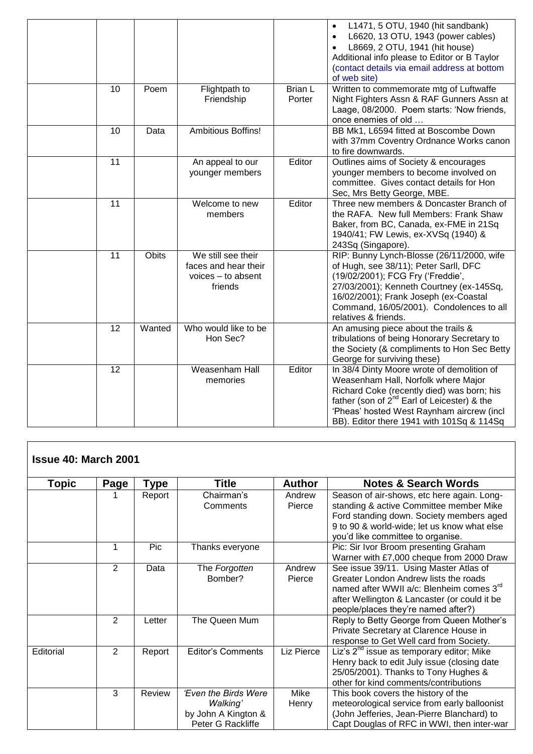| | | | | | • L1471, 5 OTU, 1940 (hit sandbank)<br>• L6620, 13 OTU, 1943 (power cables)<br>• L8669, 2 OTU, 1941 (hit house)<br>Additional info please to Editor or B Taylor (contact details via email address at bottom of web site) |
|---|---|---|---|---|---|
| | 10 | Poem | Flightpath to Friendship | Brian L Porter | Written to commemorate mtg of Luftwaffe Night Fighters Assn & RAF Gunners Assn at Laage, 08/2000. Poem starts: 'Now friends, once enemies of old … |
| | 10 | Data | Ambitious Boffins! | | BB Mk1, L6594 fitted at Boscombe Down with 37mm Coventry Ordnance Works canon to fire downwards. |
| | 11 | | An appeal to our younger members | Editor | Outlines aims of Society & encourages younger members to become involved on committee. Gives contact details for Hon Sec, Mrs Betty George, MBE. |
| | 11 | | Welcome to new members | Editor | Three new members & Doncaster Branch of the RAFA. New full Members: Frank Shaw Baker, from BC, Canada, ex-FME in 21Sq 1940/41; FW Lewis, ex-XVSq (1940) & 243Sq (Singapore). |
| | 11 | Obits | We still see their faces and hear their voices – to absent friends | | RIP: Bunny Lynch-Blosse (26/11/2000, wife of Hugh, see 38/11); Peter Sarll, DFC (19/02/2001); FCG Fry ('Freddie', 27/03/2001); Kenneth Courtney (ex-145Sq, 16/02/2001); Frank Joseph (ex-Coastal Command, 16/05/2001). Condolences to all relatives & friends. |
| | 12 | Wanted | Who would like to be Hon Sec? | | An amusing piece about the trails & tribulations of being Honorary Secretary to the Society (& compliments to Hon Sec Betty George for surviving these) |
| | 12 | | Weasenham Hall memories | Editor | In 38/4 Dinty Moore wrote of demolition of Weasenham Hall, Norfolk where Major Richard Coke (recently died) was born; his father (son of 2nd Earl of Leicester) & the 'Pheas' hosted West Raynham aircrew (incl BB). Editor there 1941 with 101Sq & 114Sq |

## Issue 40: March 2001

| Topic | Page | Type | Title | Author | Notes & Search Words |
|---|---|---|---|---|---|
| | 1 | Report | Chairman's Comments | Andrew Pierce | Season of air-shows, etc here again. Long-standing & active Committee member Mike Ford standing down. Society members aged 9 to 90 & world-wide; let us know what else you'd like committee to organise. |
| | 1 | Pic | Thanks everyone | | Pic: Sir Ivor Broom presenting Graham Warner with £7,000 cheque from 2000 Draw |
| | 2 | Data | The *Forgotten* Bomber? | Andrew Pierce | See issue 39/11. Using Master Atlas of Greater London Andrew lists the roads named after WWII a/c: Blenheim comes 3rd after Wellington & Lancaster (or could it be people/places they're named after?) |
| | 2 | Letter | The Queen Mum | | Reply to Betty George from Queen Mother's Private Secretary at Clarence House in response to Get Well card from Society. |
| Editorial | 2 | Report | Editor's Comments | Liz Pierce | Liz's 2nd issue as temporary editor; Mike Henry back to edit July issue (closing date 25/05/2001). Thanks to Tony Hughes & other for kind comments/contributions |
| | 3 | Review | *'Even the Birds Were Walking'* by John A Kington & Peter G Rackliffe | Mike Henry | This book covers the history of the meteorological service from early balloonist (John Jefferies, Jean-Pierre Blanchard) to Capt Douglas of RFC in WWI, then inter-war |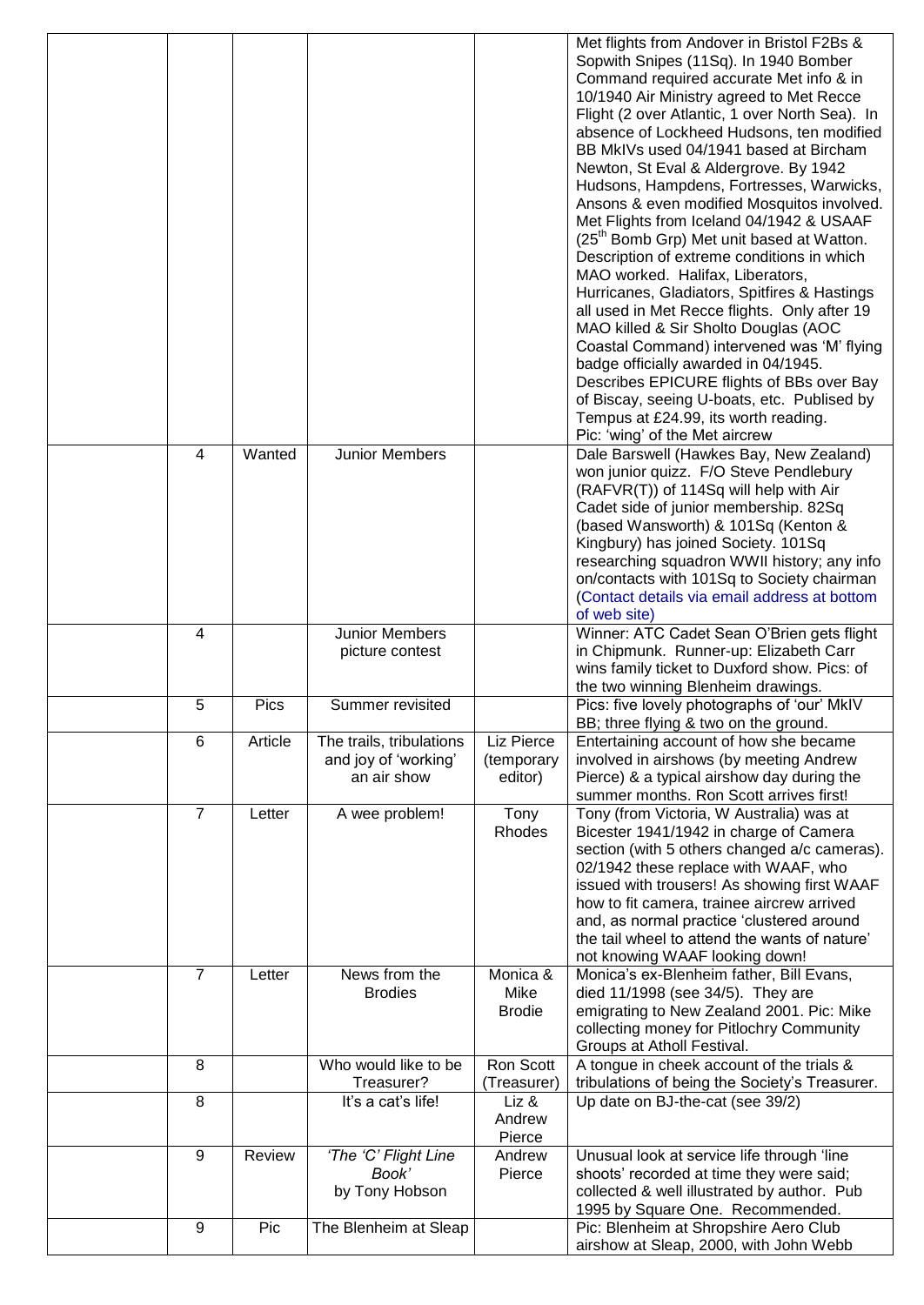| | | | | | |
|---|---|---|---|---|---|
| | | | | | Met flights from Andover in Bristol F2Bs & Sopwith Snipes (11Sq). In 1940 Bomber Command required accurate Met info & in 10/1940 Air Ministry agreed to Met Recce Flight (2 over Atlantic, 1 over North Sea). In absence of Lockheed Hudsons, ten modified BB MkIVs used 04/1941 based at Bircham Newton, St Eval & Aldergrove. By 1942 Hudsons, Hampdens, Fortresses, Warwicks, Ansons & even modified Mosquitos involved. Met Flights from Iceland 04/1942 & USAAF (25th Bomb Grp) Met unit based at Watton. Description of extreme conditions in which MAO worked. Halifax, Liberators, Hurricanes, Gladiators, Spitfires & Hastings all used in Met Recce flights. Only after 19 MAO killed & Sir Sholto Douglas (AOC Coastal Command) intervened was 'M' flying badge officially awarded in 04/1945. Describes EPICURE flights of BBs over Bay of Biscay, seeing U-boats, etc. Publised by Tempus at £24.99, its worth reading. Pic: 'wing' of the Met aircrew |
| | 4 | Wanted | Junior Members | | Dale Barswell (Hawkes Bay, New Zealand) won junior quizz. F/O Steve Pendlebury (RAFVR(T)) of 114Sq will help with Air Cadet side of junior membership. 82Sq (based Wansworth) & 101Sq (Kenton & Kingbury) has joined Society. 101Sq researching squadron WWII history; any info on/contacts with 101Sq to Society chairman (Contact details via email address at bottom of web site) |
| | 4 | | Junior Members picture contest | | Winner: ATC Cadet Sean O'Brien gets flight in Chipmunk. Runner-up: Elizabeth Carr wins family ticket to Duxford show. Pics: of the two winning Blenheim drawings. |
| | 5 | Pics | Summer revisited | | Pics: five lovely photographs of 'our' MkIV BB; three flying & two on the ground. |
| | 6 | Article | The trails, tribulations and joy of 'working' an air show | Liz Pierce (temporary editor) | Entertaining account of how she became involved in airshows (by meeting Andrew Pierce) & a typical airshow day during the summer months. Ron Scott arrives first! |
| | 7 | Letter | A wee problem! | Tony Rhodes | Tony (from Victoria, W Australia) was at Bicester 1941/1942 in charge of Camera section (with 5 others changed a/c cameras). 02/1942 these replace with WAAF, who issued with trousers! As showing first WAAF how to fit camera, trainee aircrew arrived and, as normal practice 'clustered around the tail wheel to attend the wants of nature' not knowing WAAF looking down! |
| | 7 | Letter | News from the Brodies | Monica & Mike Brodie | Monica's ex-Blenheim father, Bill Evans, died 11/1998 (see 34/5). They are emigrating to New Zealand 2001. Pic: Mike collecting money for Pitlochry Community Groups at Atholl Festival. |
| | 8 | | Who would like to be Treasurer? | Ron Scott (Treasurer) | A tongue in cheek account of the trials & tribulations of being the Society's Treasurer. |
| | 8 | | It's a cat's life! | Liz & Andrew Pierce | Up date on BJ-the-cat (see 39/2) |
| | 9 | Review | *'The 'C' Flight Line Book'* by Tony Hobson | Andrew Pierce | Unusual look at service life through 'line shoots' recorded at time they were said; collected & well illustrated by author. Pub 1995 by Square One. Recommended. |
| | 9 | Pic | The Blenheim at Sleap | | Pic: Blenheim at Shropshire Aero Club airshow at Sleap, 2000, with John Webb |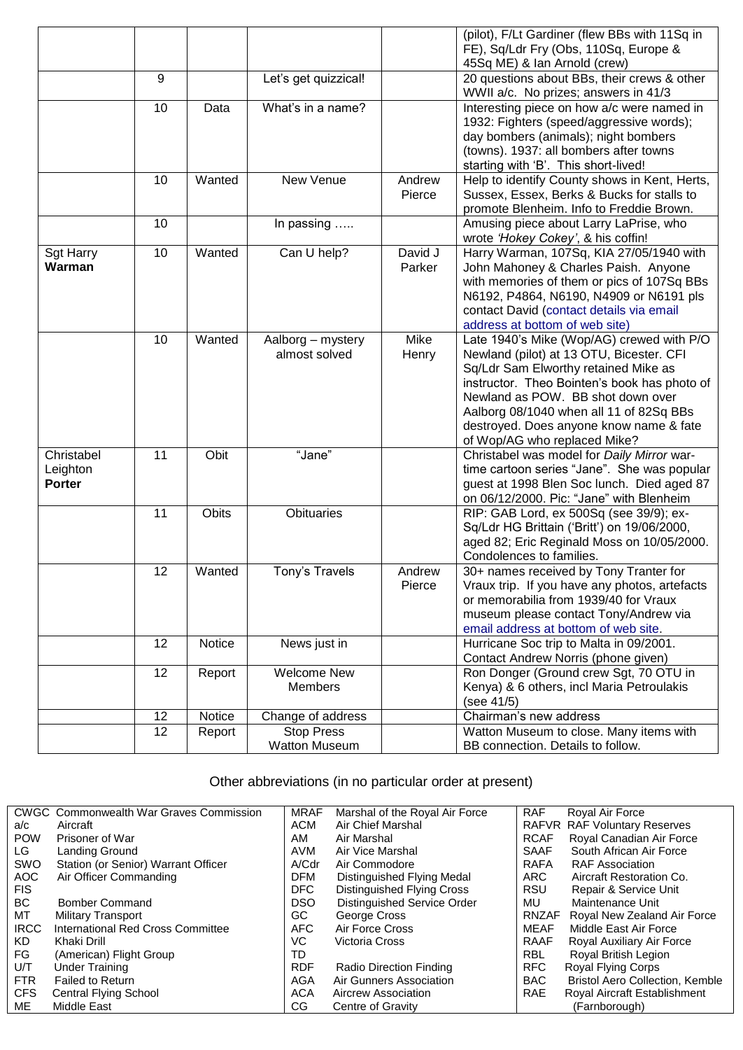| | | | | | |
|---|---|---|---|---|---|
| | | | | | (pilot), F/Lt Gardiner (flew BBs with 11Sq in FE), Sq/Ldr Fry (Obs, 110Sq, Europe & 45Sq ME) & Ian Arnold (crew) |
| | 9 | | Let's get quizzical! | | 20 questions about BBs, their crews & other WWII a/c. No prizes; answers in 41/3 |
| | 10 | Data | What's in a name? | | Interesting piece on how a/c were named in 1932: Fighters (speed/aggressive words); day bombers (animals); night bombers (towns). 1937: all bombers after towns starting with 'B'. This short-lived! |
| | 10 | Wanted | New Venue | Andrew Pierce | Help to identify County shows in Kent, Herts, Sussex, Essex, Berks & Bucks for stalls to promote Blenheim. Info to Freddie Brown. |
| | 10 | | In passing ….. | | Amusing piece about Larry LaPrise, who wrote *'Hokey Cokey'*, & his coffin! |
| Sgt Harry **Warman** | 10 | Wanted | Can U help? | David J Parker | Harry Warman, 107Sq, KIA 27/05/1940 with John Mahoney & Charles Paish. Anyone with memories of them or pics of 107Sq BBs N6192, P4864, N6190, N4909 or N6191 pls contact David (contact details via email address at bottom of web site) |
| | 10 | Wanted | Aalborg – mystery almost solved | Mike Henry | Late 1940's Mike (Wop/AG) crewed with P/O Newland (pilot) at 13 OTU, Bicester. CFI Sq/Ldr Sam Elworthy retained Mike as instructor. Theo Bointen's book has photo of Newland as POW. BB shot down over Aalborg 08/1040 when all 11 of 82Sq BBs destroyed. Does anyone know name & fate of Wop/AG who replaced Mike? |
| Christabel Leighton **Porter** | 11 | Obit | "Jane" | | Christabel was model for *Daily Mirror* war-time cartoon series "Jane". She was popular guest at 1998 Blen Soc lunch. Died aged 87 on 06/12/2000. Pic: "Jane" with Blenheim |
| | 11 | Obits | Obituaries | | RIP: GAB Lord, ex 500Sq (see 39/9); ex-Sq/Ldr HG Brittain ('Britt') on 19/06/2000, aged 82; Eric Reginald Moss on 10/05/2000. Condolences to families. |
| | 12 | Wanted | Tony's Travels | Andrew Pierce | 30+ names received by Tony Tranter for Vraux trip. If you have any photos, artefacts or memorabilia from 1939/40 for Vraux museum please contact Tony/Andrew via email address at bottom of web site. |
| | 12 | Notice | News just in | | Hurricane Soc trip to Malta in 09/2001. Contact Andrew Norris (phone given) |
| | 12 | Report | Welcome New Members | | Ron Donger (Ground crew Sgt, 70 OTU in Kenya) & 6 others, incl Maria Petroulakis (see 41/5) |
| | 12 | Notice | Change of address | | Chairman's new address |
| | 12 | Report | Stop Press Watton Museum | | Watton Museum to close. Many items with BB connection. Details to follow. |

Other abbreviations (in no particular order at present)

| | | | | | |
|---|---|---|---|---|---|
| CWGC | Commonwealth War Graves Commission | MRAF | Marshal of the Royal Air Force | RAF | Royal Air Force |
| a/c | Aircraft | ACM | Air Chief Marshal | RAFVR | RAF Voluntary Reserves |
| POW | Prisoner of War | AM | Air Marshal | RCAF | Royal Canadian Air Force |
| LG | Landing Ground | AVM | Air Vice Marshal | SAAF | South African Air Force |
| SWO | Station (or Senior) Warrant Officer | A/Cdr | Air Commodore | RAFA | RAF Association |
| AOC | Air Officer Commanding | DFM | Distinguished Flying Medal | ARC | Aircraft Restoration Co. |
| FIS | | DFC | Distinguished Flying Cross | RSU | Repair & Service Unit |
| BC | Bomber Command | DSO | Distinguished Service Order | MU | Maintenance Unit |
| MT | Military Transport | GC | George Cross | RNZAF | Royal New Zealand Air Force |
| IRCC | International Red Cross Committee | AFC | Air Force Cross | MEAF | Middle East Air Force |
| KD | Khaki Drill | VC | Victoria Cross | RAAF | Royal Auxiliary Air Force |
| FG | (American) Flight Group | TD | | RBL | Royal British Legion |
| U/T | Under Training | RDF | Radio Direction Finding | RFC | Royal Flying Corps |
| FTR | Failed to Return | AGA | Air Gunners Association | BAC | Bristol Aero Collection, Kemble |
| CFS | Central Flying School | ACA | Aircrew Association | RAE | Royal Aircraft Establishment (Farnborough) |
| ME | Middle East | CG | Centre of Gravity | | |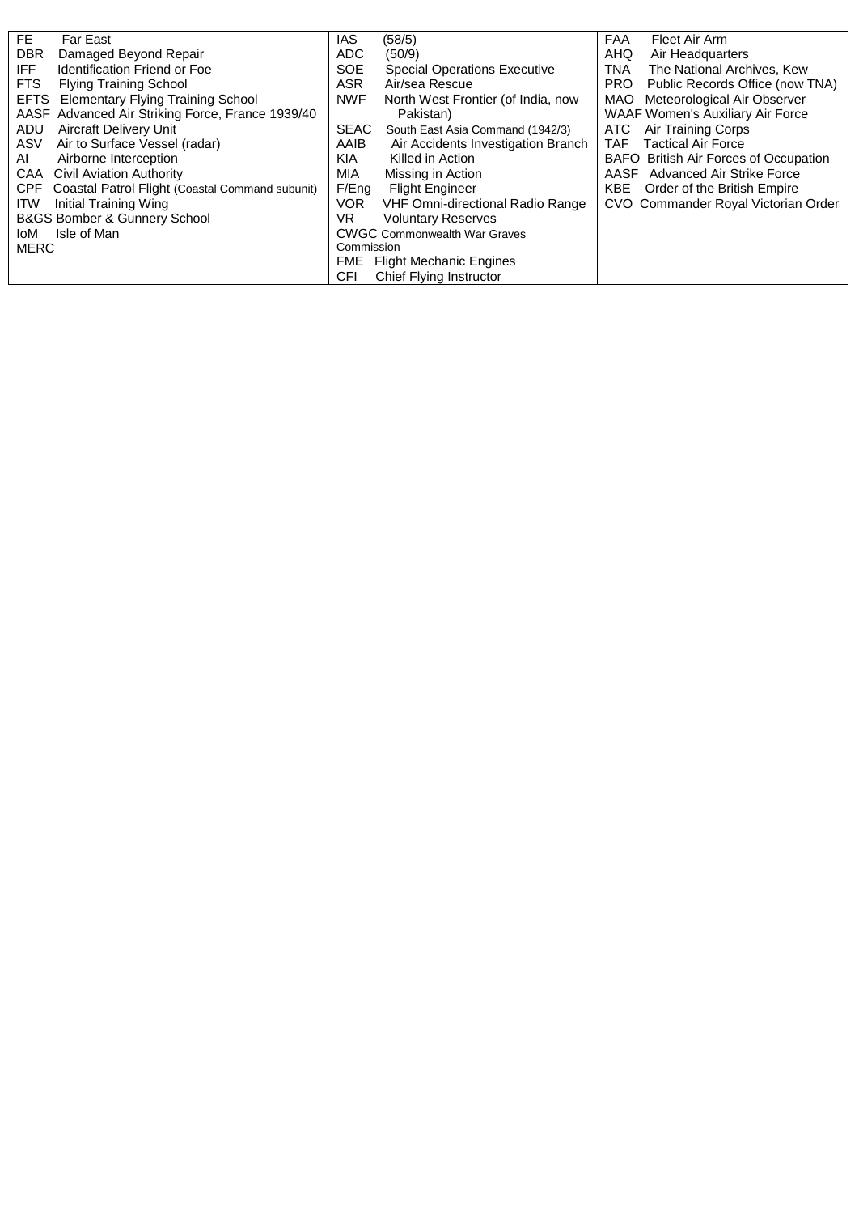| | | |
|---|---|---|
| FE Far East | IAS (58/5) | FAA Fleet Air Arm |
| DBR Damaged Beyond Repair | ADC (50/9) | AHQ Air Headquarters |
| IFF Identification Friend or Foe | SOE Special Operations Executive | TNA The National Archives, Kew |
| FTS Flying Training School | ASR Air/sea Rescue | PRO Public Records Office (now TNA) |
| EFTS Elementary Flying Training School | NWF North West Frontier (of India, now Pakistan) | MAO Meteorological Air Observer |
| AASF Advanced Air Striking Force, France 1939/40 | | WAAF Women's Auxiliary Air Force |
| ADU Aircraft Delivery Unit | SEAC South East Asia Command (1942/3) | ATC Air Training Corps |
| ASV Air to Surface Vessel (radar) | AAIB Air Accidents Investigation Branch | TAF Tactical Air Force |
| AI Airborne Interception | KIA Killed in Action | BAFO British Air Forces of Occupation |
| CAA Civil Aviation Authority | MIA Missing in Action | AASF Advanced Air Strike Force |
| CPF Coastal Patrol Flight (Coastal Command subunit) | F/Eng Flight Engineer | KBE Order of the British Empire |
| ITW Initial Training Wing | VOR VHF Omni-directional Radio Range | CVO Commander Royal Victorian Order |
| B&GS Bomber & Gunnery School | VR Voluntary Reserves | |
| IoM Isle of Man | CWGC Commonwealth War Graves Commission | |
| MERC | FME Flight Mechanic Engines | |
| | CFI Chief Flying Instructor | |